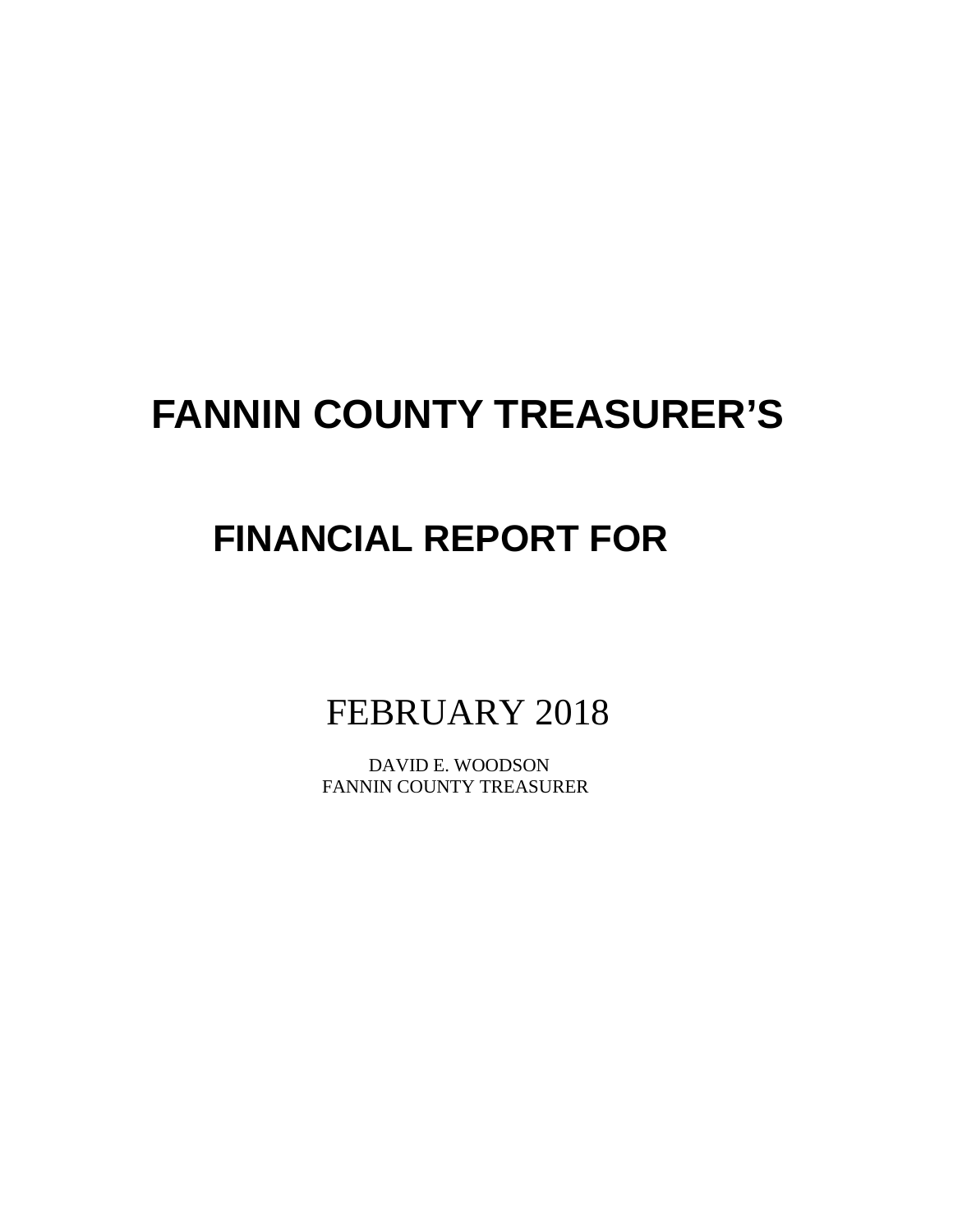# FANNIN COUNTY TREASURER'S

## FINANCIAL REPORT FOR

FEBRUARY 2018

DAVID E. WOODSON
FANNIN COUNTY TREASURER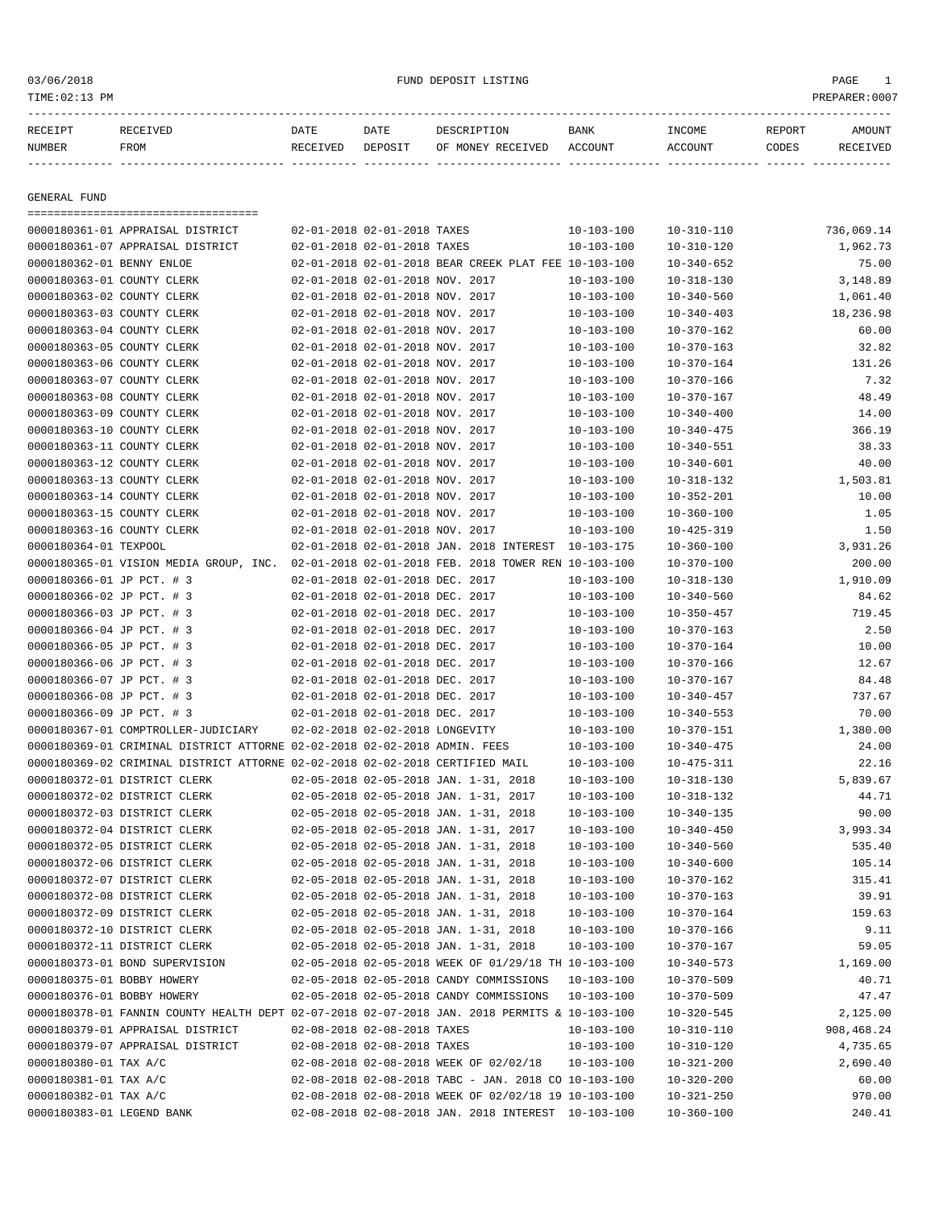FUND DEPOSIT LISTING

03/06/2018
TIME:02:13 PM
PREPARER:0007

| RECEIPT NUMBER | RECEIVED FROM | DATE RECEIVED | DATE DEPOSIT | DESCRIPTION OF MONEY RECEIVED | BANK ACCOUNT | INCOME ACCOUNT | REPORT CODES | AMOUNT RECEIVED |
|---|---|---|---|---|---|---|---|---|

## GENERAL FUND

| RECEIPT NUMBER | RECEIVED FROM | DATE RECEIVED | DATE DEPOSIT | DESCRIPTION OF MONEY RECEIVED | BANK ACCOUNT | INCOME ACCOUNT | REPORT CODES | AMOUNT RECEIVED |
|---|---|---|---|---|---|---|---|---|
| 0000180361-01 | APPRAISAL DISTRICT | 02-01-2018 | 02-01-2018 | TAXES | 10-103-100 | 10-310-110 | | 736,069.14 |
| 0000180361-07 | APPRAISAL DISTRICT | 02-01-2018 | 02-01-2018 | TAXES | 10-103-100 | 10-310-120 | | 1,962.73 |
| 0000180362-01 | BENNY ENLOE | 02-01-2018 | 02-01-2018 | BEAR CREEK PLAT FEE | 10-103-100 | 10-340-652 | | 75.00 |
| 0000180363-01 | COUNTY CLERK | 02-01-2018 | 02-01-2018 | NOV. 2017 | 10-103-100 | 10-318-130 | | 3,148.89 |
| 0000180363-02 | COUNTY CLERK | 02-01-2018 | 02-01-2018 | NOV. 2017 | 10-103-100 | 10-340-560 | | 1,061.40 |
| 0000180363-03 | COUNTY CLERK | 02-01-2018 | 02-01-2018 | NOV. 2017 | 10-103-100 | 10-340-403 | | 18,236.98 |
| 0000180363-04 | COUNTY CLERK | 02-01-2018 | 02-01-2018 | NOV. 2017 | 10-103-100 | 10-370-162 | | 60.00 |
| 0000180363-05 | COUNTY CLERK | 02-01-2018 | 02-01-2018 | NOV. 2017 | 10-103-100 | 10-370-163 | | 32.82 |
| 0000180363-06 | COUNTY CLERK | 02-01-2018 | 02-01-2018 | NOV. 2017 | 10-103-100 | 10-370-164 | | 131.26 |
| 0000180363-07 | COUNTY CLERK | 02-01-2018 | 02-01-2018 | NOV. 2017 | 10-103-100 | 10-370-166 | | 7.32 |
| 0000180363-08 | COUNTY CLERK | 02-01-2018 | 02-01-2018 | NOV. 2017 | 10-103-100 | 10-370-167 | | 48.49 |
| 0000180363-09 | COUNTY CLERK | 02-01-2018 | 02-01-2018 | NOV. 2017 | 10-103-100 | 10-340-400 | | 14.00 |
| 0000180363-10 | COUNTY CLERK | 02-01-2018 | 02-01-2018 | NOV. 2017 | 10-103-100 | 10-340-475 | | 366.19 |
| 0000180363-11 | COUNTY CLERK | 02-01-2018 | 02-01-2018 | NOV. 2017 | 10-103-100 | 10-340-551 | | 38.33 |
| 0000180363-12 | COUNTY CLERK | 02-01-2018 | 02-01-2018 | NOV. 2017 | 10-103-100 | 10-340-601 | | 40.00 |
| 0000180363-13 | COUNTY CLERK | 02-01-2018 | 02-01-2018 | NOV. 2017 | 10-103-100 | 10-318-132 | | 1,503.81 |
| 0000180363-14 | COUNTY CLERK | 02-01-2018 | 02-01-2018 | NOV. 2017 | 10-103-100 | 10-352-201 | | 10.00 |
| 0000180363-15 | COUNTY CLERK | 02-01-2018 | 02-01-2018 | NOV. 2017 | 10-103-100 | 10-360-100 | | 1.05 |
| 0000180363-16 | COUNTY CLERK | 02-01-2018 | 02-01-2018 | NOV. 2017 | 10-103-100 | 10-425-319 | | 1.50 |
| 0000180364-01 | TEXPOOL | 02-01-2018 | 02-01-2018 | JAN. 2018 INTEREST | 10-103-175 | 10-360-100 | | 3,931.26 |
| 0000180365-01 | VISION MEDIA GROUP, INC. | 02-01-2018 | 02-01-2018 | FEB. 2018 TOWER REN | 10-103-100 | 10-370-100 | | 200.00 |
| 0000180366-01 | JP PCT. # 3 | 02-01-2018 | 02-01-2018 | DEC. 2017 | 10-103-100 | 10-318-130 | | 1,910.09 |
| 0000180366-02 | JP PCT. # 3 | 02-01-2018 | 02-01-2018 | DEC. 2017 | 10-103-100 | 10-340-560 | | 84.62 |
| 0000180366-03 | JP PCT. # 3 | 02-01-2018 | 02-01-2018 | DEC. 2017 | 10-103-100 | 10-350-457 | | 719.45 |
| 0000180366-04 | JP PCT. # 3 | 02-01-2018 | 02-01-2018 | DEC. 2017 | 10-103-100 | 10-370-163 | | 2.50 |
| 0000180366-05 | JP PCT. # 3 | 02-01-2018 | 02-01-2018 | DEC. 2017 | 10-103-100 | 10-370-164 | | 10.00 |
| 0000180366-06 | JP PCT. # 3 | 02-01-2018 | 02-01-2018 | DEC. 2017 | 10-103-100 | 10-370-166 | | 12.67 |
| 0000180366-07 | JP PCT. # 3 | 02-01-2018 | 02-01-2018 | DEC. 2017 | 10-103-100 | 10-370-167 | | 84.48 |
| 0000180366-08 | JP PCT. # 3 | 02-01-2018 | 02-01-2018 | DEC. 2017 | 10-103-100 | 10-340-457 | | 737.67 |
| 0000180366-09 | JP PCT. # 3 | 02-01-2018 | 02-01-2018 | DEC. 2017 | 10-103-100 | 10-340-553 | | 70.00 |
| 0000180367-01 | COMPTROLLER-JUDICIARY | 02-02-2018 | 02-02-2018 | LONGEVITY | 10-103-100 | 10-370-151 | | 1,380.00 |
| 0000180369-01 | CRIMINAL DISTRICT ATTORNE | 02-02-2018 | 02-02-2018 | ADMIN. FEES | 10-103-100 | 10-340-475 | | 24.00 |
| 0000180369-02 | CRIMINAL DISTRICT ATTORNE | 02-02-2018 | 02-02-2018 | CERTIFIED MAIL | 10-103-100 | 10-475-311 | | 22.16 |
| 0000180372-01 | DISTRICT CLERK | 02-05-2018 | 02-05-2018 | JAN. 1-31, 2018 | 10-103-100 | 10-318-130 | | 5,839.67 |
| 0000180372-02 | DISTRICT CLERK | 02-05-2018 | 02-05-2018 | JAN. 1-31, 2017 | 10-103-100 | 10-318-132 | | 44.71 |
| 0000180372-03 | DISTRICT CLERK | 02-05-2018 | 02-05-2018 | JAN. 1-31, 2018 | 10-103-100 | 10-340-135 | | 90.00 |
| 0000180372-04 | DISTRICT CLERK | 02-05-2018 | 02-05-2018 | JAN. 1-31, 2017 | 10-103-100 | 10-340-450 | | 3,993.34 |
| 0000180372-05 | DISTRICT CLERK | 02-05-2018 | 02-05-2018 | JAN. 1-31, 2018 | 10-103-100 | 10-340-560 | | 535.40 |
| 0000180372-06 | DISTRICT CLERK | 02-05-2018 | 02-05-2018 | JAN. 1-31, 2018 | 10-103-100 | 10-340-600 | | 105.14 |
| 0000180372-07 | DISTRICT CLERK | 02-05-2018 | 02-05-2018 | JAN. 1-31, 2018 | 10-103-100 | 10-370-162 | | 315.41 |
| 0000180372-08 | DISTRICT CLERK | 02-05-2018 | 02-05-2018 | JAN. 1-31, 2018 | 10-103-100 | 10-370-163 | | 39.91 |
| 0000180372-09 | DISTRICT CLERK | 02-05-2018 | 02-05-2018 | JAN. 1-31, 2018 | 10-103-100 | 10-370-164 | | 159.63 |
| 0000180372-10 | DISTRICT CLERK | 02-05-2018 | 02-05-2018 | JAN. 1-31, 2018 | 10-103-100 | 10-370-166 | | 9.11 |
| 0000180372-11 | DISTRICT CLERK | 02-05-2018 | 02-05-2018 | JAN. 1-31, 2018 | 10-103-100 | 10-370-167 | | 59.05 |
| 0000180373-01 | BOND SUPERVISION | 02-05-2018 | 02-05-2018 | WEEK OF 01/29/18 TH | 10-103-100 | 10-340-573 | | 1,169.00 |
| 0000180375-01 | BOBBY HOWERY | 02-05-2018 | 02-05-2018 | CANDY COMMISSIONS | 10-103-100 | 10-370-509 | | 40.71 |
| 0000180376-01 | BOBBY HOWERY | 02-05-2018 | 02-05-2018 | CANDY COMMISSIONS | 10-103-100 | 10-370-509 | | 47.47 |
| 0000180378-01 | FANNIN COUNTY HEALTH DEPT | 02-07-2018 | 02-07-2018 | JAN. 2018 PERMITS & | 10-103-100 | 10-320-545 | | 2,125.00 |
| 0000180379-01 | APPRAISAL DISTRICT | 02-08-2018 | 02-08-2018 | TAXES | 10-103-100 | 10-310-110 | | 908,468.24 |
| 0000180379-07 | APPRAISAL DISTRICT | 02-08-2018 | 02-08-2018 | TAXES | 10-103-100 | 10-310-120 | | 4,735.65 |
| 0000180380-01 | TAX A/C | 02-08-2018 | 02-08-2018 | WEEK OF 02/02/18 | 10-103-100 | 10-321-200 | | 2,690.40 |
| 0000180381-01 | TAX A/C | 02-08-2018 | 02-08-2018 | TABC - JAN. 2018 CO | 10-103-100 | 10-320-200 | | 60.00 |
| 0000180382-01 | TAX A/C | 02-08-2018 | 02-08-2018 | WEEK OF 02/02/18 19 | 10-103-100 | 10-321-250 | | 970.00 |
| 0000180383-01 | LEGEND BANK | 02-08-2018 | 02-08-2018 | JAN. 2018 INTEREST | 10-103-100 | 10-360-100 | | 240.41 |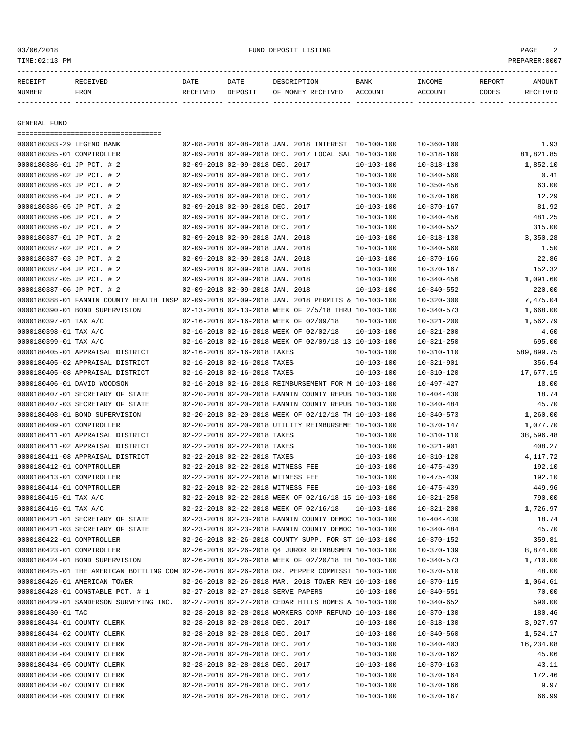FUND DEPOSIT LISTING

| RECEIPT NUMBER | RECEIVED FROM | DATE RECEIVED | DATE DEPOSIT | DESCRIPTION OF MONEY RECEIVED | BANK ACCOUNT | INCOME ACCOUNT | REPORT CODES | AMOUNT RECEIVED |
|---|---|---|---|---|---|---|---|---|

## GENERAL FUND

| RECEIPT NUMBER | RECEIVED FROM | DATE RECEIVED | DATE DEPOSIT | DESCRIPTION OF MONEY RECEIVED | BANK ACCOUNT | INCOME ACCOUNT | REPORT CODES | AMOUNT RECEIVED |
|---|---|---|---|---|---|---|---|---|
| 0000180383-29 | LEGEND BANK | 02-08-2018 | 02-08-2018 | JAN. 2018 INTEREST | 10-100-100 | 10-360-100 | | 1.93 |
| 0000180385-01 | COMPTROLLER | 02-09-2018 | 02-09-2018 | DEC. 2017 LOCAL SAL | 10-103-100 | 10-318-160 | | 81,821.85 |
| 0000180386-01 | JP PCT. # 2 | 02-09-2018 | 02-09-2018 | DEC. 2017 | 10-103-100 | 10-318-130 | | 1,852.10 |
| 0000180386-02 | JP PCT. # 2 | 02-09-2018 | 02-09-2018 | DEC. 2017 | 10-103-100 | 10-340-560 | | 0.41 |
| 0000180386-03 | JP PCT. # 2 | 02-09-2018 | 02-09-2018 | DEC. 2017 | 10-103-100 | 10-350-456 | | 63.00 |
| 0000180386-04 | JP PCT. # 2 | 02-09-2018 | 02-09-2018 | DEC. 2017 | 10-103-100 | 10-370-166 | | 12.29 |
| 0000180386-05 | JP PCT. # 2 | 02-09-2018 | 02-09-2018 | DEC. 2017 | 10-103-100 | 10-370-167 | | 81.92 |
| 0000180386-06 | JP PCT. # 2 | 02-09-2018 | 02-09-2018 | DEC. 2017 | 10-103-100 | 10-340-456 | | 481.25 |
| 0000180386-07 | JP PCT. # 2 | 02-09-2018 | 02-09-2018 | DEC. 2017 | 10-103-100 | 10-340-552 | | 315.00 |
| 0000180387-01 | JP PCT. # 2 | 02-09-2018 | 02-09-2018 | JAN. 2018 | 10-103-100 | 10-318-130 | | 3,350.28 |
| 0000180387-02 | JP PCT. # 2 | 02-09-2018 | 02-09-2018 | JAN. 2018 | 10-103-100 | 10-340-560 | | 1.50 |
| 0000180387-03 | JP PCT. # 2 | 02-09-2018 | 02-09-2018 | JAN. 2018 | 10-103-100 | 10-370-166 | | 22.86 |
| 0000180387-04 | JP PCT. # 2 | 02-09-2018 | 02-09-2018 | JAN. 2018 | 10-103-100 | 10-370-167 | | 152.32 |
| 0000180387-05 | JP PCT. # 2 | 02-09-2018 | 02-09-2018 | JAN. 2018 | 10-103-100 | 10-340-456 | | 1,091.60 |
| 0000180387-06 | JP PCT. # 2 | 02-09-2018 | 02-09-2018 | JAN. 2018 | 10-103-100 | 10-340-552 | | 220.00 |
| 0000180388-01 | FANNIN COUNTY HEALTH INSP | 02-09-2018 | 02-09-2018 | JAN. 2018 PERMITS & | 10-103-100 | 10-320-300 | | 7,475.04 |
| 0000180390-01 | BOND SUPERVISION | 02-13-2018 | 02-13-2018 | WEEK OF 2/5/18 THRU | 10-103-100 | 10-340-573 | | 1,668.00 |
| 0000180397-01 | TAX A/C | 02-16-2018 | 02-16-2018 | WEEK OF 02/09/18 | 10-103-100 | 10-321-200 | | 1,562.79 |
| 0000180398-01 | TAX A/C | 02-16-2018 | 02-16-2018 | WEEK OF 02/02/18 | 10-103-100 | 10-321-200 | | 4.60 |
| 0000180399-01 | TAX A/C | 02-16-2018 | 02-16-2018 | WEEK OF 02/09/18 13 | 10-103-100 | 10-321-250 | | 695.00 |
| 0000180405-01 | APPRAISAL DISTRICT | 02-16-2018 | 02-16-2018 | TAXES | 10-103-100 | 10-310-110 | | 589,899.75 |
| 0000180405-02 | APPRAISAL DISTRICT | 02-16-2018 | 02-16-2018 | TAXES | 10-103-100 | 10-321-901 | | 356.54 |
| 0000180405-08 | APPRAISAL DISTRICT | 02-16-2018 | 02-16-2018 | TAXES | 10-103-100 | 10-310-120 | | 17,677.15 |
| 0000180406-01 | DAVID WOODSON | 02-16-2018 | 02-16-2018 | REIMBURSEMENT FOR M | 10-103-100 | 10-497-427 | | 18.00 |
| 0000180407-01 | SECRETARY OF STATE | 02-20-2018 | 02-20-2018 | FANNIN COUNTY REPUB | 10-103-100 | 10-404-430 | | 18.74 |
| 0000180407-03 | SECRETARY OF STATE | 02-20-2018 | 02-20-2018 | FANNIN COUNTY REPUB | 10-103-100 | 10-340-484 | | 45.70 |
| 0000180408-01 | BOND SUPERVISION | 02-20-2018 | 02-20-2018 | WEEK OF 02/12/18 TH | 10-103-100 | 10-340-573 | | 1,260.00 |
| 0000180409-01 | COMPTROLLER | 02-20-2018 | 02-20-2018 | UTILITY REIMBURSEME | 10-103-100 | 10-370-147 | | 1,077.70 |
| 0000180411-01 | APPRAISAL DISTRICT | 02-22-2018 | 02-22-2018 | TAXES | 10-103-100 | 10-310-110 | | 38,596.48 |
| 0000180411-02 | APPRAISAL DISTRICT | 02-22-2018 | 02-22-2018 | TAXES | 10-103-100 | 10-321-901 | | 408.27 |
| 0000180411-08 | APPRAISAL DISTRICT | 02-22-2018 | 02-22-2018 | TAXES | 10-103-100 | 10-310-120 | | 4,117.72 |
| 0000180412-01 | COMPTROLLER | 02-22-2018 | 02-22-2018 | WITNESS FEE | 10-103-100 | 10-475-439 | | 192.10 |
| 0000180413-01 | COMPTROLLER | 02-22-2018 | 02-22-2018 | WITNESS FEE | 10-103-100 | 10-475-439 | | 192.10 |
| 0000180414-01 | COMPTROLLER | 02-22-2018 | 02-22-2018 | WITNESS FEE | 10-103-100 | 10-475-439 | | 449.96 |
| 0000180415-01 | TAX A/C | 02-22-2018 | 02-22-2018 | WEEK OF 02/16/18 15 | 10-103-100 | 10-321-250 | | 790.00 |
| 0000180416-01 | TAX A/C | 02-22-2018 | 02-22-2018 | WEEK OF 02/16/18 | 10-103-100 | 10-321-200 | | 1,726.97 |
| 0000180421-01 | SECRETARY OF STATE | 02-23-2018 | 02-23-2018 | FANNIN COUNTY DEMOC | 10-103-100 | 10-404-430 | | 18.74 |
| 0000180421-03 | SECRETARY OF STATE | 02-23-2018 | 02-23-2018 | FANNIN COUNTY DEMOC | 10-103-100 | 10-340-484 | | 45.70 |
| 0000180422-01 | COMPTROLLER | 02-26-2018 | 02-26-2018 | COUNTY SUPP. FOR ST | 10-103-100 | 10-370-152 | | 359.81 |
| 0000180423-01 | COMPTROLLER | 02-26-2018 | 02-26-2018 | Q4 JUROR REIMBUSMEN | 10-103-100 | 10-370-139 | | 8,874.00 |
| 0000180424-01 | BOND SUPERVISION | 02-26-2018 | 02-26-2018 | WEEK OF 02/20/18 TH | 10-103-100 | 10-340-573 | | 1,710.00 |
| 0000180425-01 | THE AMERICAN BOTTLING COM | 02-26-2018 | 02-26-2018 | DR. PEPPER COMMISSI | 10-103-100 | 10-370-510 | | 48.00 |
| 0000180426-01 | AMERICAN TOWER | 02-26-2018 | 02-26-2018 | MAR. 2018 TOWER REN | 10-103-100 | 10-370-115 | | 1,064.61 |
| 0000180428-01 | CONSTABLE PCT. # 1 | 02-27-2018 | 02-27-2018 | SERVE PAPERS | 10-103-100 | 10-340-551 | | 70.00 |
| 0000180429-01 | SANDERSON SURVEYING INC. | 02-27-2018 | 02-27-2018 | CEDAR HILLS HOMES A | 10-103-100 | 10-340-652 | | 590.00 |
| 0000180430-01 | TAC | 02-28-2018 | 02-28-2018 | WORKERS COMP REFUND | 10-103-100 | 10-370-130 | | 180.46 |
| 0000180434-01 | COUNTY CLERK | 02-28-2018 | 02-28-2018 | DEC. 2017 | 10-103-100 | 10-318-130 | | 3,927.97 |
| 0000180434-02 | COUNTY CLERK | 02-28-2018 | 02-28-2018 | DEC. 2017 | 10-103-100 | 10-340-560 | | 1,524.17 |
| 0000180434-03 | COUNTY CLERK | 02-28-2018 | 02-28-2018 | DEC. 2017 | 10-103-100 | 10-340-403 | | 16,234.08 |
| 0000180434-04 | COUNTY CLERK | 02-28-2018 | 02-28-2018 | DEC. 2017 | 10-103-100 | 10-370-162 | | 45.06 |
| 0000180434-05 | COUNTY CLERK | 02-28-2018 | 02-28-2018 | DEC. 2017 | 10-103-100 | 10-370-163 | | 43.11 |
| 0000180434-06 | COUNTY CLERK | 02-28-2018 | 02-28-2018 | DEC. 2017 | 10-103-100 | 10-370-164 | | 172.46 |
| 0000180434-07 | COUNTY CLERK | 02-28-2018 | 02-28-2018 | DEC. 2017 | 10-103-100 | 10-370-166 | | 9.97 |
| 0000180434-08 | COUNTY CLERK | 02-28-2018 | 02-28-2018 | DEC. 2017 | 10-103-100 | 10-370-167 | | 66.99 |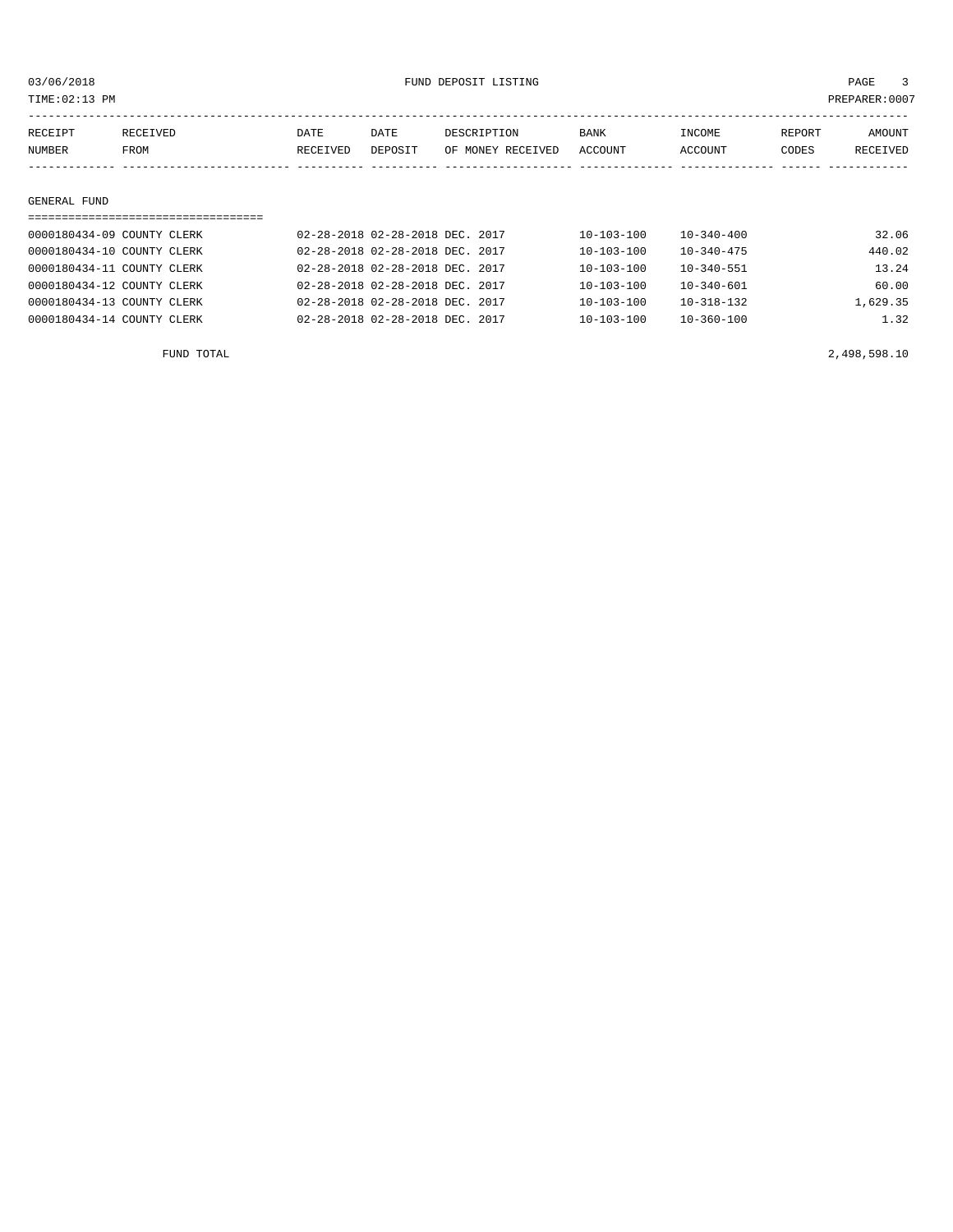03/06/2018 FUND DEPOSIT LISTING

TIME:02:13 PM PREPARER:0007

| RECEIPT NUMBER | RECEIVED FROM | DATE RECEIVED | DATE DEPOSIT | DESCRIPTION OF MONEY RECEIVED | BANK ACCOUNT | INCOME ACCOUNT | REPORT CODES | AMOUNT RECEIVED |
|---|---|---|---|---|---|---|---|---|

## GENERAL FUND

| RECEIPT NUMBER | RECEIVED FROM | DATE RECEIVED | DATE DEPOSIT | DESCRIPTION OF MONEY RECEIVED | BANK ACCOUNT | INCOME ACCOUNT | REPORT CODES | AMOUNT RECEIVED |
|---|---|---|---|---|---|---|---|---|
| 0000180434-09 | COUNTY CLERK | 02-28-2018 | 02-28-2018 | DEC. 2017 | 10-103-100 | 10-340-400 | | 32.06 |
| 0000180434-10 | COUNTY CLERK | 02-28-2018 | 02-28-2018 | DEC. 2017 | 10-103-100 | 10-340-475 | | 440.02 |
| 0000180434-11 | COUNTY CLERK | 02-28-2018 | 02-28-2018 | DEC. 2017 | 10-103-100 | 10-340-551 | | 13.24 |
| 0000180434-12 | COUNTY CLERK | 02-28-2018 | 02-28-2018 | DEC. 2017 | 10-103-100 | 10-340-601 | | 60.00 |
| 0000180434-13 | COUNTY CLERK | 02-28-2018 | 02-28-2018 | DEC. 2017 | 10-103-100 | 10-318-132 | | 1,629.35 |
| 0000180434-14 | COUNTY CLERK | 02-28-2018 | 02-28-2018 | DEC. 2017 | 10-103-100 | 10-360-100 | | 1.32 |
| | FUND TOTAL | | | | | | | 2,498,598.10 |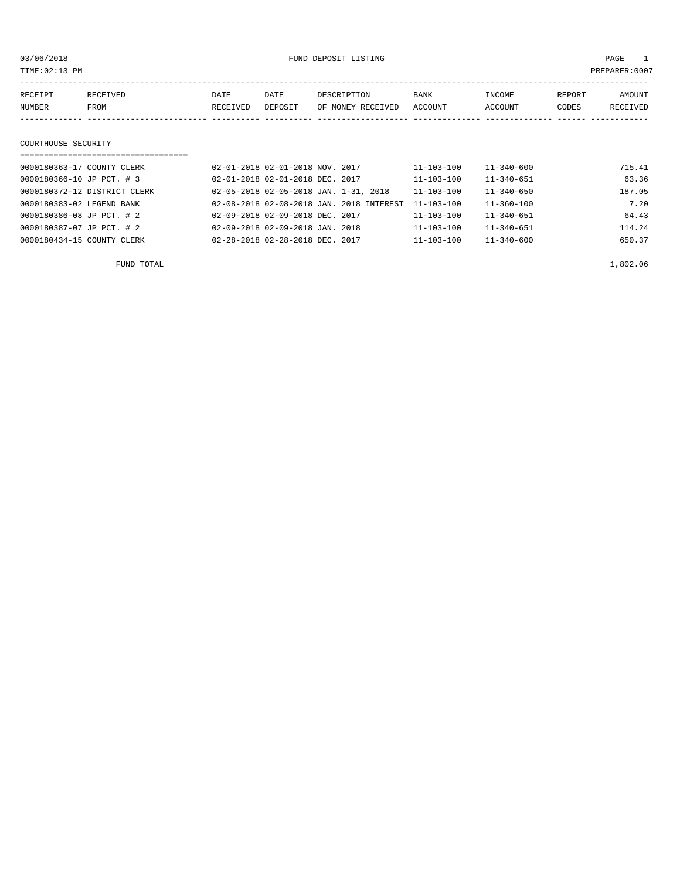03/06/2018 FUND DEPOSIT LISTING

TIME:02:13 PM PREPARER:0007

| RECEIPT NUMBER | RECEIVED FROM | DATE RECEIVED | DATE DEPOSIT | DESCRIPTION OF MONEY RECEIVED | BANK ACCOUNT | INCOME ACCOUNT | REPORT CODES | AMOUNT RECEIVED |
|---|---|---|---|---|---|---|---|---|
| **COURTHOUSE SECURITY** | | | | | | | | |
| 0000180363-17 | COUNTY CLERK | 02-01-2018 | 02-01-2018 | NOV. 2017 | 11-103-100 | 11-340-600 | | 715.41 |
| 0000180366-10 | JP PCT. # 3 | 02-01-2018 | 02-01-2018 | DEC. 2017 | 11-103-100 | 11-340-651 | | 63.36 |
| 0000180372-12 | DISTRICT CLERK | 02-05-2018 | 02-05-2018 | JAN. 1-31, 2018 | 11-103-100 | 11-340-650 | | 187.05 |
| 0000180383-02 | LEGEND BANK | 02-08-2018 | 02-08-2018 | JAN. 2018 INTEREST | 11-103-100 | 11-360-100 | | 7.20 |
| 0000180386-08 | JP PCT. # 2 | 02-09-2018 | 02-09-2018 | DEC. 2017 | 11-103-100 | 11-340-651 | | 64.43 |
| 0000180387-07 | JP PCT. # 2 | 02-09-2018 | 02-09-2018 | JAN. 2018 | 11-103-100 | 11-340-651 | | 114.24 |
| 0000180434-15 | COUNTY CLERK | 02-28-2018 | 02-28-2018 | DEC. 2017 | 11-103-100 | 11-340-600 | | 650.37 |
| | FUND TOTAL | | | | | | | 1,802.06 |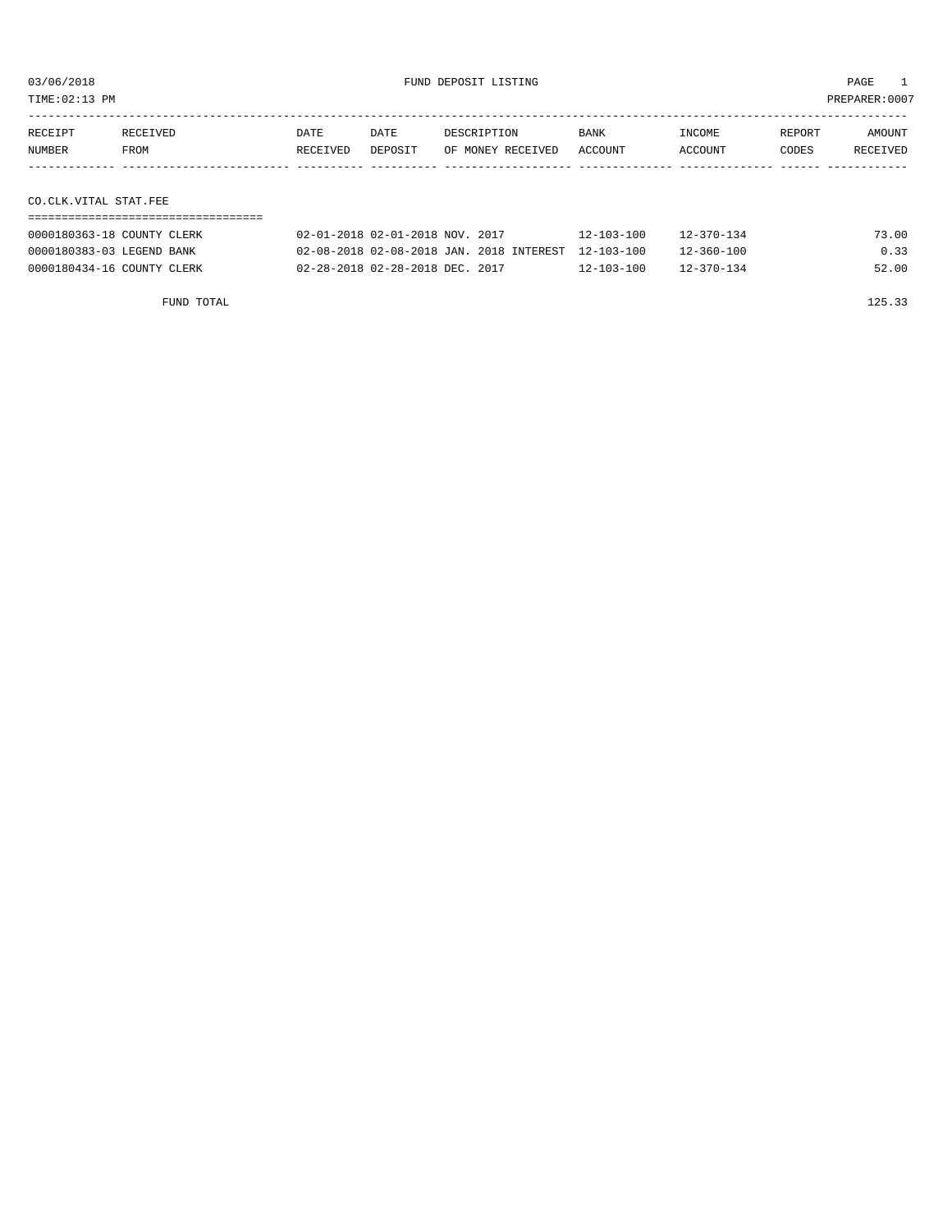# FUND DEPOSIT LISTING

03/06/2018
TIME:02:13 PM
PREPARER:0007

## CO.CLK.VITAL STAT.FEE

| RECEIPT NUMBER | RECEIVED FROM | DATE RECEIVED | DATE DEPOSIT | DESCRIPTION OF MONEY RECEIVED | BANK ACCOUNT | INCOME ACCOUNT | REPORT CODES | AMOUNT RECEIVED |
|---|---|---|---|---|---|---|---|---|
| 0000180363-18 | COUNTY CLERK | 02-01-2018 | 02-01-2018 | NOV. 2017 | 12-103-100 | 12-370-134 | | 73.00 |
| 0000180383-03 | LEGEND BANK | 02-08-2018 | 02-08-2018 | JAN. 2018 INTEREST | 12-103-100 | 12-360-100 | | 0.33 |
| 0000180434-16 | COUNTY CLERK | 02-28-2018 | 02-28-2018 | DEC. 2017 | 12-103-100 | 12-370-134 | | 52.00 |
| | FUND TOTAL | | | | | | | 125.33 |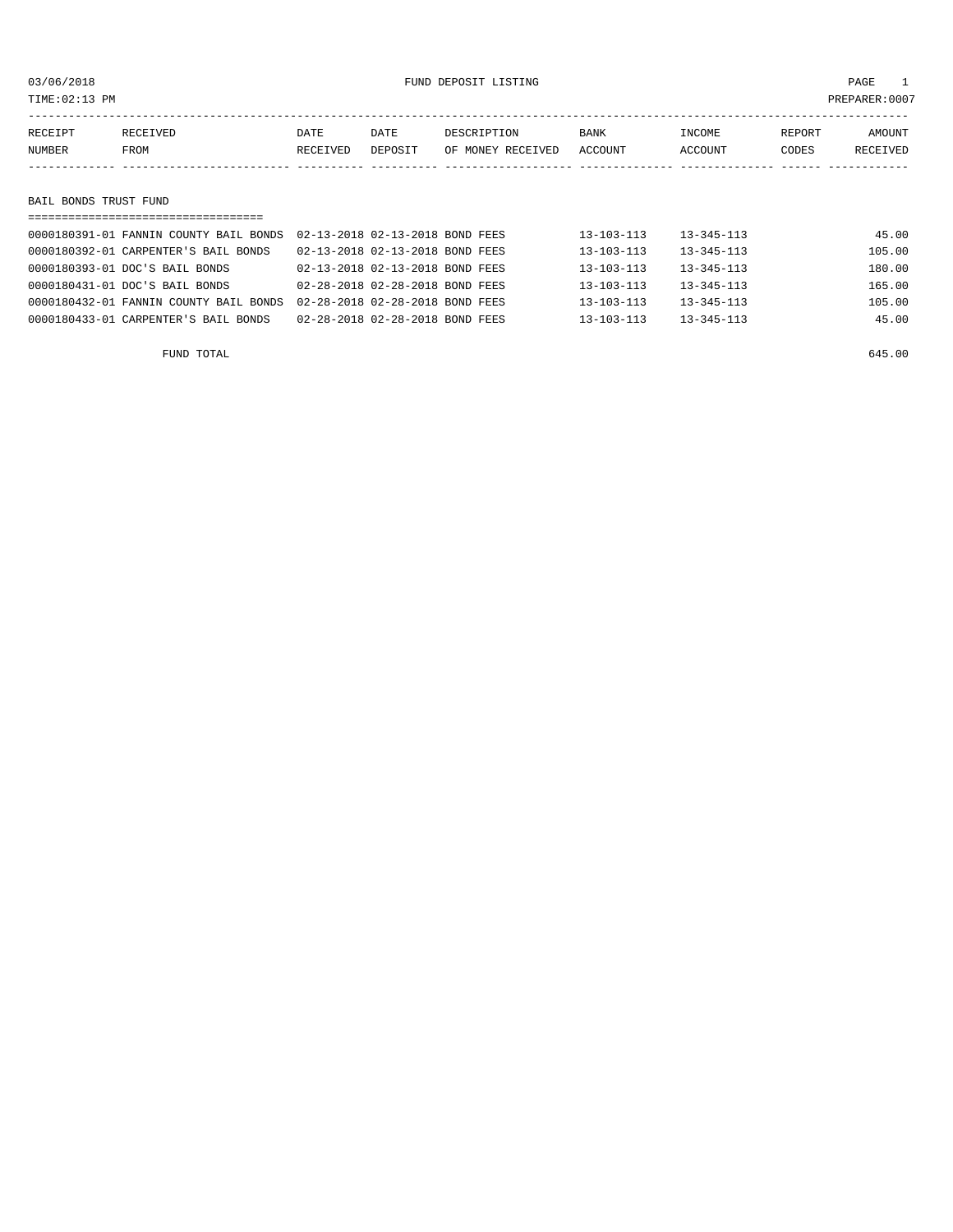03/06/2018 FUND DEPOSIT LISTING

TIME:02:13 PM PREPARER:0007

| RECEIPT NUMBER | RECEIVED FROM | DATE RECEIVED | DATE DEPOSIT | DESCRIPTION OF MONEY RECEIVED | BANK ACCOUNT | INCOME ACCOUNT | REPORT CODES | AMOUNT RECEIVED |
|---|---|---|---|---|---|---|---|---|

## BAIL BONDS TRUST FUND

| RECEIPT NUMBER | RECEIVED FROM | DATE RECEIVED | DATE DEPOSIT | DESCRIPTION OF MONEY RECEIVED | BANK ACCOUNT | INCOME ACCOUNT | REPORT CODES | AMOUNT RECEIVED |
|---|---|---|---|---|---|---|---|---|
| 0000180391-01 | FANNIN COUNTY BAIL BONDS | 02-13-2018 | 02-13-2018 | BOND FEES | 13-103-113 | 13-345-113 | | 45.00 |
| 0000180392-01 | CARPENTER'S BAIL BONDS | 02-13-2018 | 02-13-2018 | BOND FEES | 13-103-113 | 13-345-113 | | 105.00 |
| 0000180393-01 | DOC'S BAIL BONDS | 02-13-2018 | 02-13-2018 | BOND FEES | 13-103-113 | 13-345-113 | | 180.00 |
| 0000180431-01 | DOC'S BAIL BONDS | 02-28-2018 | 02-28-2018 | BOND FEES | 13-103-113 | 13-345-113 | | 165.00 |
| 0000180432-01 | FANNIN COUNTY BAIL BONDS | 02-28-2018 | 02-28-2018 | BOND FEES | 13-103-113 | 13-345-113 | | 105.00 |
| 0000180433-01 | CARPENTER'S BAIL BONDS | 02-28-2018 | 02-28-2018 | BOND FEES | 13-103-113 | 13-345-113 | | 45.00 |

FUND TOTAL 645.00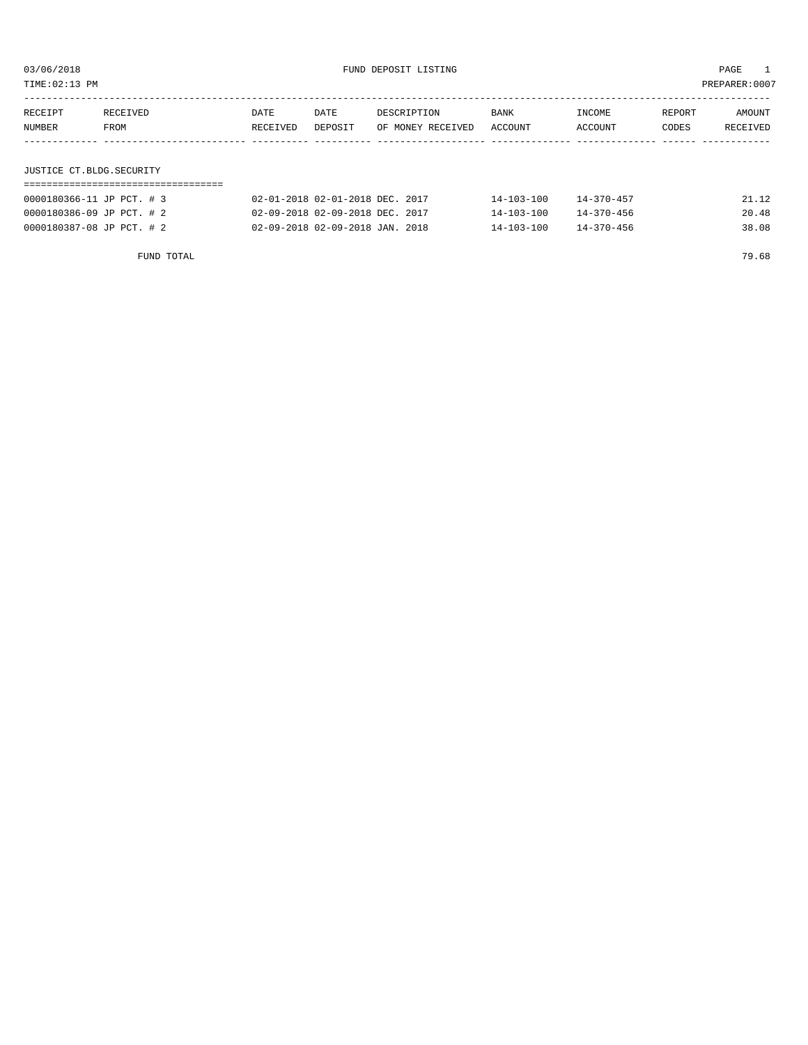03/06/2018 FUND DEPOSIT LISTING PAGE 1

TIME:02:13 PM PREPARER:0007

| RECEIPT NUMBER | RECEIVED FROM | DATE RECEIVED | DATE DEPOSIT | DESCRIPTION OF MONEY RECEIVED | BANK ACCOUNT | INCOME ACCOUNT | REPORT CODES | AMOUNT RECEIVED |
|---|---|---|---|---|---|---|---|---|

## JUSTICE CT.BLDG.SECURITY

| RECEIPT NUMBER | RECEIVED FROM | DATE RECEIVED | DATE DEPOSIT | DESCRIPTION OF MONEY RECEIVED | BANK ACCOUNT | INCOME ACCOUNT | REPORT CODES | AMOUNT RECEIVED |
|---|---|---|---|---|---|---|---|---|
| 0000180366-11 | JP PCT. # 3 | 02-01-2018 | 02-01-2018 | DEC. 2017 | 14-103-100 | 14-370-457 | | 21.12 |
| 0000180386-09 | JP PCT. # 2 | 02-09-2018 | 02-09-2018 | DEC. 2017 | 14-103-100 | 14-370-456 | | 20.48 |
| 0000180387-08 | JP PCT. # 2 | 02-09-2018 | 02-09-2018 | JAN. 2018 | 14-103-100 | 14-370-456 | | 38.08 |
| | FUND TOTAL | | | | | | | 79.68 |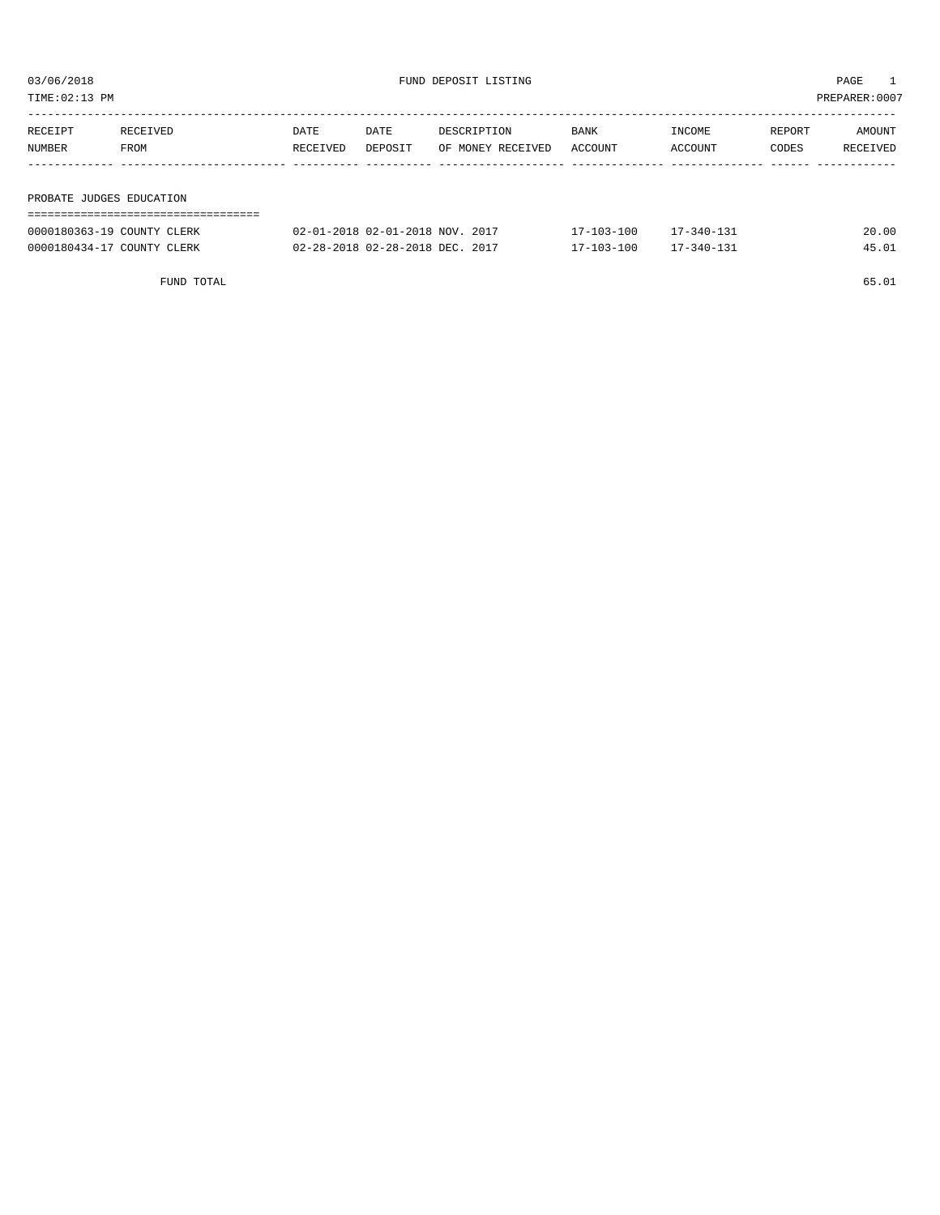03/06/2018 FUND DEPOSIT LISTING

TIME:02:13 PM PREPARER:0007

| RECEIPT NUMBER | RECEIVED FROM | DATE RECEIVED | DATE DEPOSIT | DESCRIPTION OF MONEY RECEIVED | BANK ACCOUNT | INCOME ACCOUNT | REPORT CODES | AMOUNT RECEIVED |
|---|---|---|---|---|---|---|---|---|
| **PROBATE JUDGES EDUCATION** | | | | | | | | |
| 0000180363-19 | COUNTY CLERK | 02-01-2018 | 02-01-2018 | NOV. 2017 | 17-103-100 | 17-340-131 | | 20.00 |
| 0000180434-17 | COUNTY CLERK | 02-28-2018 | 02-28-2018 | DEC. 2017 | 17-103-100 | 17-340-131 | | 45.01 |
| | FUND TOTAL | | | | | | | 65.01 |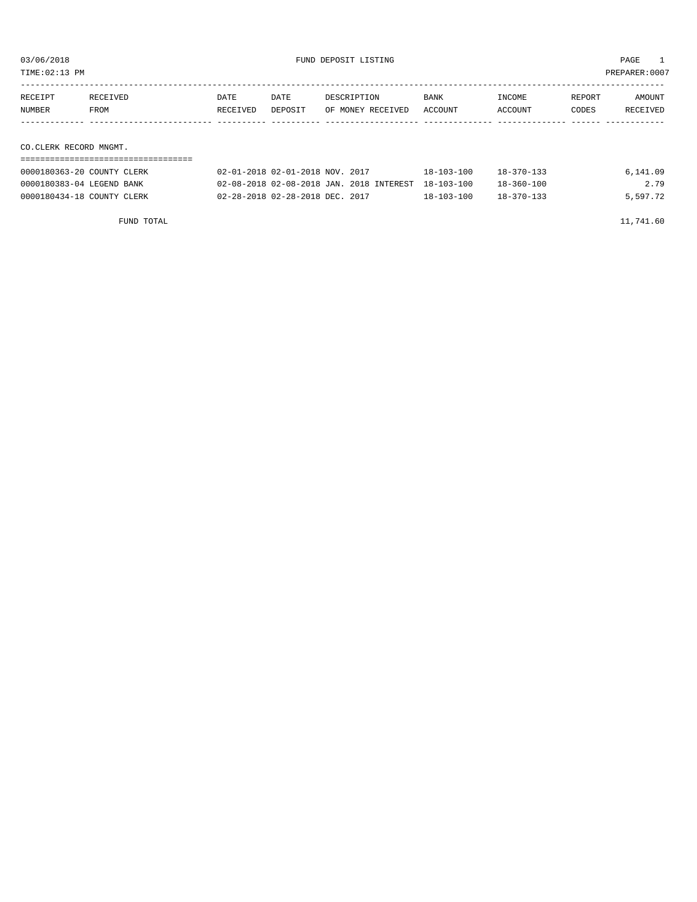03/06/2018 FUND DEPOSIT LISTING PAGE 1

TIME:02:13 PM PREPARER:0007

| RECEIPT NUMBER | RECEIVED FROM | DATE RECEIVED | DATE DEPOSIT | DESCRIPTION OF MONEY RECEIVED | BANK ACCOUNT | INCOME ACCOUNT | REPORT CODES | AMOUNT RECEIVED |
|---|---|---|---|---|---|---|---|---|
| **CO.CLERK RECORD MNGMT.** | | | | | | | | |
| 0000180363-20 | COUNTY CLERK | 02-01-2018 | 02-01-2018 | NOV. 2017 | 18-103-100 | 18-370-133 | | 6,141.09 |
| 0000180383-04 | LEGEND BANK | 02-08-2018 | 02-08-2018 | JAN. 2018 INTEREST | 18-103-100 | 18-360-100 | | 2.79 |
| 0000180434-18 | COUNTY CLERK | 02-28-2018 | 02-28-2018 | DEC. 2017 | 18-103-100 | 18-370-133 | | 5,597.72 |
| FUND TOTAL | | | | | | | | 11,741.60 |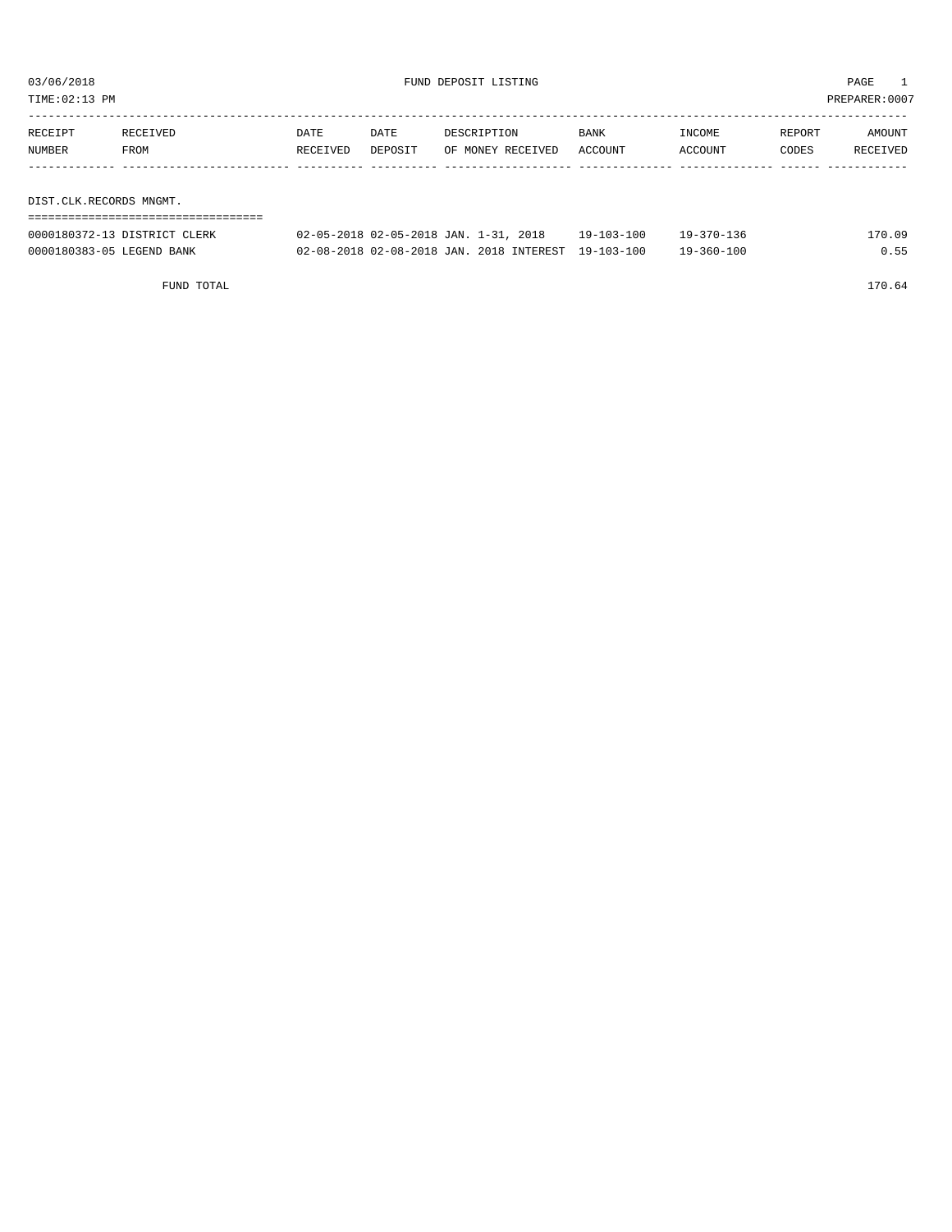03/06/2018 FUND DEPOSIT LISTING

TIME:02:13 PM PREPARER:0007

| RECEIPT NUMBER | RECEIVED FROM | DATE RECEIVED | DATE DEPOSIT | DESCRIPTION OF MONEY RECEIVED | BANK ACCOUNT | INCOME ACCOUNT | REPORT CODES | AMOUNT RECEIVED |
|---|---|---|---|---|---|---|---|---|
| **DIST.CLK.RECORDS MNGMT.** | | | | | | | | |
| 0000180372-13 | DISTRICT CLERK | 02-05-2018 | 02-05-2018 | JAN. 1-31, 2018 | 19-103-100 | 19-370-136 | | 170.09 |
| 0000180383-05 | LEGEND BANK | 02-08-2018 | 02-08-2018 | JAN. 2018 INTEREST | 19-103-100 | 19-360-100 | | 0.55 |
| | FUND TOTAL | | | | | | | 170.64 |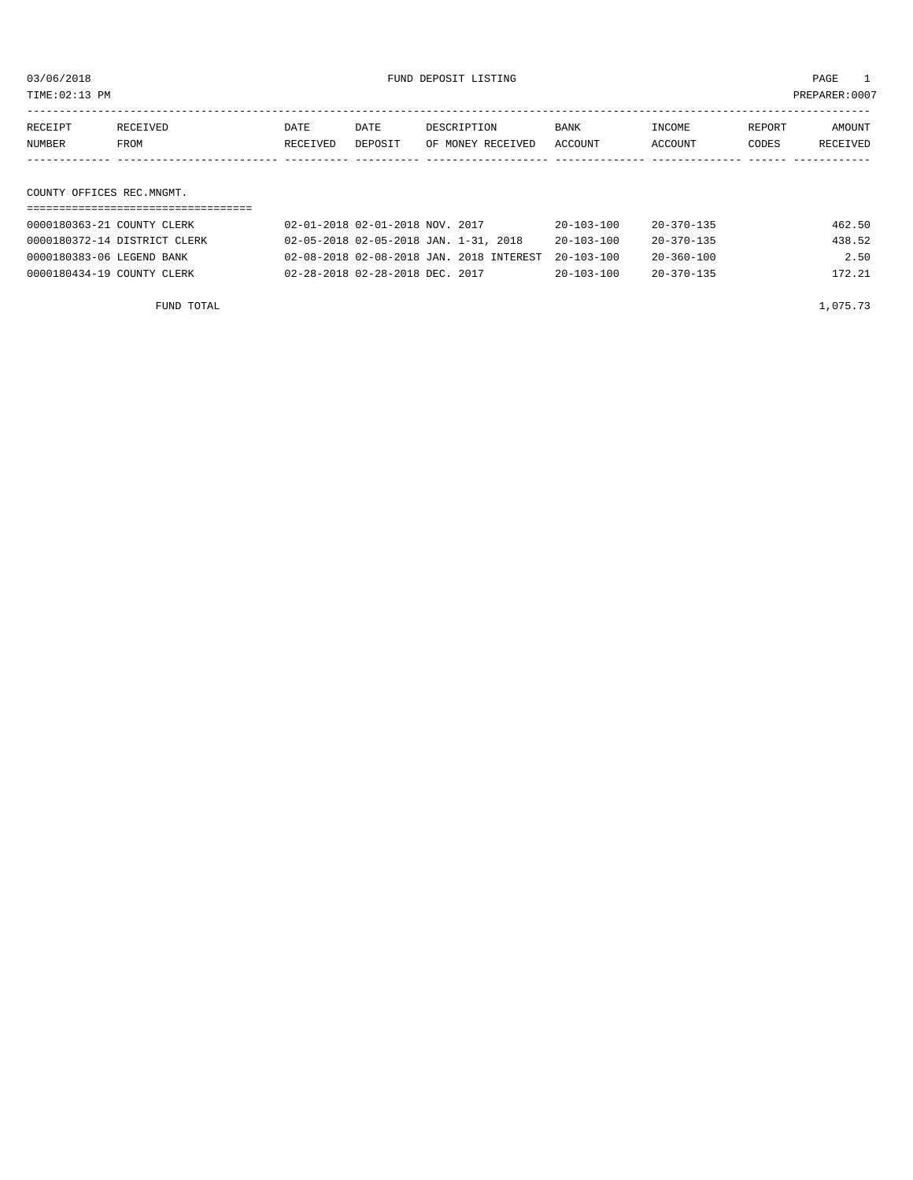03/06/2018 FUND DEPOSIT LISTING PAGE 1
TIME:02:13 PM PREPARER:0007

| RECEIPT NUMBER | RECEIVED FROM | DATE RECEIVED | DATE DEPOSIT | DESCRIPTION OF MONEY RECEIVED | BANK ACCOUNT | INCOME ACCOUNT | REPORT CODES | AMOUNT RECEIVED |
|---|---|---|---|---|---|---|---|---|

## COUNTY OFFICES REC.MNGMT.

| RECEIPT NUMBER | RECEIVED FROM | DATE RECEIVED | DATE DEPOSIT | DESCRIPTION OF MONEY RECEIVED | BANK ACCOUNT | INCOME ACCOUNT | REPORT CODES | AMOUNT RECEIVED |
|---|---|---|---|---|---|---|---|---|
| 0000180363-21 | COUNTY CLERK | 02-01-2018 | 02-01-2018 | NOV. 2017 | 20-103-100 | 20-370-135 | | 462.50 |
| 0000180372-14 | DISTRICT CLERK | 02-05-2018 | 02-05-2018 | JAN. 1-31, 2018 | 20-103-100 | 20-370-135 | | 438.52 |
| 0000180383-06 | LEGEND BANK | 02-08-2018 | 02-08-2018 | JAN. 2018 INTEREST | 20-103-100 | 20-360-100 | | 2.50 |
| 0000180434-19 | COUNTY CLERK | 02-28-2018 | 02-28-2018 | DEC. 2017 | 20-103-100 | 20-370-135 | | 172.21 |
| | FUND TOTAL | | | | | | | 1,075.73 |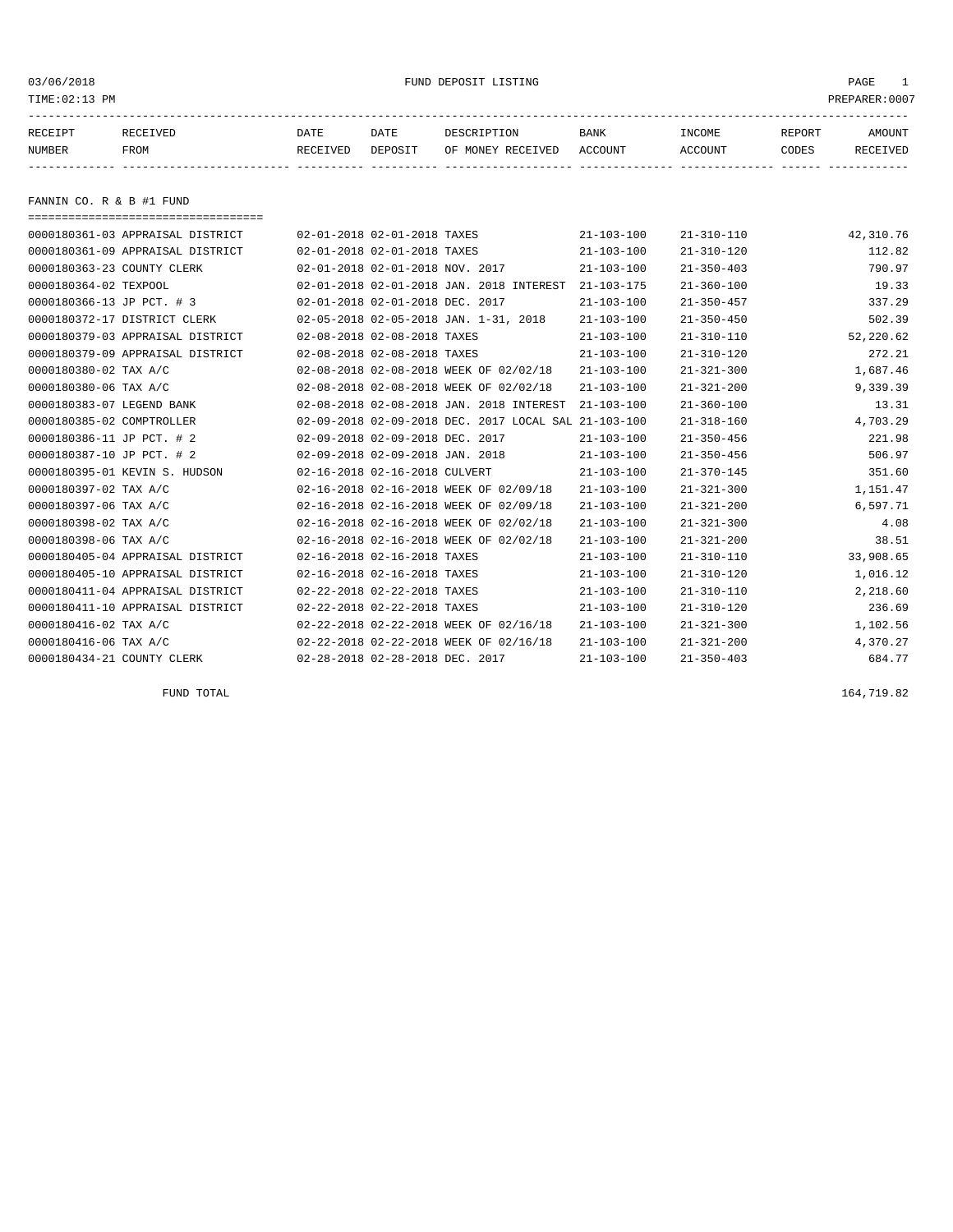FUND DEPOSIT LISTING

TIME:02:13 PM PREPARER:0007

| RECEIPT NUMBER | RECEIVED FROM | DATE RECEIVED | DATE DEPOSIT | DESCRIPTION OF MONEY RECEIVED | BANK ACCOUNT | INCOME ACCOUNT | REPORT CODES | AMOUNT RECEIVED |
|---|---|---|---|---|---|---|---|---|

## FANNIN CO. R & B #1 FUND

| RECEIPT NUMBER | RECEIVED FROM | DATE RECEIVED | DATE DEPOSIT | DESCRIPTION OF MONEY RECEIVED | BANK ACCOUNT | INCOME ACCOUNT | REPORT CODES | AMOUNT RECEIVED |
|---|---|---|---|---|---|---|---|---|
| 0000180361-03 | APPRAISAL DISTRICT | 02-01-2018 | 02-01-2018 | TAXES | 21-103-100 | 21-310-110 | | 42,310.76 |
| 0000180361-09 | APPRAISAL DISTRICT | 02-01-2018 | 02-01-2018 | TAXES | 21-103-100 | 21-310-120 | | 112.82 |
| 0000180363-23 | COUNTY CLERK | 02-01-2018 | 02-01-2018 | NOV. 2017 | 21-103-100 | 21-350-403 | | 790.97 |
| 0000180364-02 | TEXPOOL | 02-01-2018 | 02-01-2018 | JAN. 2018 INTEREST | 21-103-175 | 21-360-100 | | 19.33 |
| 0000180366-13 | JP PCT. # 3 | 02-01-2018 | 02-01-2018 | DEC. 2017 | 21-103-100 | 21-350-457 | | 337.29 |
| 0000180372-17 | DISTRICT CLERK | 02-05-2018 | 02-05-2018 | JAN. 1-31, 2018 | 21-103-100 | 21-350-450 | | 502.39 |
| 0000180379-03 | APPRAISAL DISTRICT | 02-08-2018 | 02-08-2018 | TAXES | 21-103-100 | 21-310-110 | | 52,220.62 |
| 0000180379-09 | APPRAISAL DISTRICT | 02-08-2018 | 02-08-2018 | TAXES | 21-103-100 | 21-310-120 | | 272.21 |
| 0000180380-02 | TAX A/C | 02-08-2018 | 02-08-2018 | WEEK OF 02/02/18 | 21-103-100 | 21-321-300 | | 1,687.46 |
| 0000180380-06 | TAX A/C | 02-08-2018 | 02-08-2018 | WEEK OF 02/02/18 | 21-103-100 | 21-321-200 | | 9,339.39 |
| 0000180383-07 | LEGEND BANK | 02-08-2018 | 02-08-2018 | JAN. 2018 INTEREST | 21-103-100 | 21-360-100 | | 13.31 |
| 0000180385-02 | COMPTROLLER | 02-09-2018 | 02-09-2018 | DEC. 2017 LOCAL SAL | 21-103-100 | 21-318-160 | | 4,703.29 |
| 0000180386-11 | JP PCT. # 2 | 02-09-2018 | 02-09-2018 | DEC. 2017 | 21-103-100 | 21-350-456 | | 221.98 |
| 0000180387-10 | JP PCT. # 2 | 02-09-2018 | 02-09-2018 | JAN. 2018 | 21-103-100 | 21-350-456 | | 506.97 |
| 0000180395-01 | KEVIN S. HUDSON | 02-16-2018 | 02-16-2018 | CULVERT | 21-103-100 | 21-370-145 | | 351.60 |
| 0000180397-02 | TAX A/C | 02-16-2018 | 02-16-2018 | WEEK OF 02/09/18 | 21-103-100 | 21-321-300 | | 1,151.47 |
| 0000180397-06 | TAX A/C | 02-16-2018 | 02-16-2018 | WEEK OF 02/09/18 | 21-103-100 | 21-321-200 | | 6,597.71 |
| 0000180398-02 | TAX A/C | 02-16-2018 | 02-16-2018 | WEEK OF 02/02/18 | 21-103-100 | 21-321-300 | | 4.08 |
| 0000180398-06 | TAX A/C | 02-16-2018 | 02-16-2018 | WEEK OF 02/02/18 | 21-103-100 | 21-321-200 | | 38.51 |
| 0000180405-04 | APPRAISAL DISTRICT | 02-16-2018 | 02-16-2018 | TAXES | 21-103-100 | 21-310-110 | | 33,908.65 |
| 0000180405-10 | APPRAISAL DISTRICT | 02-16-2018 | 02-16-2018 | TAXES | 21-103-100 | 21-310-120 | | 1,016.12 |
| 0000180411-04 | APPRAISAL DISTRICT | 02-22-2018 | 02-22-2018 | TAXES | 21-103-100 | 21-310-110 | | 2,218.60 |
| 0000180411-10 | APPRAISAL DISTRICT | 02-22-2018 | 02-22-2018 | TAXES | 21-103-100 | 21-310-120 | | 236.69 |
| 0000180416-02 | TAX A/C | 02-22-2018 | 02-22-2018 | WEEK OF 02/16/18 | 21-103-100 | 21-321-300 | | 1,102.56 |
| 0000180416-06 | TAX A/C | 02-22-2018 | 02-22-2018 | WEEK OF 02/16/18 | 21-103-100 | 21-321-200 | | 4,370.27 |
| 0000180434-21 | COUNTY CLERK | 02-28-2018 | 02-28-2018 | DEC. 2017 | 21-103-100 | 21-350-403 | | 684.77 |
| | FUND TOTAL | | | | | | | 164,719.82 |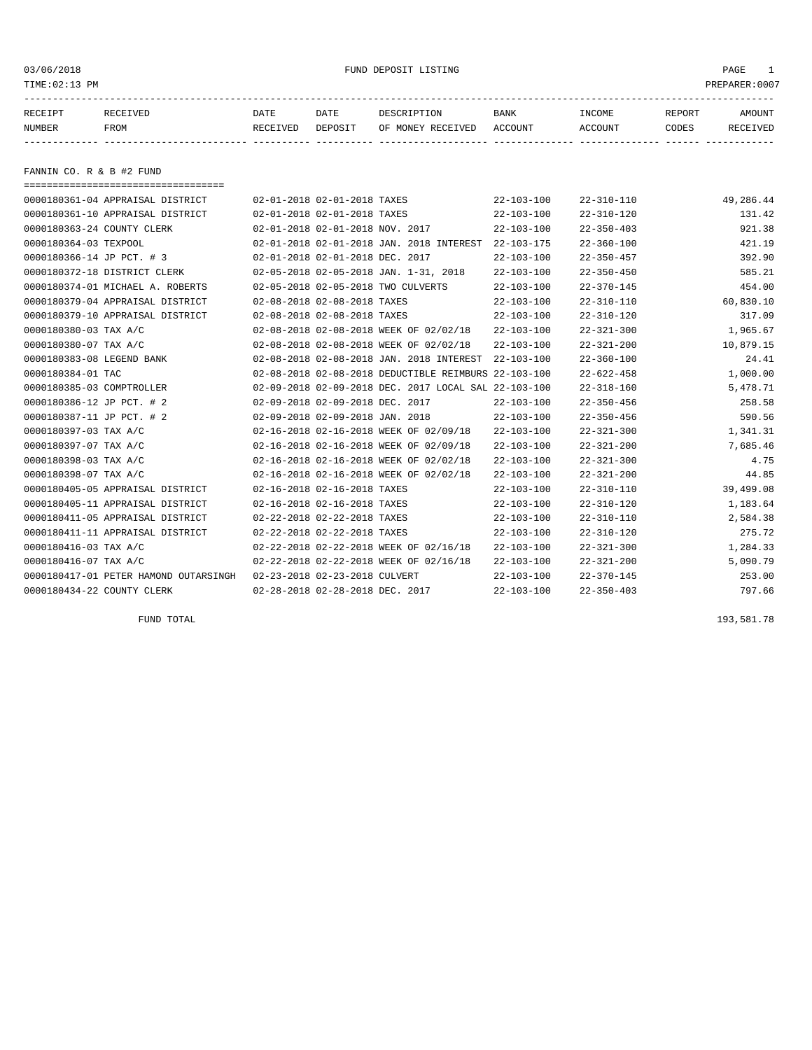FUND DEPOSIT LISTING

| RECEIPT NUMBER | RECEIVED FROM | DATE RECEIVED | DATE DEPOSIT | DESCRIPTION OF MONEY RECEIVED | BANK ACCOUNT | INCOME ACCOUNT | REPORT CODES | AMOUNT RECEIVED |
|---|---|---|---|---|---|---|---|---|

## FANNIN CO. R & B #2 FUND

| RECEIPT NUMBER | RECEIVED FROM | DATE RECEIVED | DATE DEPOSIT | DESCRIPTION OF MONEY RECEIVED | BANK ACCOUNT | INCOME ACCOUNT | REPORT CODES | AMOUNT RECEIVED |
|---|---|---|---|---|---|---|---|---|
| 0000180361-04 | APPRAISAL DISTRICT | 02-01-2018 | 02-01-2018 | TAXES | 22-103-100 | 22-310-110 | | 49,286.44 |
| 0000180361-10 | APPRAISAL DISTRICT | 02-01-2018 | 02-01-2018 | TAXES | 22-103-100 | 22-310-120 | | 131.42 |
| 0000180363-24 | COUNTY CLERK | 02-01-2018 | 02-01-2018 | NOV. 2017 | 22-103-100 | 22-350-403 | | 921.38 |
| 0000180364-03 | TEXPOOL | 02-01-2018 | 02-01-2018 | JAN. 2018 INTEREST | 22-103-175 | 22-360-100 | | 421.19 |
| 0000180366-14 | JP PCT. # 3 | 02-01-2018 | 02-01-2018 | DEC. 2017 | 22-103-100 | 22-350-457 | | 392.90 |
| 0000180372-18 | DISTRICT CLERK | 02-05-2018 | 02-05-2018 | JAN. 1-31, 2018 | 22-103-100 | 22-350-450 | | 585.21 |
| 0000180374-01 | MICHAEL A. ROBERTS | 02-05-2018 | 02-05-2018 | TWO CULVERTS | 22-103-100 | 22-370-145 | | 454.00 |
| 0000180379-04 | APPRAISAL DISTRICT | 02-08-2018 | 02-08-2018 | TAXES | 22-103-100 | 22-310-110 | | 60,830.10 |
| 0000180379-10 | APPRAISAL DISTRICT | 02-08-2018 | 02-08-2018 | TAXES | 22-103-100 | 22-310-120 | | 317.09 |
| 0000180380-03 | TAX A/C | 02-08-2018 | 02-08-2018 | WEEK OF 02/02/18 | 22-103-100 | 22-321-300 | | 1,965.67 |
| 0000180380-07 | TAX A/C | 02-08-2018 | 02-08-2018 | WEEK OF 02/02/18 | 22-103-100 | 22-321-200 | | 10,879.15 |
| 0000180383-08 | LEGEND BANK | 02-08-2018 | 02-08-2018 | JAN. 2018 INTEREST | 22-103-100 | 22-360-100 | | 24.41 |
| 0000180384-01 | TAC | 02-08-2018 | 02-08-2018 | DEDUCTIBLE REIMBURS | 22-103-100 | 22-622-458 | | 1,000.00 |
| 0000180385-03 | COMPTROLLER | 02-09-2018 | 02-09-2018 | DEC. 2017 LOCAL SAL | 22-103-100 | 22-318-160 | | 5,478.71 |
| 0000180386-12 | JP PCT. # 2 | 02-09-2018 | 02-09-2018 | DEC. 2017 | 22-103-100 | 22-350-456 | | 258.58 |
| 0000180387-11 | JP PCT. # 2 | 02-09-2018 | 02-09-2018 | JAN. 2018 | 22-103-100 | 22-350-456 | | 590.56 |
| 0000180397-03 | TAX A/C | 02-16-2018 | 02-16-2018 | WEEK OF 02/09/18 | 22-103-100 | 22-321-300 | | 1,341.31 |
| 0000180397-07 | TAX A/C | 02-16-2018 | 02-16-2018 | WEEK OF 02/09/18 | 22-103-100 | 22-321-200 | | 7,685.46 |
| 0000180398-03 | TAX A/C | 02-16-2018 | 02-16-2018 | WEEK OF 02/02/18 | 22-103-100 | 22-321-300 | | 4.75 |
| 0000180398-07 | TAX A/C | 02-16-2018 | 02-16-2018 | WEEK OF 02/02/18 | 22-103-100 | 22-321-200 | | 44.85 |
| 0000180405-05 | APPRAISAL DISTRICT | 02-16-2018 | 02-16-2018 | TAXES | 22-103-100 | 22-310-110 | | 39,499.08 |
| 0000180405-11 | APPRAISAL DISTRICT | 02-16-2018 | 02-16-2018 | TAXES | 22-103-100 | 22-310-120 | | 1,183.64 |
| 0000180411-05 | APPRAISAL DISTRICT | 02-22-2018 | 02-22-2018 | TAXES | 22-103-100 | 22-310-110 | | 2,584.38 |
| 0000180411-11 | APPRAISAL DISTRICT | 02-22-2018 | 02-22-2018 | TAXES | 22-103-100 | 22-310-120 | | 275.72 |
| 0000180416-03 | TAX A/C | 02-22-2018 | 02-22-2018 | WEEK OF 02/16/18 | 22-103-100 | 22-321-300 | | 1,284.33 |
| 0000180416-07 | TAX A/C | 02-22-2018 | 02-22-2018 | WEEK OF 02/16/18 | 22-103-100 | 22-321-200 | | 5,090.79 |
| 0000180417-01 | PETER HAMOND OUTARSINGH | 02-23-2018 | 02-23-2018 | CULVERT | 22-103-100 | 22-370-145 | | 253.00 |
| 0000180434-22 | COUNTY CLERK | 02-28-2018 | 02-28-2018 | DEC. 2017 | 22-103-100 | 22-350-403 | | 797.66 |
| | FUND TOTAL | | | | | | | 193,581.78 |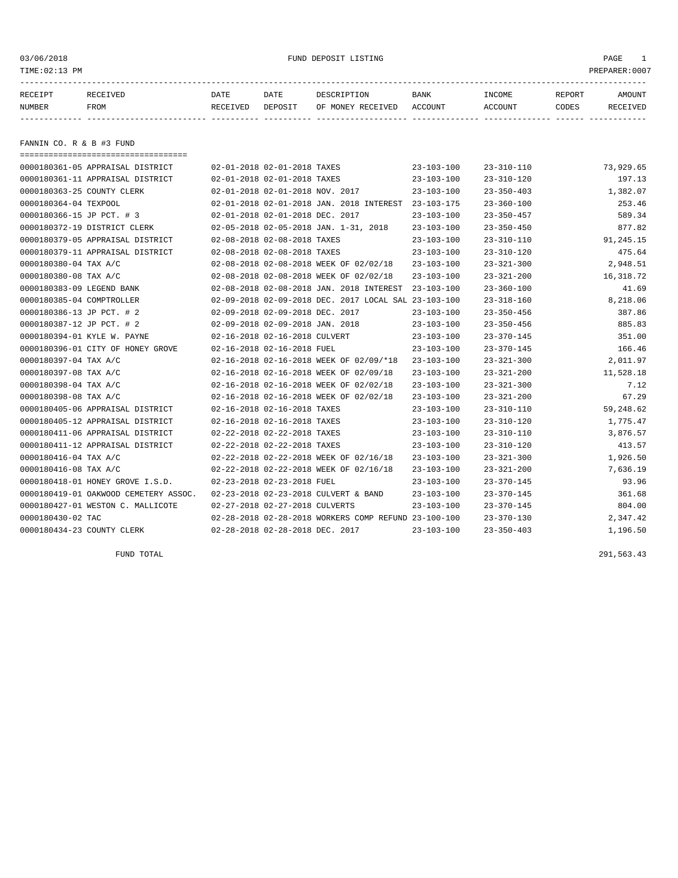FUND DEPOSIT LISTING

## FANNIN CO. R & B #3 FUND

| RECEIPT NUMBER | RECEIVED FROM | DATE RECEIVED | DATE DEPOSIT | DESCRIPTION OF MONEY RECEIVED | BANK ACCOUNT | INCOME ACCOUNT | REPORT CODES | AMOUNT RECEIVED |
|---|---|---|---|---|---|---|---|---|
| 0000180361-05 | APPRAISAL DISTRICT | 02-01-2018 | 02-01-2018 | TAXES | 23-103-100 | 23-310-110 | | 73,929.65 |
| 0000180361-11 | APPRAISAL DISTRICT | 02-01-2018 | 02-01-2018 | TAXES | 23-103-100 | 23-310-120 | | 197.13 |
| 0000180363-25 | COUNTY CLERK | 02-01-2018 | 02-01-2018 | NOV. 2017 | 23-103-100 | 23-350-403 | | 1,382.07 |
| 0000180364-04 | TEXPOOL | 02-01-2018 | 02-01-2018 | JAN. 2018 INTEREST | 23-103-175 | 23-360-100 | | 253.46 |
| 0000180366-15 | JP PCT. # 3 | 02-01-2018 | 02-01-2018 | DEC. 2017 | 23-103-100 | 23-350-457 | | 589.34 |
| 0000180372-19 | DISTRICT CLERK | 02-05-2018 | 02-05-2018 | JAN. 1-31, 2018 | 23-103-100 | 23-350-450 | | 877.82 |
| 0000180379-05 | APPRAISAL DISTRICT | 02-08-2018 | 02-08-2018 | TAXES | 23-103-100 | 23-310-110 | | 91,245.15 |
| 0000180379-11 | APPRAISAL DISTRICT | 02-08-2018 | 02-08-2018 | TAXES | 23-103-100 | 23-310-120 | | 475.64 |
| 0000180380-04 | TAX A/C | 02-08-2018 | 02-08-2018 | WEEK OF 02/02/18 | 23-103-100 | 23-321-300 | | 2,948.51 |
| 0000180380-08 | TAX A/C | 02-08-2018 | 02-08-2018 | WEEK OF 02/02/18 | 23-103-100 | 23-321-200 | | 16,318.72 |
| 0000180383-09 | LEGEND BANK | 02-08-2018 | 02-08-2018 | JAN. 2018 INTEREST | 23-103-100 | 23-360-100 | | 41.69 |
| 0000180385-04 | COMPTROLLER | 02-09-2018 | 02-09-2018 | DEC. 2017 LOCAL SAL | 23-103-100 | 23-318-160 | | 8,218.06 |
| 0000180386-13 | JP PCT. # 2 | 02-09-2018 | 02-09-2018 | DEC. 2017 | 23-103-100 | 23-350-456 | | 387.86 |
| 0000180387-12 | JP PCT. # 2 | 02-09-2018 | 02-09-2018 | JAN. 2018 | 23-103-100 | 23-350-456 | | 885.83 |
| 0000180394-01 | KYLE W. PAYNE | 02-16-2018 | 02-16-2018 | CULVERT | 23-103-100 | 23-370-145 | | 351.00 |
| 0000180396-01 | CITY OF HONEY GROVE | 02-16-2018 | 02-16-2018 | FUEL | 23-103-100 | 23-370-145 | | 166.46 |
| 0000180397-04 | TAX A/C | 02-16-2018 | 02-16-2018 | WEEK OF 02/09/*18 | 23-103-100 | 23-321-300 | | 2,011.97 |
| 0000180397-08 | TAX A/C | 02-16-2018 | 02-16-2018 | WEEK OF 02/09/18 | 23-103-100 | 23-321-200 | | 11,528.18 |
| 0000180398-04 | TAX A/C | 02-16-2018 | 02-16-2018 | WEEK OF 02/02/18 | 23-103-100 | 23-321-300 | | 7.12 |
| 0000180398-08 | TAX A/C | 02-16-2018 | 02-16-2018 | WEEK OF 02/02/18 | 23-103-100 | 23-321-200 | | 67.29 |
| 0000180405-06 | APPRAISAL DISTRICT | 02-16-2018 | 02-16-2018 | TAXES | 23-103-100 | 23-310-110 | | 59,248.62 |
| 0000180405-12 | APPRAISAL DISTRICT | 02-16-2018 | 02-16-2018 | TAXES | 23-103-100 | 23-310-120 | | 1,775.47 |
| 0000180411-06 | APPRAISAL DISTRICT | 02-22-2018 | 02-22-2018 | TAXES | 23-103-100 | 23-310-110 | | 3,876.57 |
| 0000180411-12 | APPRAISAL DISTRICT | 02-22-2018 | 02-22-2018 | TAXES | 23-103-100 | 23-310-120 | | 413.57 |
| 0000180416-04 | TAX A/C | 02-22-2018 | 02-22-2018 | WEEK OF 02/16/18 | 23-103-100 | 23-321-300 | | 1,926.50 |
| 0000180416-08 | TAX A/C | 02-22-2018 | 02-22-2018 | WEEK OF 02/16/18 | 23-103-100 | 23-321-200 | | 7,636.19 |
| 0000180418-01 | HONEY GROVE I.S.D. | 02-23-2018 | 02-23-2018 | FUEL | 23-103-100 | 23-370-145 | | 93.96 |
| 0000180419-01 | OAKWOOD CEMETERY ASSOC. | 02-23-2018 | 02-23-2018 | CULVERT & BAND | 23-103-100 | 23-370-145 | | 361.68 |
| 0000180427-01 | WESTON C. MALLICOTE | 02-27-2018 | 02-27-2018 | CULVERTS | 23-103-100 | 23-370-145 | | 804.00 |
| 0000180430-02 | TAC | 02-28-2018 | 02-28-2018 | WORKERS COMP REFUND | 23-100-100 | 23-370-130 | | 2,347.42 |
| 0000180434-23 | COUNTY CLERK | 02-28-2018 | 02-28-2018 | DEC. 2017 | 23-103-100 | 23-350-403 | | 1,196.50 |
| | FUND TOTAL | | | | | | | 291,563.43 |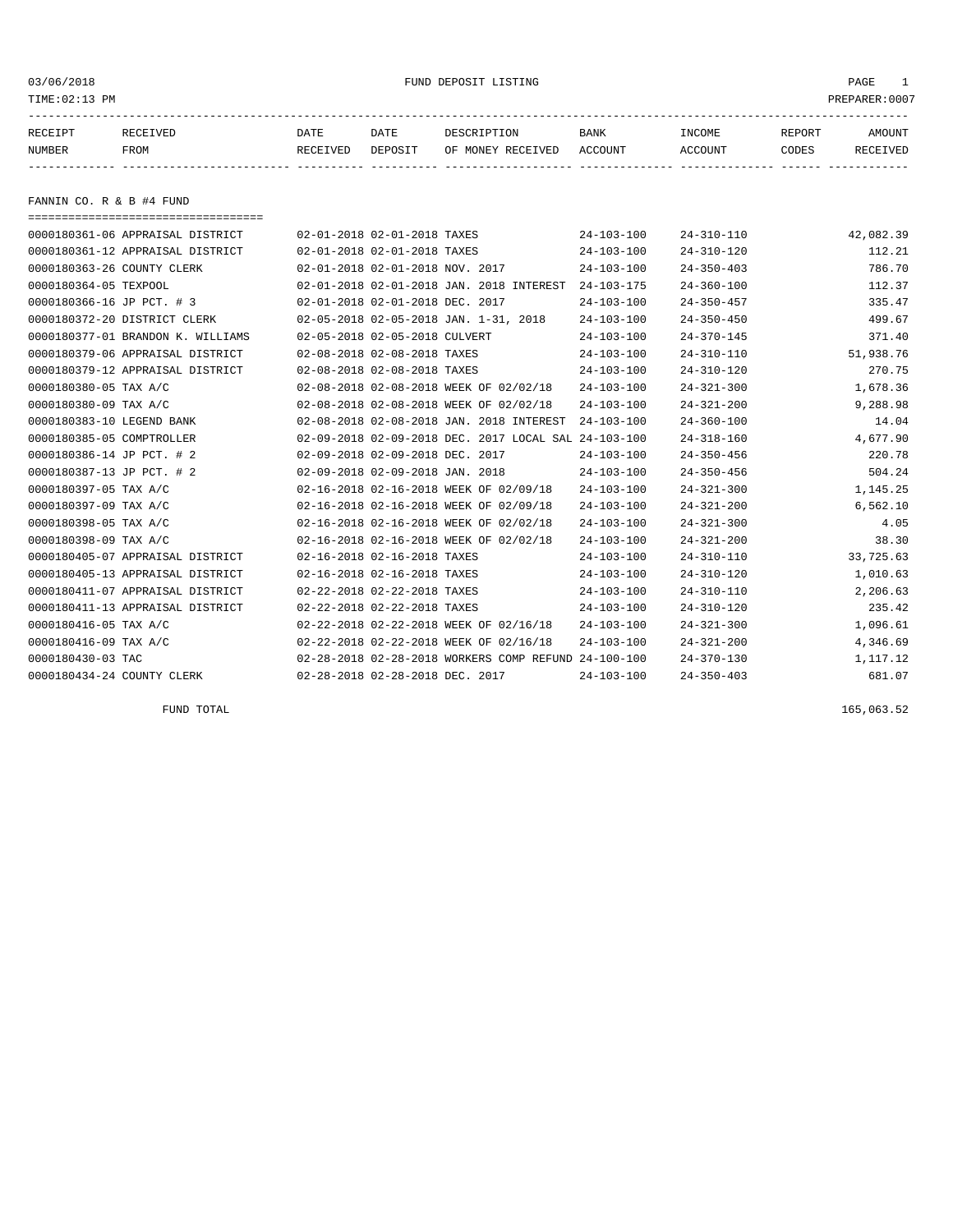03/06/2018 FUND DEPOSIT LISTING

TIME:02:13 PM PREPARER:0007

| RECEIPT NUMBER | RECEIVED FROM | DATE RECEIVED | DATE DEPOSIT | DESCRIPTION OF MONEY RECEIVED | BANK ACCOUNT | INCOME ACCOUNT | REPORT CODES | AMOUNT RECEIVED |
|---|---|---|---|---|---|---|---|---|

## FANNIN CO. R & B #4 FUND

| RECEIPT NUMBER | RECEIVED FROM | DATE RECEIVED | DATE DEPOSIT | DESCRIPTION OF MONEY RECEIVED | BANK ACCOUNT | INCOME ACCOUNT | REPORT CODES | AMOUNT RECEIVED |
|---|---|---|---|---|---|---|---|---|
| 0000180361-06 | APPRAISAL DISTRICT | 02-01-2018 | 02-01-2018 | TAXES | 24-103-100 | 24-310-110 | | 42,082.39 |
| 0000180361-12 | APPRAISAL DISTRICT | 02-01-2018 | 02-01-2018 | TAXES | 24-103-100 | 24-310-120 | | 112.21 |
| 0000180363-26 | COUNTY CLERK | 02-01-2018 | 02-01-2018 | NOV. 2017 | 24-103-100 | 24-350-403 | | 786.70 |
| 0000180364-05 | TEXPOOL | 02-01-2018 | 02-01-2018 | JAN. 2018 INTEREST | 24-103-175 | 24-360-100 | | 112.37 |
| 0000180366-16 | JP PCT. # 3 | 02-01-2018 | 02-01-2018 | DEC. 2017 | 24-103-100 | 24-350-457 | | 335.47 |
| 0000180372-20 | DISTRICT CLERK | 02-05-2018 | 02-05-2018 | JAN. 1-31, 2018 | 24-103-100 | 24-350-450 | | 499.67 |
| 0000180377-01 | BRANDON K. WILLIAMS | 02-05-2018 | 02-05-2018 | CULVERT | 24-103-100 | 24-370-145 | | 371.40 |
| 0000180379-06 | APPRAISAL DISTRICT | 02-08-2018 | 02-08-2018 | TAXES | 24-103-100 | 24-310-110 | | 51,938.76 |
| 0000180379-12 | APPRAISAL DISTRICT | 02-08-2018 | 02-08-2018 | TAXES | 24-103-100 | 24-310-120 | | 270.75 |
| 0000180380-05 | TAX A/C | 02-08-2018 | 02-08-2018 | WEEK OF 02/02/18 | 24-103-100 | 24-321-300 | | 1,678.36 |
| 0000180380-09 | TAX A/C | 02-08-2018 | 02-08-2018 | WEEK OF 02/02/18 | 24-103-100 | 24-321-200 | | 9,288.98 |
| 0000180383-10 | LEGEND BANK | 02-08-2018 | 02-08-2018 | JAN. 2018 INTEREST | 24-103-100 | 24-360-100 | | 14.04 |
| 0000180385-05 | COMPTROLLER | 02-09-2018 | 02-09-2018 | DEC. 2017 LOCAL SAL | 24-103-100 | 24-318-160 | | 4,677.90 |
| 0000180386-14 | JP PCT. # 2 | 02-09-2018 | 02-09-2018 | DEC. 2017 | 24-103-100 | 24-350-456 | | 220.78 |
| 0000180387-13 | JP PCT. # 2 | 02-09-2018 | 02-09-2018 | JAN. 2018 | 24-103-100 | 24-350-456 | | 504.24 |
| 0000180397-05 | TAX A/C | 02-16-2018 | 02-16-2018 | WEEK OF 02/09/18 | 24-103-100 | 24-321-300 | | 1,145.25 |
| 0000180397-09 | TAX A/C | 02-16-2018 | 02-16-2018 | WEEK OF 02/09/18 | 24-103-100 | 24-321-200 | | 6,562.10 |
| 0000180398-05 | TAX A/C | 02-16-2018 | 02-16-2018 | WEEK OF 02/02/18 | 24-103-100 | 24-321-300 | | 4.05 |
| 0000180398-09 | TAX A/C | 02-16-2018 | 02-16-2018 | WEEK OF 02/02/18 | 24-103-100 | 24-321-200 | | 38.30 |
| 0000180405-07 | APPRAISAL DISTRICT | 02-16-2018 | 02-16-2018 | TAXES | 24-103-100 | 24-310-110 | | 33,725.63 |
| 0000180405-13 | APPRAISAL DISTRICT | 02-16-2018 | 02-16-2018 | TAXES | 24-103-100 | 24-310-120 | | 1,010.63 |
| 0000180411-07 | APPRAISAL DISTRICT | 02-22-2018 | 02-22-2018 | TAXES | 24-103-100 | 24-310-110 | | 2,206.63 |
| 0000180411-13 | APPRAISAL DISTRICT | 02-22-2018 | 02-22-2018 | TAXES | 24-103-100 | 24-310-120 | | 235.42 |
| 0000180416-05 | TAX A/C | 02-22-2018 | 02-22-2018 | WEEK OF 02/16/18 | 24-103-100 | 24-321-300 | | 1,096.61 |
| 0000180416-09 | TAX A/C | 02-22-2018 | 02-22-2018 | WEEK OF 02/16/18 | 24-103-100 | 24-321-200 | | 4,346.69 |
| 0000180430-03 | TAC | 02-28-2018 | 02-28-2018 | WORKERS COMP REFUND | 24-100-100 | 24-370-130 | | 1,117.12 |
| 0000180434-24 | COUNTY CLERK | 02-28-2018 | 02-28-2018 | DEC. 2017 | 24-103-100 | 24-350-403 | | 681.07 |
| | FUND TOTAL | | | | | | | 165,063.52 |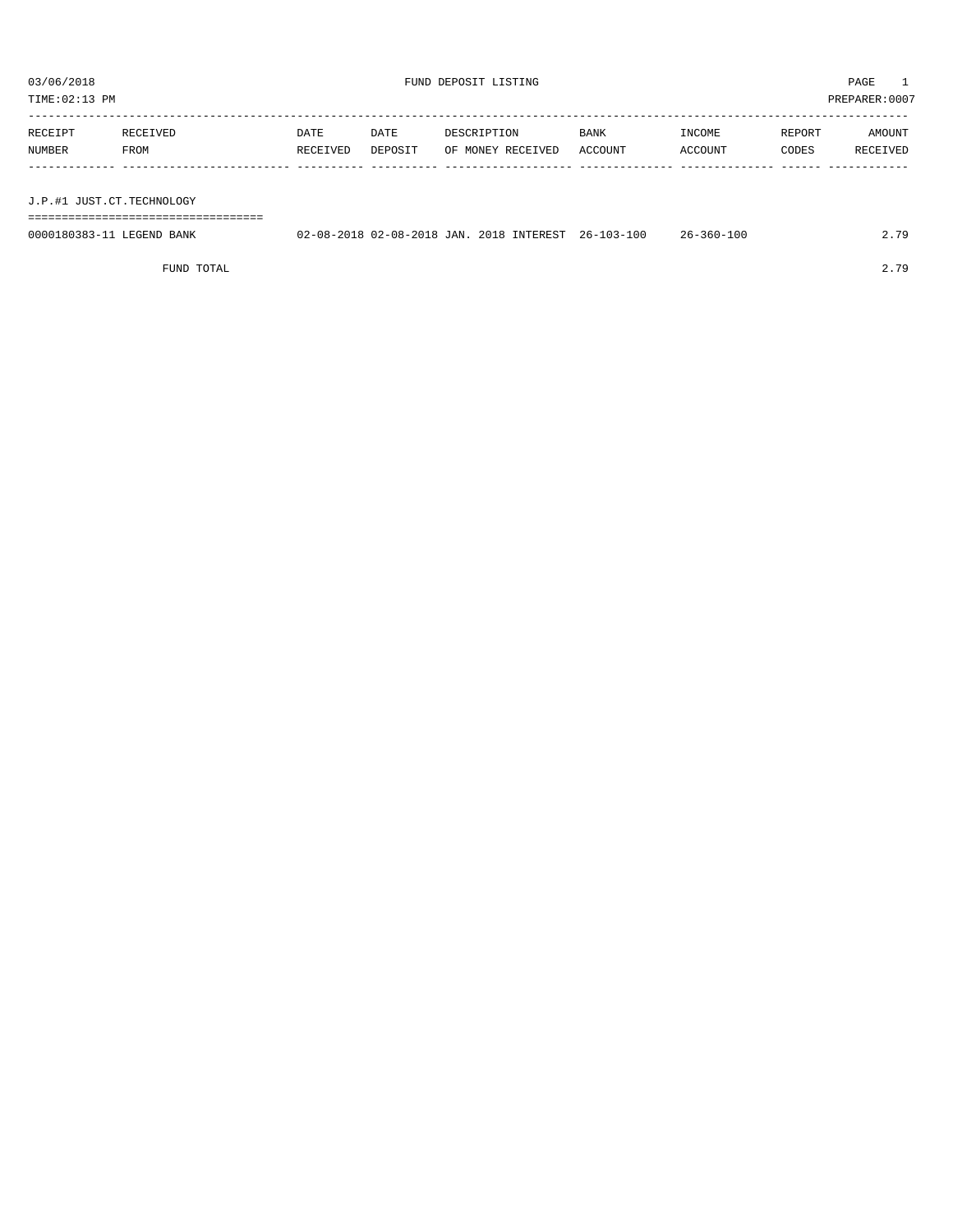03/06/2018 FUND DEPOSIT LISTING PAGE 1

TIME:02:13 PM PREPARER:0007

| RECEIPT NUMBER | RECEIVED FROM | DATE RECEIVED | DATE DEPOSIT | DESCRIPTION OF MONEY RECEIVED | BANK ACCOUNT | INCOME ACCOUNT | REPORT CODES | AMOUNT RECEIVED |
|---|---|---|---|---|---|---|---|---|
| J.P.#1 JUST.CT.TECHNOLOGY | | | | | | | | |
| 0000180383-11 | LEGEND BANK | 02-08-2018 | 02-08-2018 | JAN. 2018 INTEREST | 26-103-100 | 26-360-100 | | 2.79 |
| | FUND TOTAL | | | | | | | 2.79 |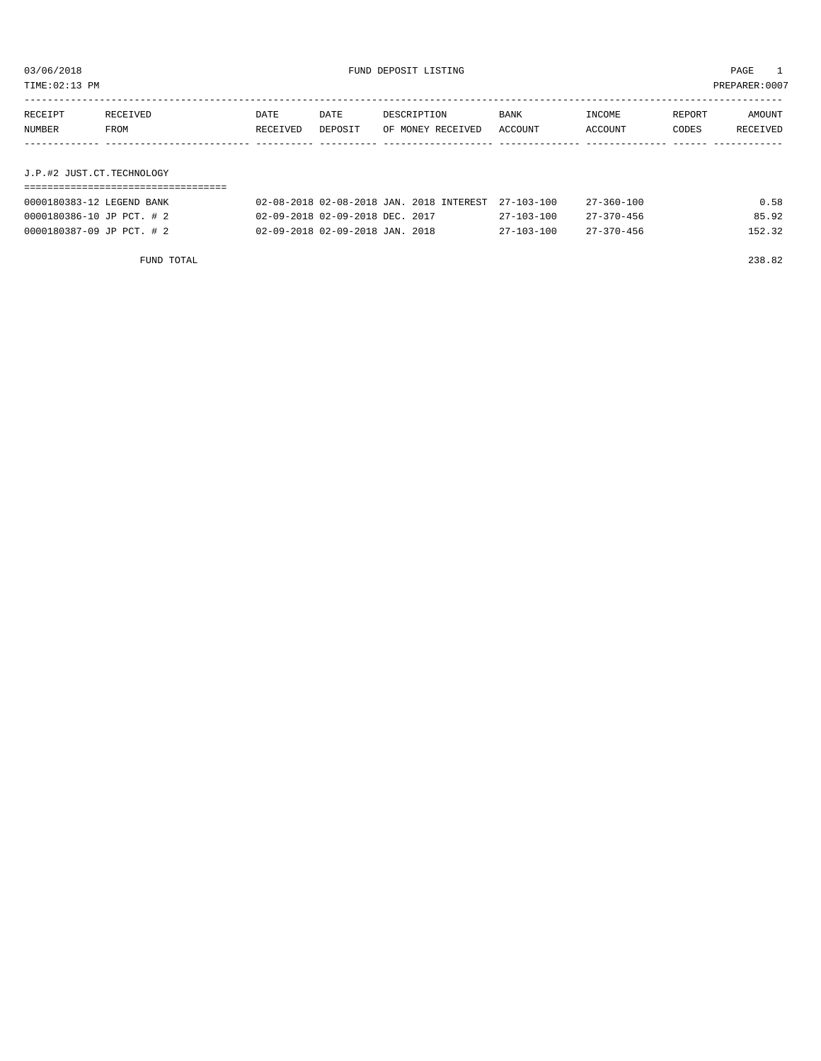03/06/2018 FUND DEPOSIT LISTING PAGE 1

TIME:02:13 PM PREPARER:0007

| RECEIPT NUMBER | RECEIVED FROM | DATE RECEIVED | DATE DEPOSIT | DESCRIPTION OF MONEY RECEIVED | BANK ACCOUNT | INCOME ACCOUNT | REPORT CODES | AMOUNT RECEIVED |
|---|---|---|---|---|---|---|---|---|
| **J.P.#2 JUST.CT.TECHNOLOGY** | | | | | | | | |
| 0000180383-12 | LEGEND BANK | 02-08-2018 | 02-08-2018 | JAN. 2018 INTEREST | 27-103-100 | 27-360-100 | | 0.58 |
| 0000180386-10 | JP PCT. # 2 | 02-09-2018 | 02-09-2018 | DEC. 2017 | 27-103-100 | 27-370-456 | | 85.92 |
| 0000180387-09 | JP PCT. # 2 | 02-09-2018 | 02-09-2018 | JAN. 2018 | 27-103-100 | 27-370-456 | | 152.32 |
| | FUND TOTAL | | | | | | | 238.82 |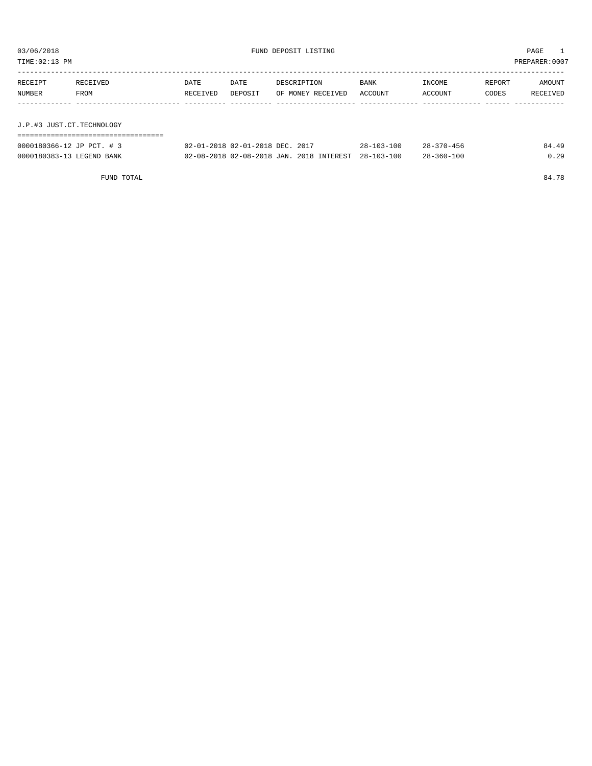03/06/2018 FUND DEPOSIT LISTING

TIME:02:13 PM PREPARER:0007

| RECEIPT NUMBER | RECEIVED FROM | DATE RECEIVED | DATE DEPOSIT | DESCRIPTION OF MONEY RECEIVED | BANK ACCOUNT | INCOME ACCOUNT | REPORT CODES | AMOUNT RECEIVED |
|---|---|---|---|---|---|---|---|---|

## J.P.#3 JUST.CT.TECHNOLOGY

| RECEIPT NUMBER | RECEIVED FROM | DATE RECEIVED | DATE DEPOSIT | DESCRIPTION OF MONEY RECEIVED | BANK ACCOUNT | INCOME ACCOUNT | REPORT CODES | AMOUNT RECEIVED |
|---|---|---|---|---|---|---|---|---|
| 0000180366-12 | JP PCT. # 3 | 02-01-2018 | 02-01-2018 | DEC. 2017 | 28-103-100 | 28-370-456 | | 84.49 |
| 0000180383-13 | LEGEND BANK | 02-08-2018 | 02-08-2018 | JAN. 2018 INTEREST | 28-103-100 | 28-360-100 | | 0.29 |
| | FUND TOTAL | | | | | | | 84.78 |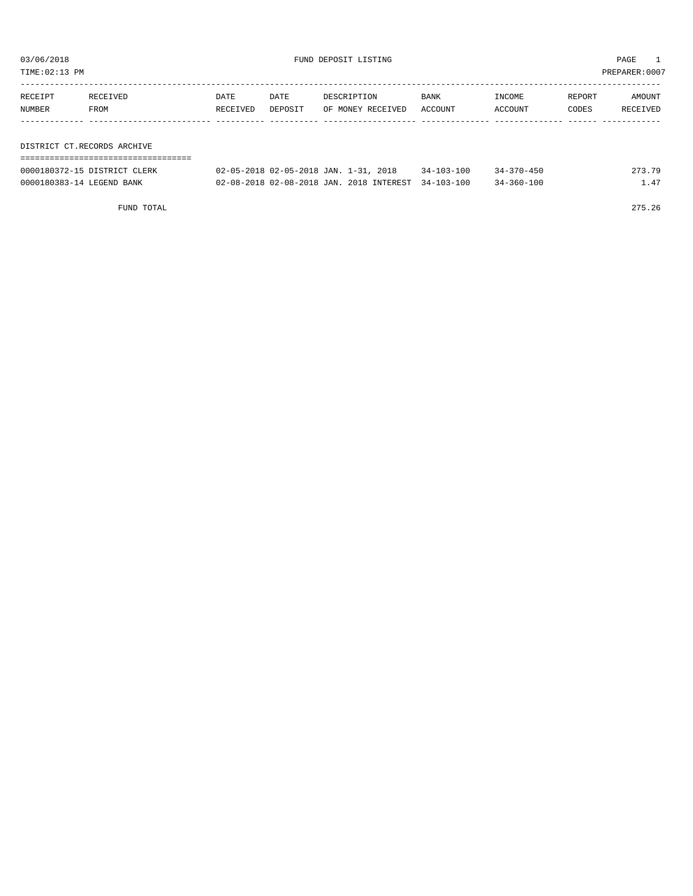# FUND DEPOSIT LISTING

03/06/2018
TIME:02:13 PM
PREPARER:0007

| RECEIPT NUMBER | RECEIVED FROM | DATE RECEIVED | DATE DEPOSIT | DESCRIPTION OF MONEY RECEIVED | BANK ACCOUNT | INCOME ACCOUNT | REPORT CODES | AMOUNT RECEIVED |
|---|---|---|---|---|---|---|---|---|
| **DISTRICT CT.RECORDS ARCHIVE** | | | | | | | | |
| 0000180372-15 | DISTRICT CLERK | 02-05-2018 | 02-05-2018 | JAN. 1-31, 2018 | 34-103-100 | 34-370-450 | | 273.79 |
| 0000180383-14 | LEGEND BANK | 02-08-2018 | 02-08-2018 | JAN. 2018 INTEREST | 34-103-100 | 34-360-100 | | 1.47 |
| | FUND TOTAL | | | | | | | 275.26 |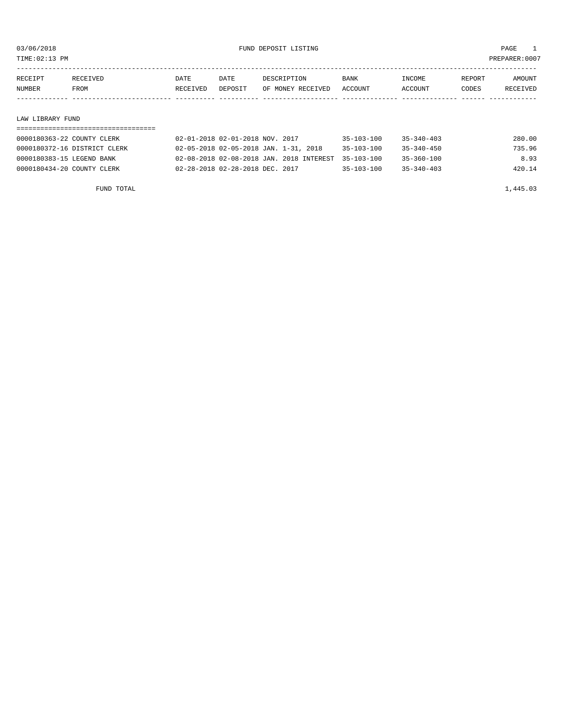03/06/2018 FUND DEPOSIT LISTING PAGE 1

TIME:02:13 PM PREPARER:0007

| RECEIPT NUMBER | RECEIVED FROM | DATE RECEIVED | DATE DEPOSIT | DESCRIPTION OF MONEY RECEIVED | BANK ACCOUNT | INCOME ACCOUNT | REPORT CODES | AMOUNT RECEIVED |
|---|---|---|---|---|---|---|---|---|
| **LAW LIBRARY FUND** | | | | | | | | |
| 0000180363-22 | COUNTY CLERK | 02-01-2018 | 02-01-2018 | NOV. 2017 | 35-103-100 | 35-340-403 | | 280.00 |
| 0000180372-16 | DISTRICT CLERK | 02-05-2018 | 02-05-2018 | JAN. 1-31, 2018 | 35-103-100 | 35-340-450 | | 735.96 |
| 0000180383-15 | LEGEND BANK | 02-08-2018 | 02-08-2018 | JAN. 2018 INTEREST | 35-103-100 | 35-360-100 | | 8.93 |
| 0000180434-20 | COUNTY CLERK | 02-28-2018 | 02-28-2018 | DEC. 2017 | 35-103-100 | 35-340-403 | | 420.14 |
| | FUND TOTAL | | | | | | | 1,445.03 |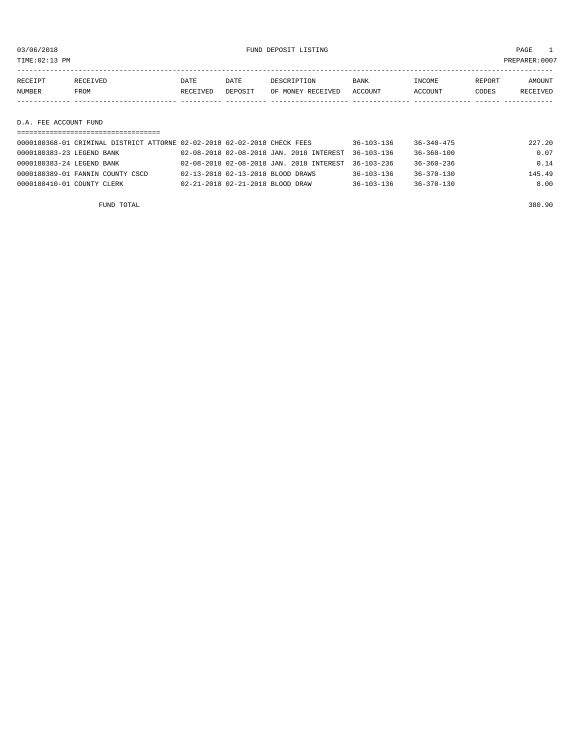03/06/2018 FUND DEPOSIT LISTING PAGE 1

TIME:02:13 PM PREPARER:0007

| RECEIPT NUMBER | RECEIVED FROM | DATE RECEIVED | DATE DEPOSIT | DESCRIPTION OF MONEY RECEIVED | BANK ACCOUNT | INCOME ACCOUNT | REPORT CODES | AMOUNT RECEIVED |
|---|---|---|---|---|---|---|---|---|

## D.A. FEE ACCOUNT FUND

| RECEIPT NUMBER | RECEIVED FROM | DATE RECEIVED | DATE DEPOSIT | DESCRIPTION OF MONEY RECEIVED | BANK ACCOUNT | INCOME ACCOUNT | REPORT CODES | AMOUNT RECEIVED |
|---|---|---|---|---|---|---|---|---|
| 0000180368-01 | CRIMINAL DISTRICT ATTORNE | 02-02-2018 | 02-02-2018 | CHECK FEES | 36-103-136 | 36-340-475 | | 227.20 |
| 0000180383-23 | LEGEND BANK | 02-08-2018 | 02-08-2018 | JAN. 2018 INTEREST | 36-103-136 | 36-360-100 | | 0.07 |
| 0000180383-24 | LEGEND BANK | 02-08-2018 | 02-08-2018 | JAN. 2018 INTEREST | 36-103-236 | 36-360-236 | | 0.14 |
| 0000180389-01 | FANNIN COUNTY CSCD | 02-13-2018 | 02-13-2018 | BLOOD DRAWS | 36-103-136 | 36-370-130 | | 145.49 |
| 0000180410-01 | COUNTY CLERK | 02-21-2018 | 02-21-2018 | BLOOD DRAW | 36-103-136 | 36-370-130 | | 8.00 |

FUND TOTAL 380.90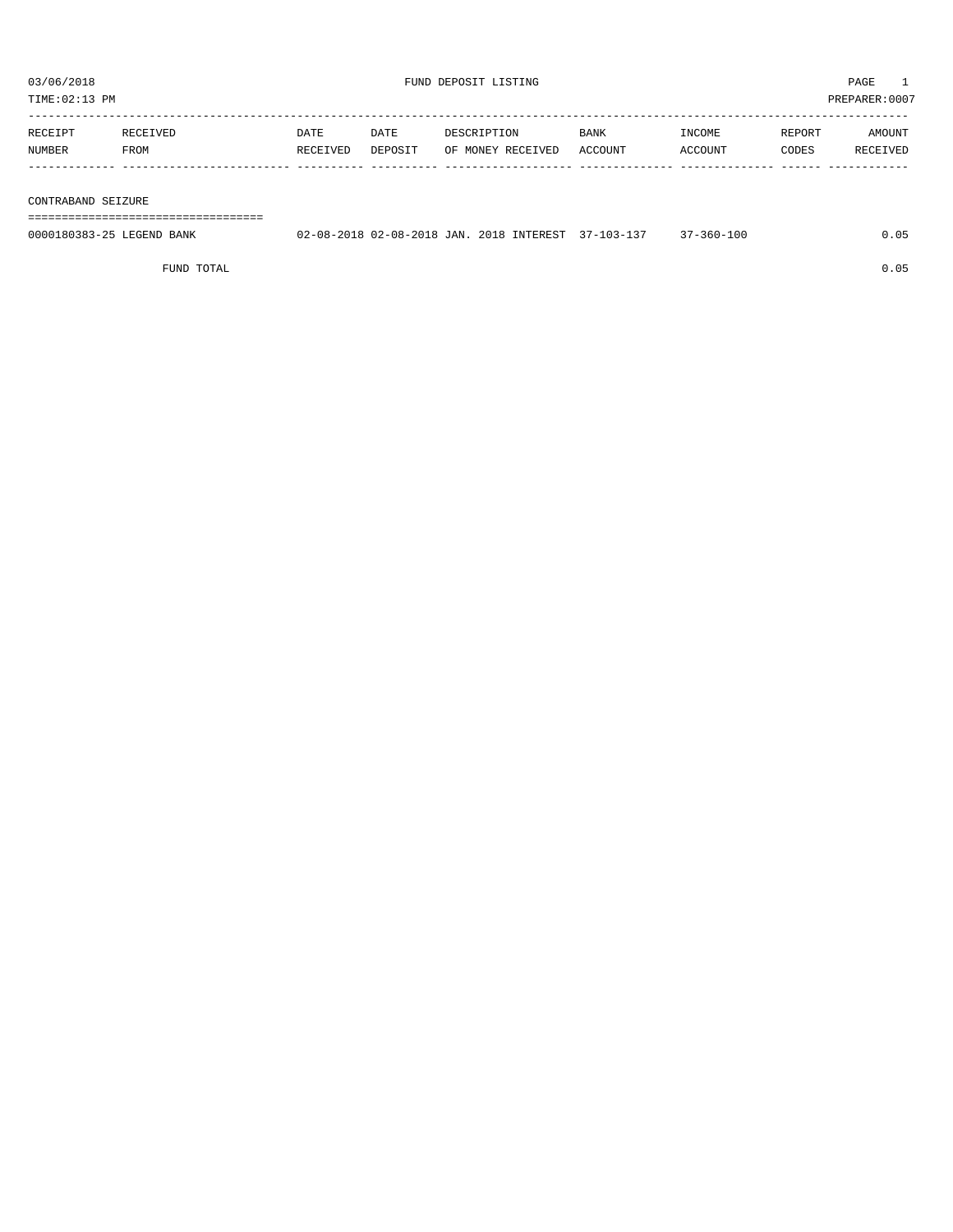03/06/2018 FUND DEPOSIT LISTING PAGE 1

TIME:02:13 PM PREPARER:0007

| RECEIPT NUMBER | RECEIVED FROM | DATE RECEIVED | DATE DEPOSIT | DESCRIPTION OF MONEY RECEIVED | BANK ACCOUNT | INCOME ACCOUNT | REPORT CODES | AMOUNT RECEIVED |
|---|---|---|---|---|---|---|---|---|
| **CONTRABAND SEIZURE** | | | | | | | | |
| 0000180383-25 | LEGEND BANK | 02-08-2018 | 02-08-2018 | JAN. 2018 INTEREST | 37-103-137 | 37-360-100 | | 0.05 |
| | FUND TOTAL | | | | | | | 0.05 |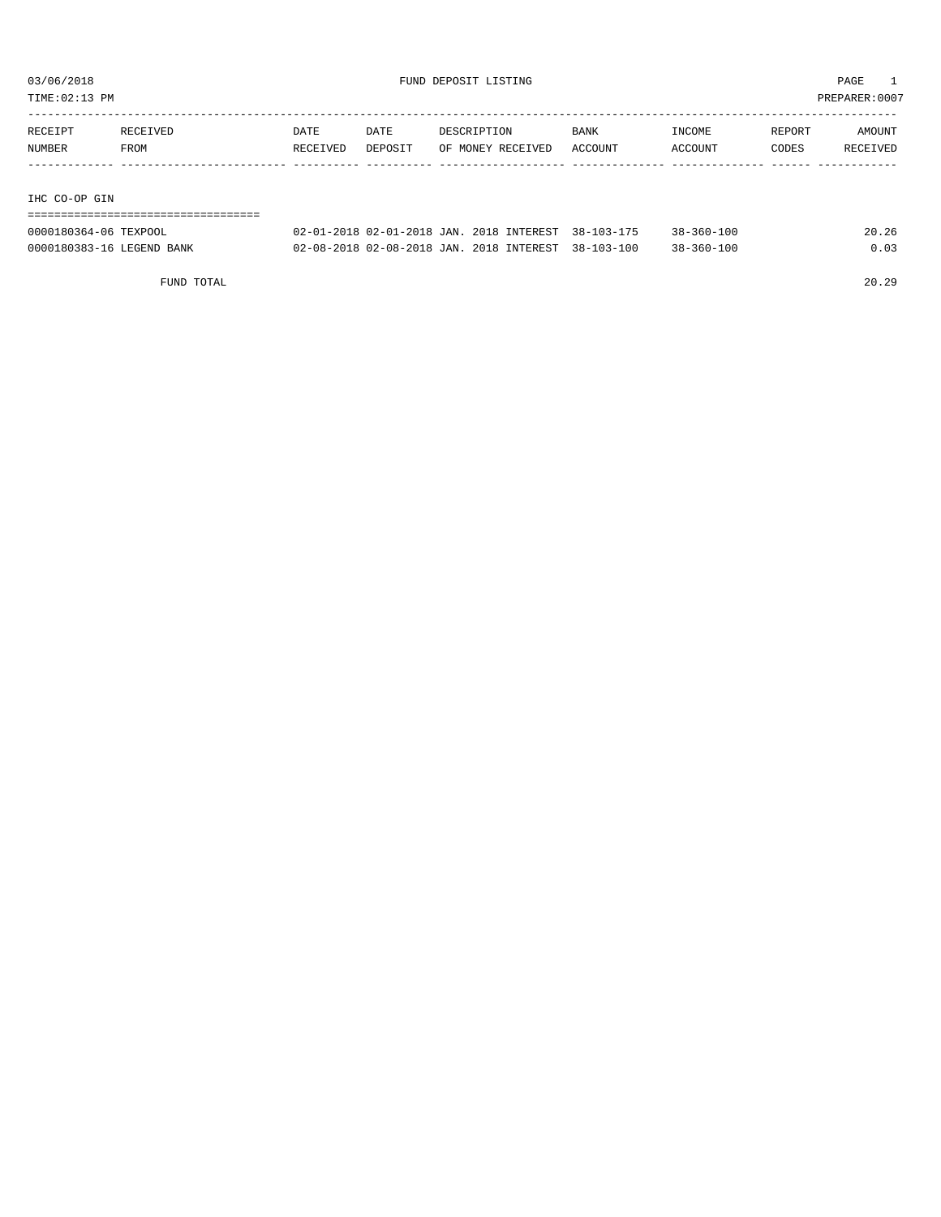03/06/2018 FUND DEPOSIT LISTING PAGE 1
TIME:02:13 PM PREPARER:0007

| RECEIPT NUMBER | RECEIVED FROM | DATE RECEIVED | DATE DEPOSIT | DESCRIPTION OF MONEY RECEIVED | BANK ACCOUNT | INCOME ACCOUNT | REPORT CODES | AMOUNT RECEIVED |
|---|---|---|---|---|---|---|---|---|
| **IHC CO-OP GIN** | | | | | | | | |
| 0000180364-06 | TEXPOOL | 02-01-2018 | 02-01-2018 | JAN. 2018 INTEREST | 38-103-175 | 38-360-100 | | 20.26 |
| 0000180383-16 | LEGEND BANK | 02-08-2018 | 02-08-2018 | JAN. 2018 INTEREST | 38-103-100 | 38-360-100 | | 0.03 |
| | FUND TOTAL | | | | | | | 20.29 |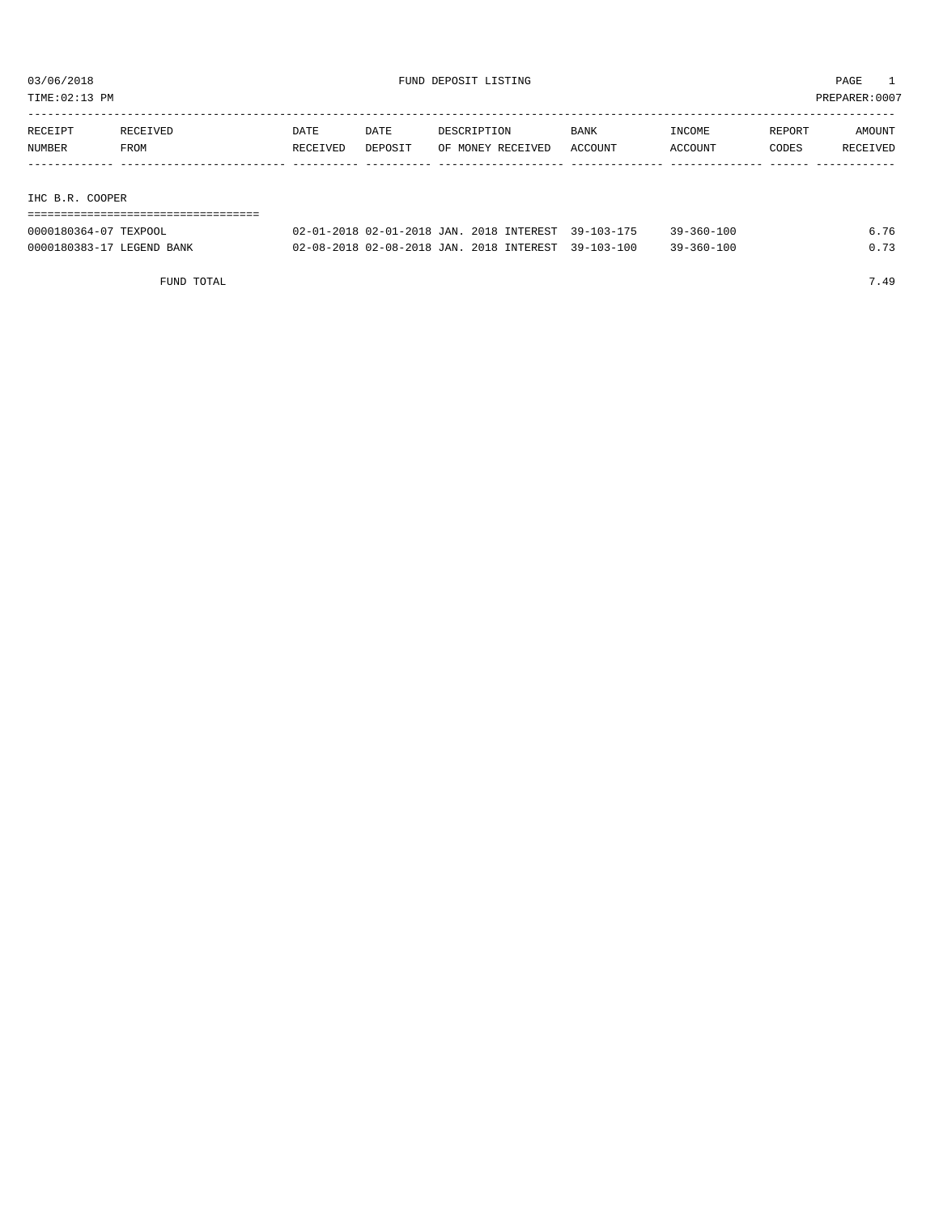03/06/2018 FUND DEPOSIT LISTING PAGE 1
TIME:02:13 PM PREPARER:0007

| RECEIPT NUMBER | RECEIVED FROM | DATE RECEIVED | DATE DEPOSIT | DESCRIPTION OF MONEY RECEIVED | BANK ACCOUNT | INCOME ACCOUNT | REPORT CODES | AMOUNT RECEIVED |
|---|---|---|---|---|---|---|---|---|
| **IHC B.R. COOPER** | | | | | | | | |
| 0000180364-07 | TEXPOOL | 02-01-2018 | 02-01-2018 | JAN. 2018 INTEREST | 39-103-175 | 39-360-100 | | 6.76 |
| 0000180383-17 | LEGEND BANK | 02-08-2018 | 02-08-2018 | JAN. 2018 INTEREST | 39-103-100 | 39-360-100 | | 0.73 |
| | FUND TOTAL | | | | | | | 7.49 |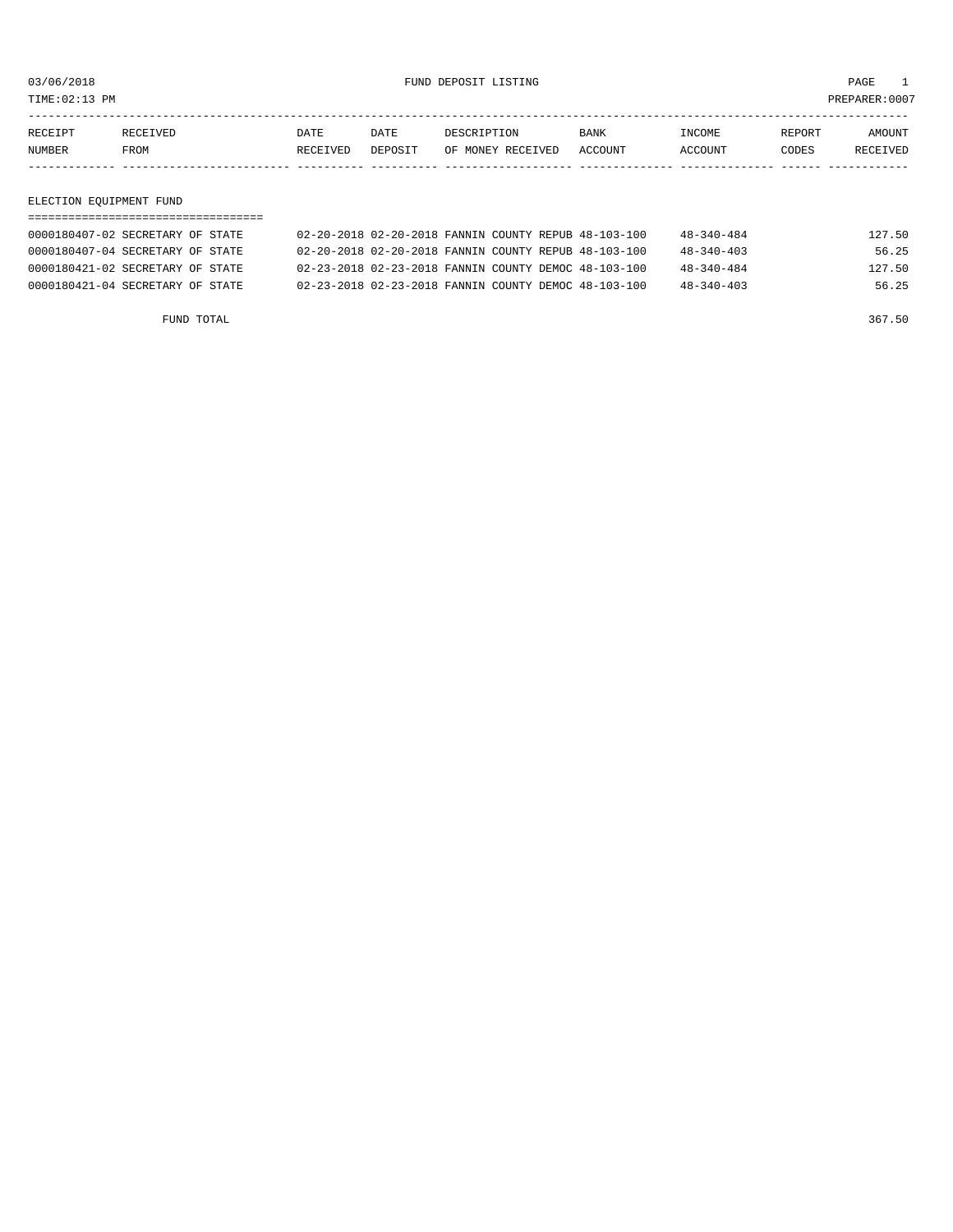03/06/2018 FUND DEPOSIT LISTING PAGE 1

TIME:02:13 PM PREPARER:0007

| RECEIPT NUMBER | RECEIVED FROM | DATE RECEIVED | DATE DEPOSIT | DESCRIPTION OF MONEY RECEIVED | BANK ACCOUNT | INCOME ACCOUNT | REPORT CODES | AMOUNT RECEIVED |
|---|---|---|---|---|---|---|---|---|

## ELECTION EQUIPMENT FUND

| RECEIPT NUMBER | RECEIVED FROM | DATE RECEIVED | DATE DEPOSIT | DESCRIPTION OF MONEY RECEIVED | BANK ACCOUNT | INCOME ACCOUNT | REPORT CODES | AMOUNT RECEIVED |
|---|---|---|---|---|---|---|---|---|
| 0000180407-02 | SECRETARY OF STATE | 02-20-2018 | 02-20-2018 | FANNIN COUNTY REPUB | 48-103-100 | 48-340-484 | | 127.50 |
| 0000180407-04 | SECRETARY OF STATE | 02-20-2018 | 02-20-2018 | FANNIN COUNTY REPUB | 48-103-100 | 48-340-403 | | 56.25 |
| 0000180421-02 | SECRETARY OF STATE | 02-23-2018 | 02-23-2018 | FANNIN COUNTY DEMOC | 48-103-100 | 48-340-484 | | 127.50 |
| 0000180421-04 | SECRETARY OF STATE | 02-23-2018 | 02-23-2018 | FANNIN COUNTY DEMOC | 48-103-100 | 48-340-403 | | 56.25 |

FUND TOTAL 367.50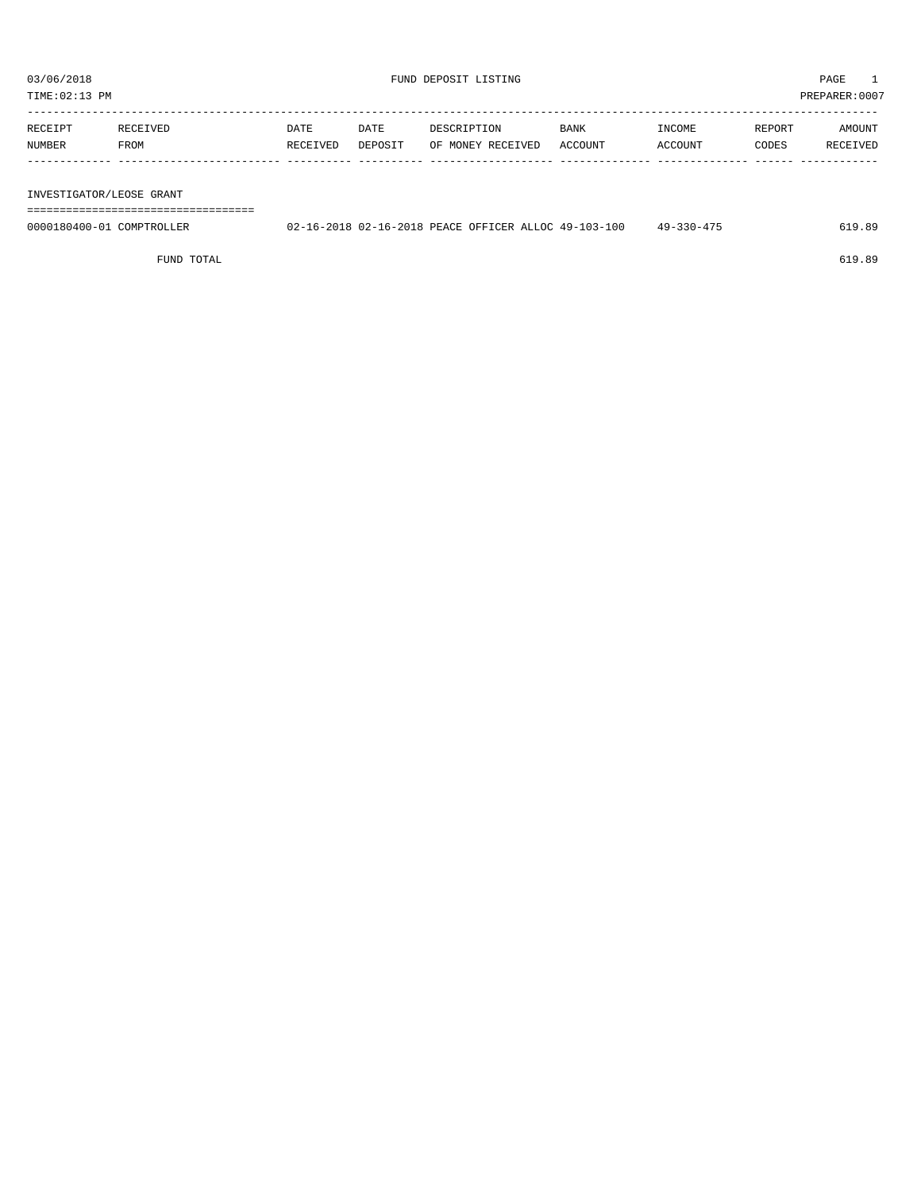03/06/2018 FUND DEPOSIT LISTING PAGE 1

TIME:02:13 PM PREPARER:0007

| RECEIPT NUMBER | RECEIVED FROM | DATE RECEIVED | DATE DEPOSIT | DESCRIPTION OF MONEY RECEIVED | BANK ACCOUNT | INCOME ACCOUNT | REPORT CODES | AMOUNT RECEIVED |
|---|---|---|---|---|---|---|---|---|
| INVESTIGATOR/LEOSE GRANT | | | | | | | | |
| 0000180400-01 | COMPTROLLER | 02-16-2018 | 02-16-2018 | PEACE OFFICER ALLOC | 49-103-100 | 49-330-475 | | 619.89 |
| | FUND TOTAL | | | | | | | 619.89 |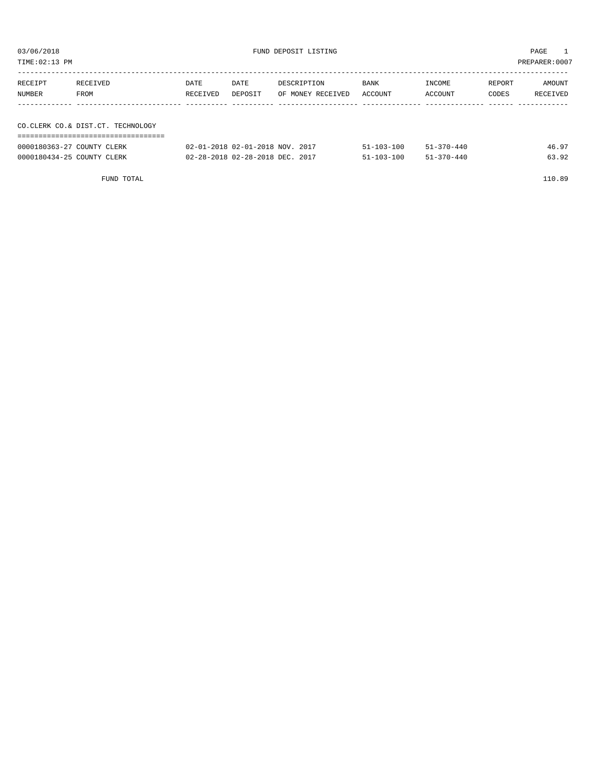03/06/2018 FUND DEPOSIT LISTING

TIME:02:13 PM PREPARER:0007

| RECEIPT NUMBER | RECEIVED FROM | DATE RECEIVED | DATE DEPOSIT | DESCRIPTION OF MONEY RECEIVED | BANK ACCOUNT | INCOME ACCOUNT | REPORT CODES | AMOUNT RECEIVED |
|---|---|---|---|---|---|---|---|---|
| **CO.CLERK CO.& DIST.CT. TECHNOLOGY** | | | | | | | | |
| 0000180363-27 | COUNTY CLERK | 02-01-2018 | 02-01-2018 | NOV. 2017 | 51-103-100 | 51-370-440 | | 46.97 |
| 0000180434-25 | COUNTY CLERK | 02-28-2018 | 02-28-2018 | DEC. 2017 | 51-103-100 | 51-370-440 | | 63.92 |
| | FUND TOTAL | | | | | | | 110.89 |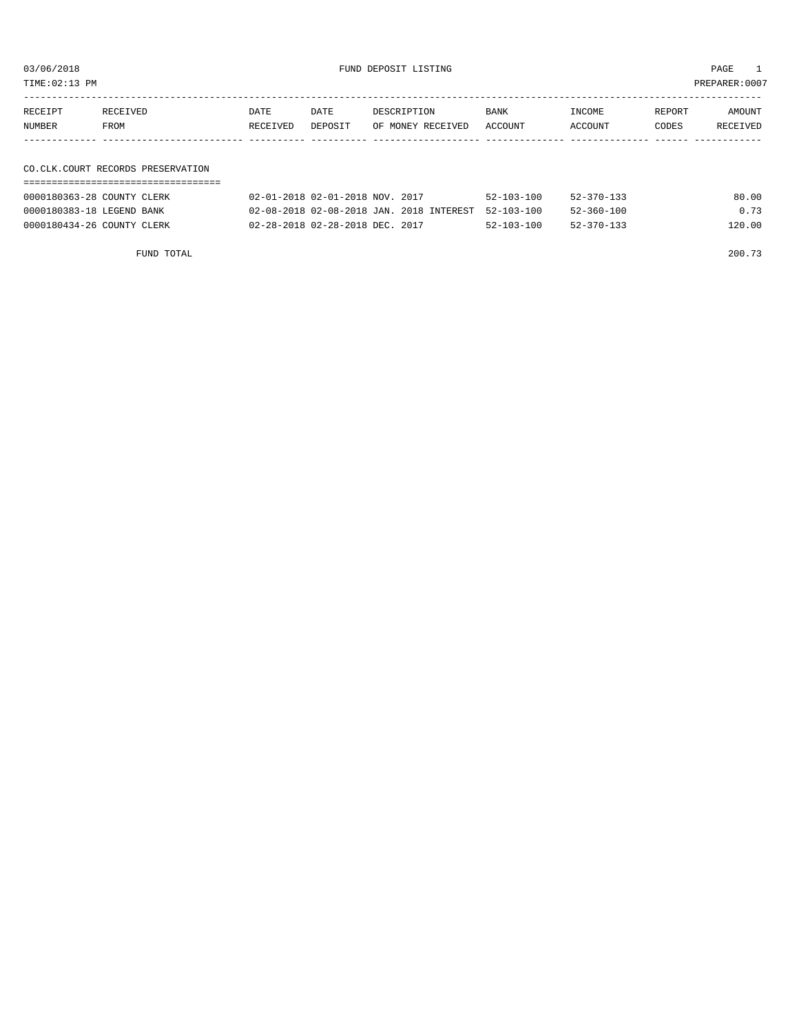03/06/2018 FUND DEPOSIT LISTING PAGE 1

TIME:02:13 PM PREPARER:0007

| RECEIPT NUMBER | RECEIVED FROM | DATE RECEIVED | DATE DEPOSIT | DESCRIPTION OF MONEY RECEIVED | BANK ACCOUNT | INCOME ACCOUNT | REPORT CODES | AMOUNT RECEIVED |
|---|---|---|---|---|---|---|---|---|

## CO.CLK.COURT RECORDS PRESERVATION

| RECEIPT NUMBER | RECEIVED FROM | DATE RECEIVED | DATE DEPOSIT | DESCRIPTION OF MONEY RECEIVED | BANK ACCOUNT | INCOME ACCOUNT | REPORT CODES | AMOUNT RECEIVED |
|---|---|---|---|---|---|---|---|---|
| 0000180363-28 | COUNTY CLERK | 02-01-2018 | 02-01-2018 | NOV. 2017 | 52-103-100 | 52-370-133 | | 80.00 |
| 0000180383-18 | LEGEND BANK | 02-08-2018 | 02-08-2018 | JAN. 2018 INTEREST | 52-103-100 | 52-360-100 | | 0.73 |
| 0000180434-26 | COUNTY CLERK | 02-28-2018 | 02-28-2018 | DEC. 2017 | 52-103-100 | 52-370-133 | | 120.00 |

FUND TOTAL 200.73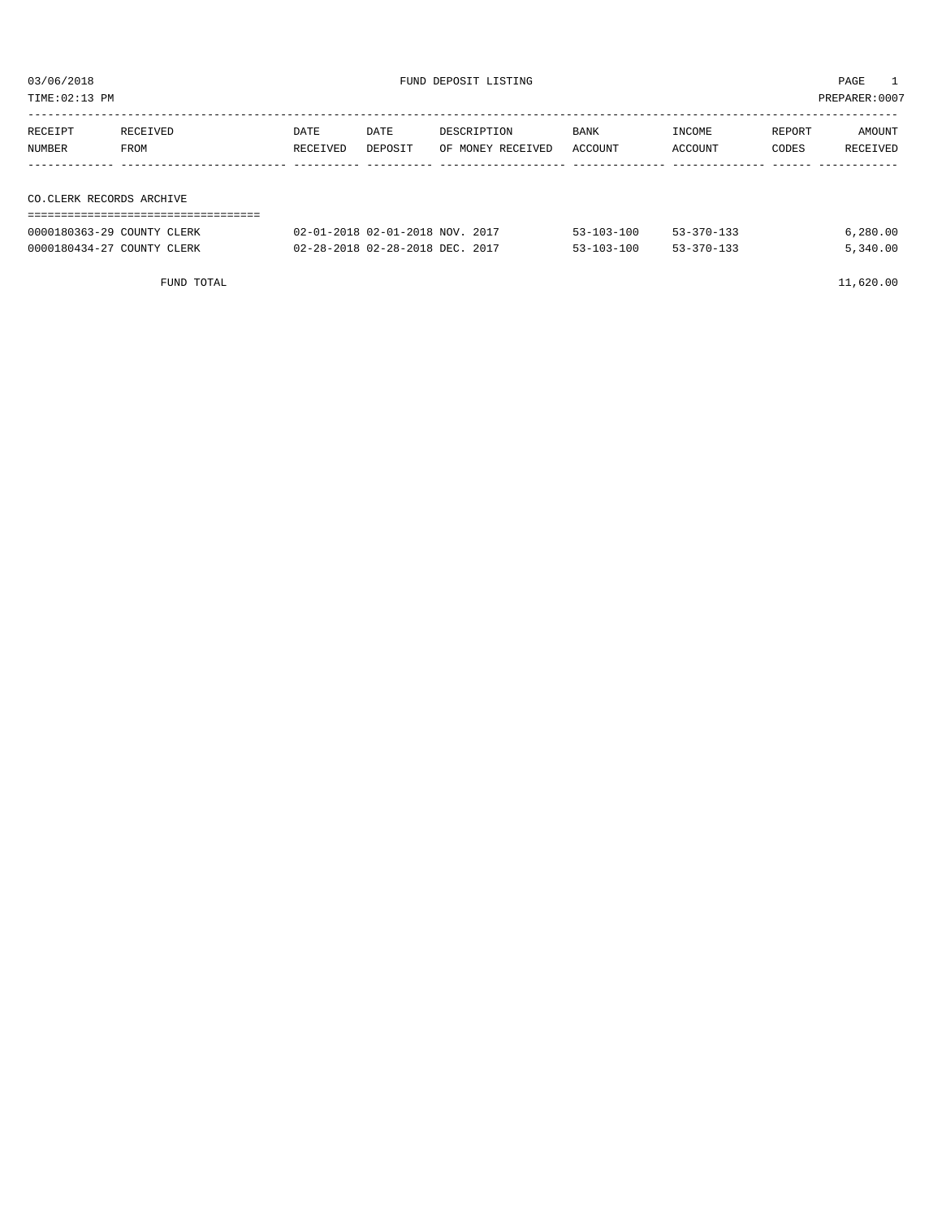03/06/2018 FUND DEPOSIT LISTING

TIME:02:13 PM PREPARER:0007

| RECEIPT NUMBER | RECEIVED FROM | DATE RECEIVED | DATE DEPOSIT | DESCRIPTION OF MONEY RECEIVED | BANK ACCOUNT | INCOME ACCOUNT | REPORT CODES | AMOUNT RECEIVED |
|---|---|---|---|---|---|---|---|---|
| **CO.CLERK RECORDS ARCHIVE** | | | | | | | | |
| 0000180363-29 | COUNTY CLERK | 02-01-2018 | 02-01-2018 | NOV. 2017 | 53-103-100 | 53-370-133 | | 6,280.00 |
| 0000180434-27 | COUNTY CLERK | 02-28-2018 | 02-28-2018 | DEC. 2017 | 53-103-100 | 53-370-133 | | 5,340.00 |
| | FUND TOTAL | | | | | | | 11,620.00 |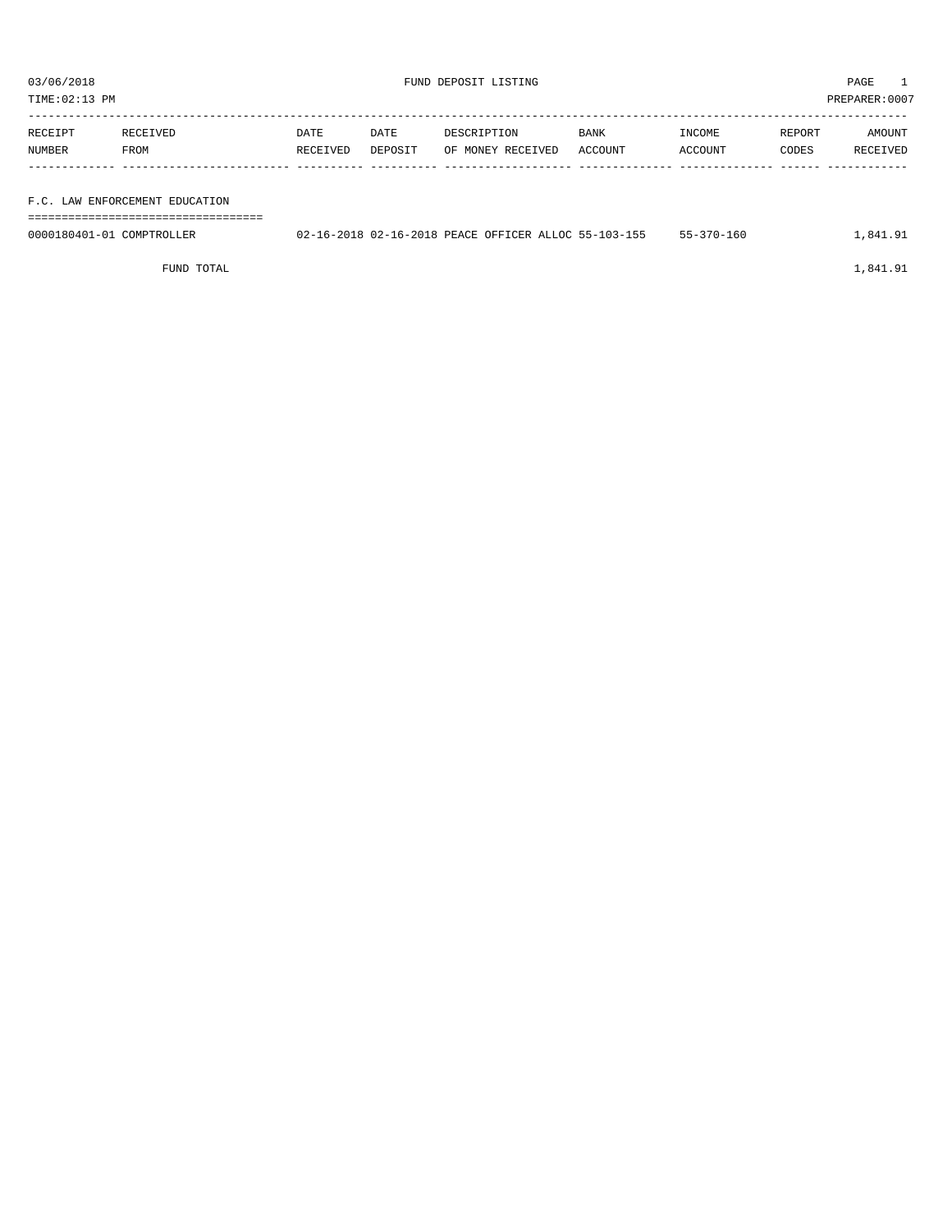03/06/2018 FUND DEPOSIT LISTING

TIME:02:13 PM PREPARER:0007

| RECEIPT NUMBER | RECEIVED FROM | DATE RECEIVED | DATE DEPOSIT | DESCRIPTION OF MONEY RECEIVED | BANK ACCOUNT | INCOME ACCOUNT | REPORT CODES | AMOUNT RECEIVED |
|---|---|---|---|---|---|---|---|---|
| F.C. LAW ENFORCEMENT EDUCATION | | | | | | | | |
| 0000180401-01 | COMPTROLLER | 02-16-2018 | 02-16-2018 | PEACE OFFICER ALLOC | 55-103-155 | 55-370-160 | | 1,841.91 |
| | FUND TOTAL | | | | | | | 1,841.91 |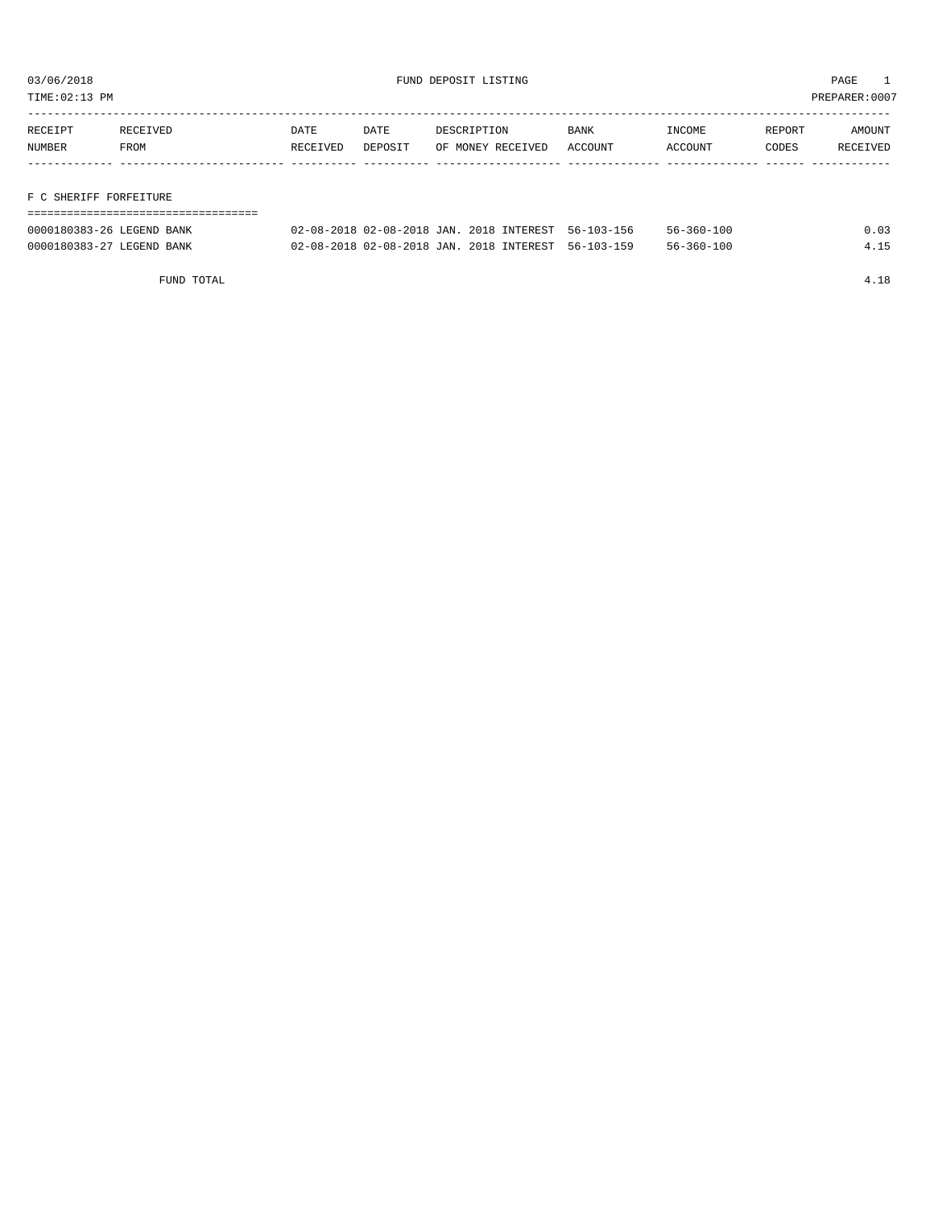03/06/2018 FUND DEPOSIT LISTING

TIME:02:13 PM PREPARER:0007

| RECEIPT NUMBER | RECEIVED FROM | DATE RECEIVED | DATE DEPOSIT | DESCRIPTION OF MONEY RECEIVED | BANK ACCOUNT | INCOME ACCOUNT | REPORT CODES | AMOUNT RECEIVED |
|---|---|---|---|---|---|---|---|---|
| **F C SHERIFF FORFEITURE** | | | | | | | | |
| 0000180383-26 | LEGEND BANK | 02-08-2018 | 02-08-2018 | JAN. 2018 INTEREST | 56-103-156 | 56-360-100 | | 0.03 |
| 0000180383-27 | LEGEND BANK | 02-08-2018 | 02-08-2018 | JAN. 2018 INTEREST | 56-103-159 | 56-360-100 | | 4.15 |
| | FUND TOTAL | | | | | | | 4.18 |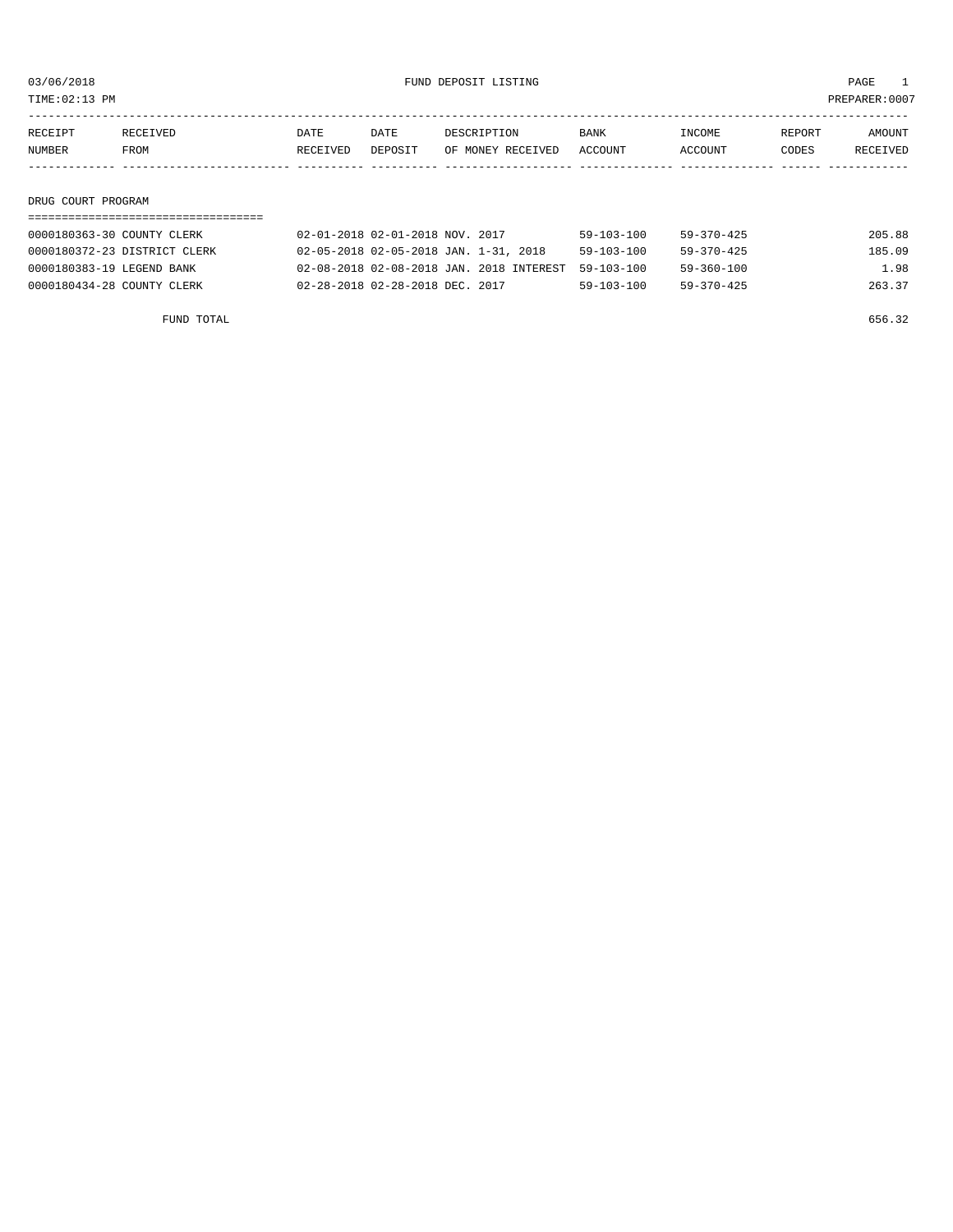03/06/2018 FUND DEPOSIT LISTING PAGE 1

TIME:02:13 PM PREPARER:0007

| RECEIPT NUMBER | RECEIVED FROM | DATE RECEIVED | DATE DEPOSIT | DESCRIPTION OF MONEY RECEIVED | BANK ACCOUNT | INCOME ACCOUNT | REPORT CODES | AMOUNT RECEIVED |
|---|---|---|---|---|---|---|---|---|
| **DRUG COURT PROGRAM** | | | | | | | | |
| 0000180363-30 | COUNTY CLERK | 02-01-2018 | 02-01-2018 | NOV. 2017 | 59-103-100 | 59-370-425 | | 205.88 |
| 0000180372-23 | DISTRICT CLERK | 02-05-2018 | 02-05-2018 | JAN. 1-31, 2018 | 59-103-100 | 59-370-425 | | 185.09 |
| 0000180383-19 | LEGEND BANK | 02-08-2018 | 02-08-2018 | JAN. 2018 INTEREST | 59-103-100 | 59-360-100 | | 1.98 |
| 0000180434-28 | COUNTY CLERK | 02-28-2018 | 02-28-2018 | DEC. 2017 | 59-103-100 | 59-370-425 | | 263.37 |
| | FUND TOTAL | | | | | | | 656.32 |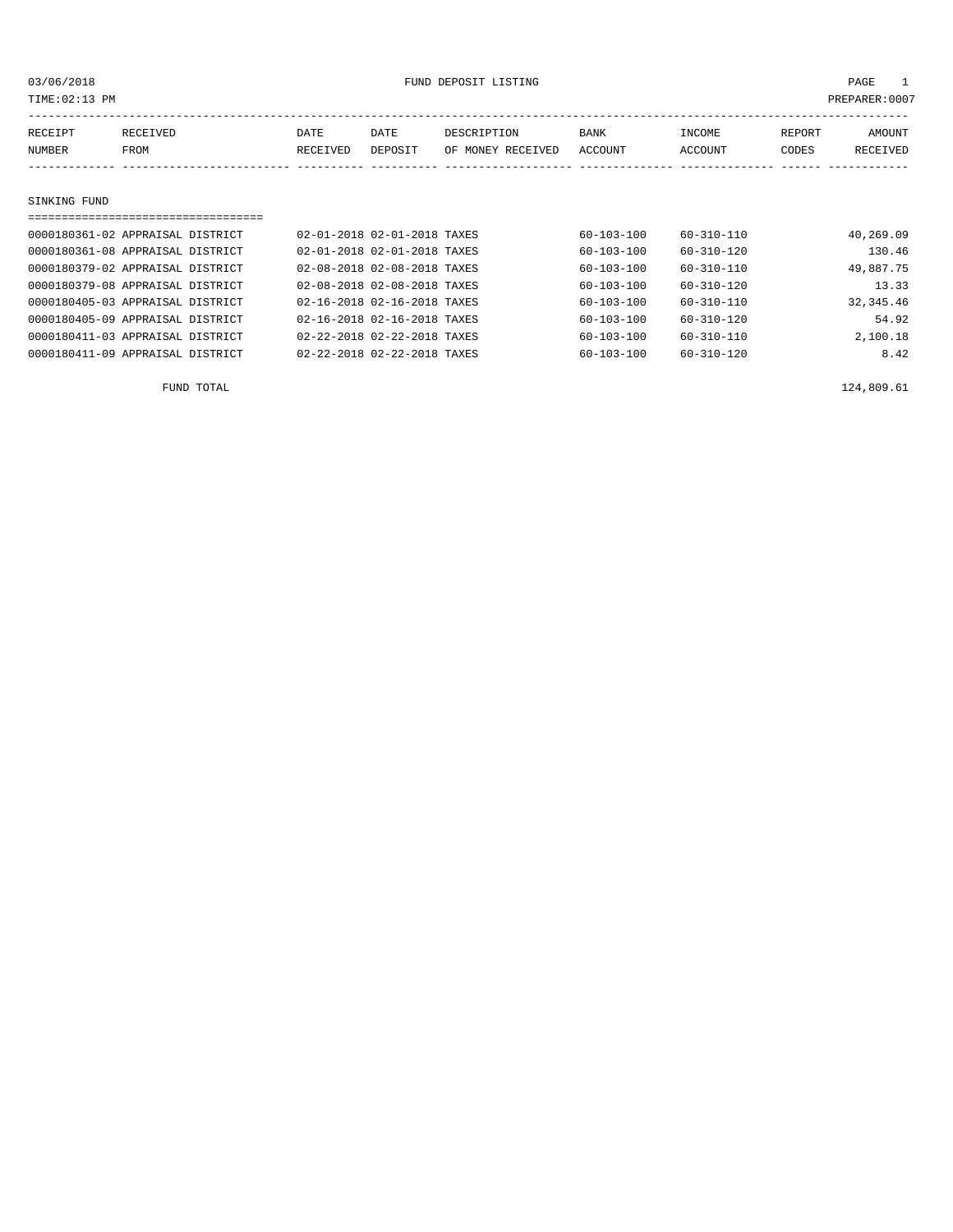03/06/2018 FUND DEPOSIT LISTING

TIME:02:13 PM PREPARER:0007

| RECEIPT NUMBER | RECEIVED FROM | DATE RECEIVED | DATE DEPOSIT | DESCRIPTION OF MONEY RECEIVED | BANK ACCOUNT | INCOME ACCOUNT | REPORT CODES | AMOUNT RECEIVED |
|---|---|---|---|---|---|---|---|---|

## SINKING FUND

| RECEIPT NUMBER | RECEIVED FROM | DATE RECEIVED | DATE DEPOSIT | DESCRIPTION OF MONEY RECEIVED | BANK ACCOUNT | INCOME ACCOUNT | REPORT CODES | AMOUNT RECEIVED |
|---|---|---|---|---|---|---|---|---|
| 0000180361-02 | APPRAISAL DISTRICT | 02-01-2018 | 02-01-2018 | TAXES | 60-103-100 | 60-310-110 | | 40,269.09 |
| 0000180361-08 | APPRAISAL DISTRICT | 02-01-2018 | 02-01-2018 | TAXES | 60-103-100 | 60-310-120 | | 130.46 |
| 0000180379-02 | APPRAISAL DISTRICT | 02-08-2018 | 02-08-2018 | TAXES | 60-103-100 | 60-310-110 | | 49,887.75 |
| 0000180379-08 | APPRAISAL DISTRICT | 02-08-2018 | 02-08-2018 | TAXES | 60-103-100 | 60-310-120 | | 13.33 |
| 0000180405-03 | APPRAISAL DISTRICT | 02-16-2018 | 02-16-2018 | TAXES | 60-103-100 | 60-310-110 | | 32,345.46 |
| 0000180405-09 | APPRAISAL DISTRICT | 02-16-2018 | 02-16-2018 | TAXES | 60-103-100 | 60-310-120 | | 54.92 |
| 0000180411-03 | APPRAISAL DISTRICT | 02-22-2018 | 02-22-2018 | TAXES | 60-103-100 | 60-310-110 | | 2,100.18 |
| 0000180411-09 | APPRAISAL DISTRICT | 02-22-2018 | 02-22-2018 | TAXES | 60-103-100 | 60-310-120 | | 8.42 |

FUND TOTAL 124,809.61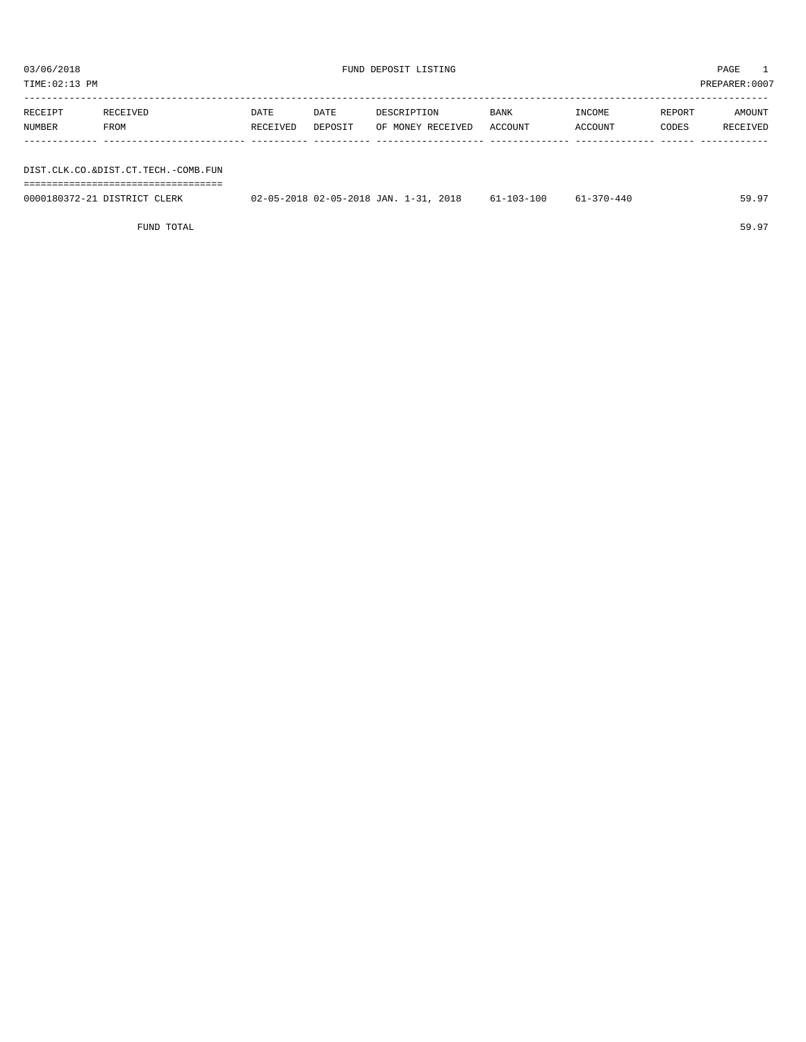03/06/2018 FUND DEPOSIT LISTING PAGE 1

TIME:02:13 PM PREPARER:0007

| RECEIPT NUMBER | RECEIVED FROM | DATE RECEIVED | DATE DEPOSIT | DESCRIPTION OF MONEY RECEIVED | BANK ACCOUNT | INCOME ACCOUNT | REPORT CODES | AMOUNT RECEIVED |
|---|---|---|---|---|---|---|---|---|
| **DIST.CLK.CO.&DIST.CT.TECH.-COMB.FUN** | | | | | | | | |
| 0000180372-21 | DISTRICT CLERK | 02-05-2018 | 02-05-2018 | JAN. 1-31, 2018 | 61-103-100 | 61-370-440 | | 59.97 |
| | FUND TOTAL | | | | | | | 59.97 |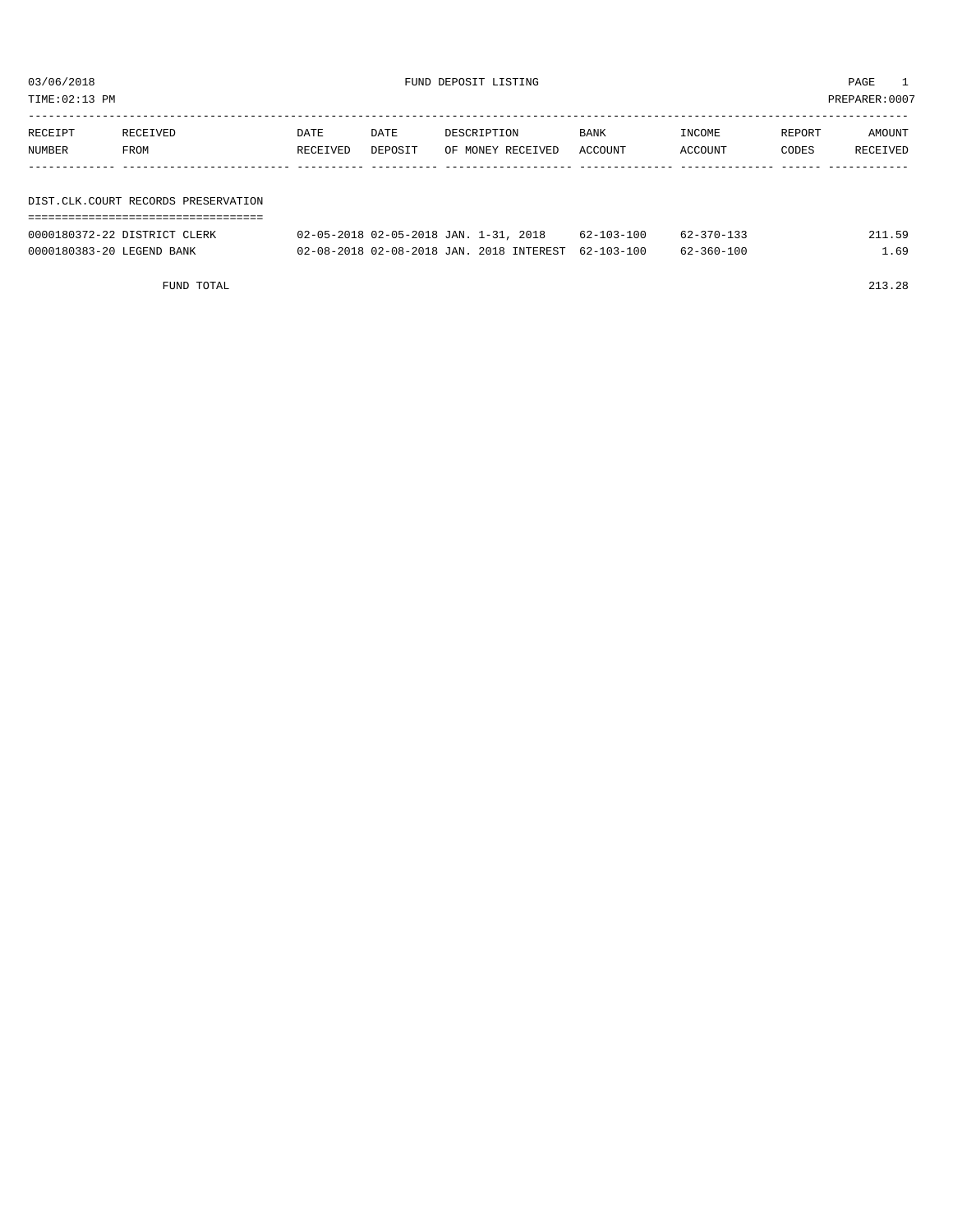03/06/2018 FUND DEPOSIT LISTING

TIME:02:13 PM PREPARER:0007

| RECEIPT NUMBER | RECEIVED FROM | DATE RECEIVED | DATE DEPOSIT | DESCRIPTION OF MONEY RECEIVED | BANK ACCOUNT | INCOME ACCOUNT | REPORT CODES | AMOUNT RECEIVED |
|---|---|---|---|---|---|---|---|---|
| **DIST.CLK.COURT RECORDS PRESERVATION** | | | | | | | | |
| 0000180372-22 | DISTRICT CLERK | 02-05-2018 | 02-05-2018 | JAN. 1-31, 2018 | 62-103-100 | 62-370-133 | | 211.59 |
| 0000180383-20 | LEGEND BANK | 02-08-2018 | 02-08-2018 | JAN. 2018 INTEREST | 62-103-100 | 62-360-100 | | 1.69 |
| FUND TOTAL | | | | | | | | 213.28 |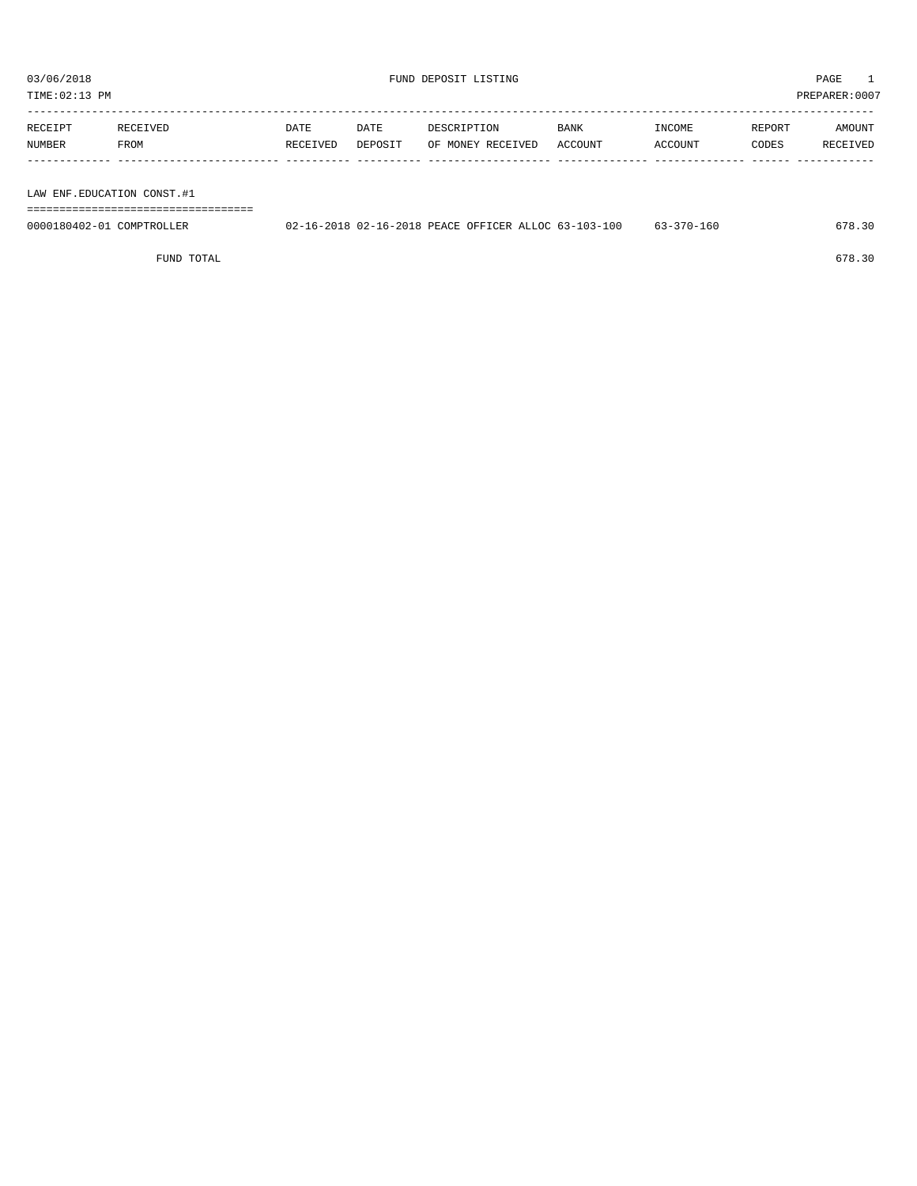03/06/2018 FUND DEPOSIT LISTING PAGE 1

TIME:02:13 PM PREPARER:0007

| RECEIPT NUMBER | RECEIVED FROM | DATE RECEIVED | DATE DEPOSIT | DESCRIPTION OF MONEY RECEIVED | BANK ACCOUNT | INCOME ACCOUNT | REPORT CODES | AMOUNT RECEIVED |
|---|---|---|---|---|---|---|---|---|
| **LAW ENF.EDUCATION CONST.#1** | | | | | | | | |
| 0000180402-01 | COMPTROLLER | 02-16-2018 | 02-16-2018 | PEACE OFFICER ALLOC | 63-103-100 | 63-370-160 | | 678.30 |
| | FUND TOTAL | | | | | | | 678.30 |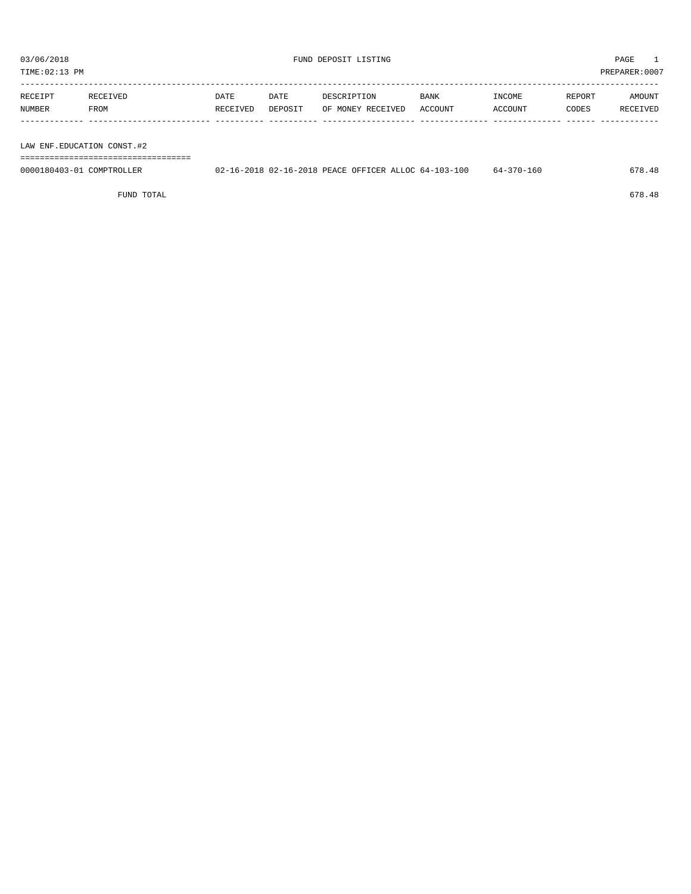03/06/2018 FUND DEPOSIT LISTING

TIME:02:13 PM PREPARER:0007

| RECEIPT NUMBER | RECEIVED FROM | DATE RECEIVED | DATE DEPOSIT | DESCRIPTION OF MONEY RECEIVED | BANK ACCOUNT | INCOME ACCOUNT | REPORT CODES | AMOUNT RECEIVED |
|---|---|---|---|---|---|---|---|---|
| **LAW ENF.EDUCATION CONST.#2** | | | | | | | | |
| 0000180403-01 | COMPTROLLER | 02-16-2018 | 02-16-2018 | PEACE OFFICER ALLOC | 64-103-100 | 64-370-160 | | 678.48 |
| | FUND TOTAL | | | | | | | 678.48 |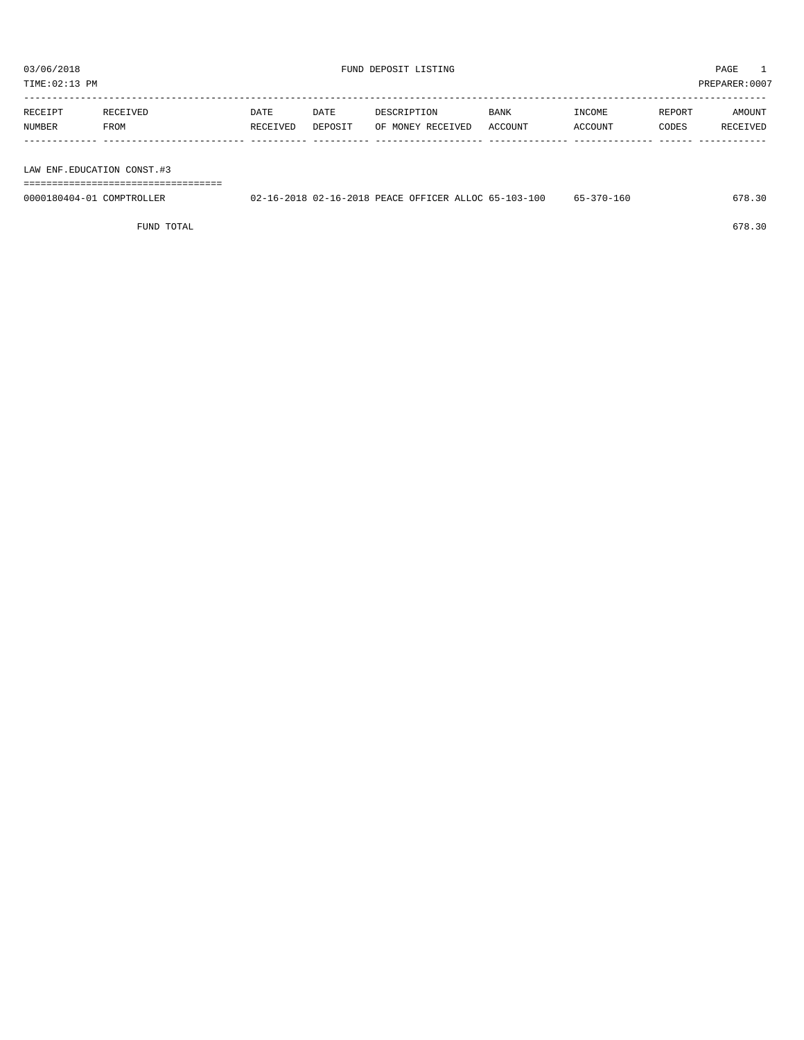03/06/2018 FUND DEPOSIT LISTING PAGE 1
TIME:02:13 PM PREPARER:0007

| RECEIPT NUMBER | RECEIVED FROM | DATE RECEIVED | DATE DEPOSIT | DESCRIPTION OF MONEY RECEIVED | BANK ACCOUNT | INCOME ACCOUNT | REPORT CODES | AMOUNT RECEIVED |
|---|---|---|---|---|---|---|---|---|
| **LAW ENF.EDUCATION CONST.#3** | | | | | | | | |
| 0000180404-01 | COMPTROLLER | 02-16-2018 | 02-16-2018 | PEACE OFFICER ALLOC | 65-103-100 | 65-370-160 | | 678.30 |
| | FUND TOTAL | | | | | | | 678.30 |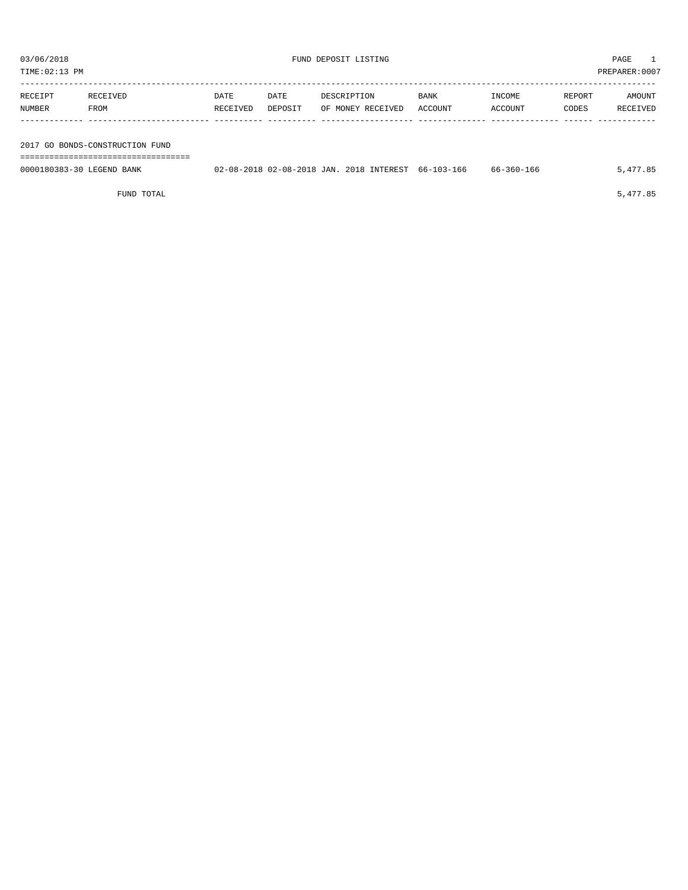03/06/2018 FUND DEPOSIT LISTING PAGE 1

TIME:02:13 PM PREPARER:0007

| RECEIPT NUMBER | RECEIVED FROM | DATE RECEIVED | DATE DEPOSIT | DESCRIPTION OF MONEY RECEIVED | BANK ACCOUNT | INCOME ACCOUNT | REPORT CODES | AMOUNT RECEIVED |
|---|---|---|---|---|---|---|---|---|
| **2017 GO BONDS-CONSTRUCTION FUND** | | | | | | | | |
| 0000180383-30 | LEGEND BANK | 02-08-2018 | 02-08-2018 | JAN. 2018 INTEREST | 66-103-166 | 66-360-166 | | 5,477.85 |
| | FUND TOTAL | | | | | | | 5,477.85 |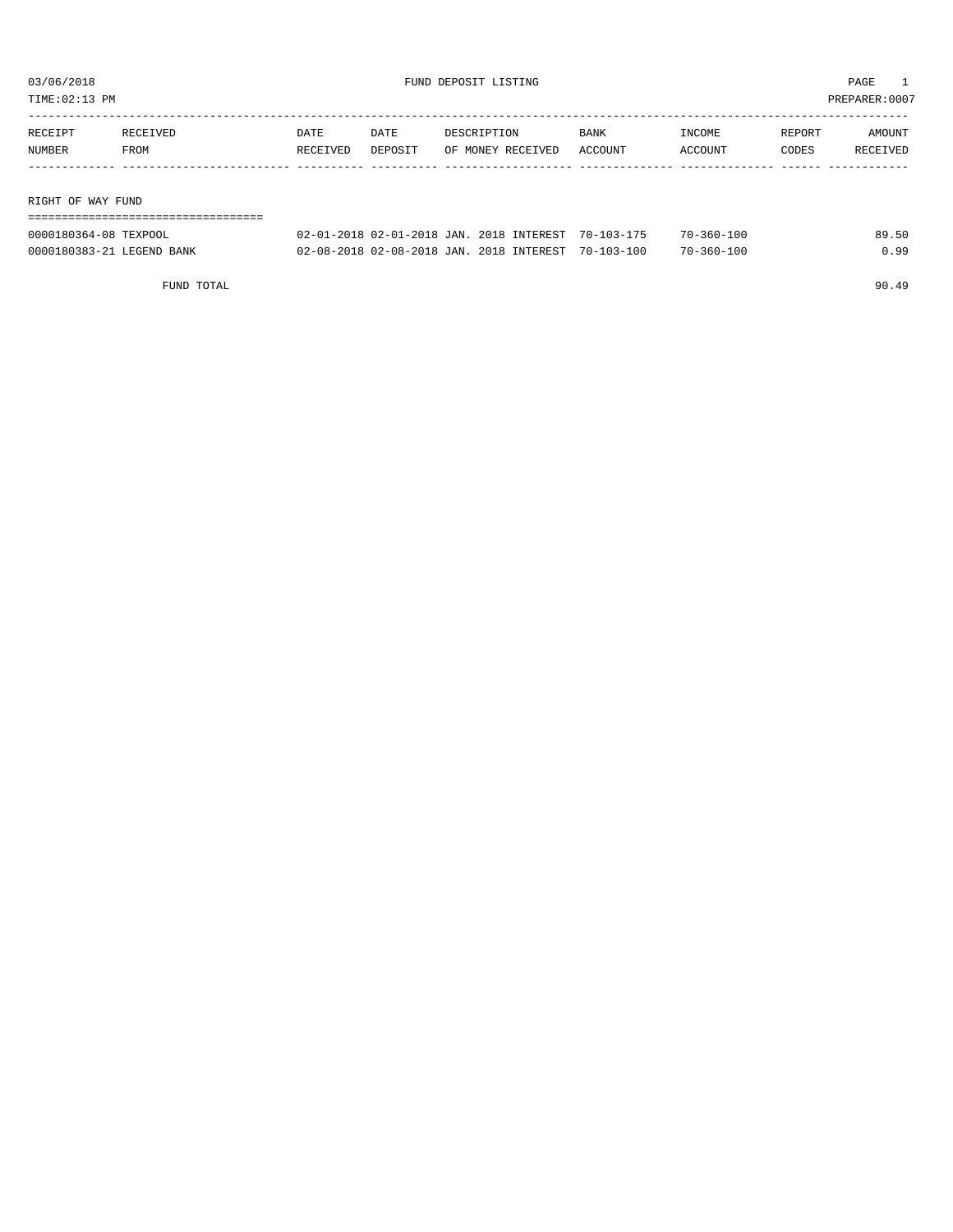03/06/2018 FUND DEPOSIT LISTING PAGE 1
TIME:02:13 PM PREPARER:0007

| RECEIPT NUMBER | RECEIVED FROM | DATE RECEIVED | DATE DEPOSIT | DESCRIPTION OF MONEY RECEIVED | BANK ACCOUNT | INCOME ACCOUNT | REPORT CODES | AMOUNT RECEIVED |
|---|---|---|---|---|---|---|---|---|
| **RIGHT OF WAY FUND** | | | | | | | | |
| 0000180364-08 | TEXPOOL | 02-01-2018 | 02-01-2018 | JAN. 2018 INTEREST | 70-103-175 | 70-360-100 | | 89.50 |
| 0000180383-21 | LEGEND BANK | 02-08-2018 | 02-08-2018 | JAN. 2018 INTEREST | 70-103-100 | 70-360-100 | | 0.99 |
| | FUND TOTAL | | | | | | | 90.49 |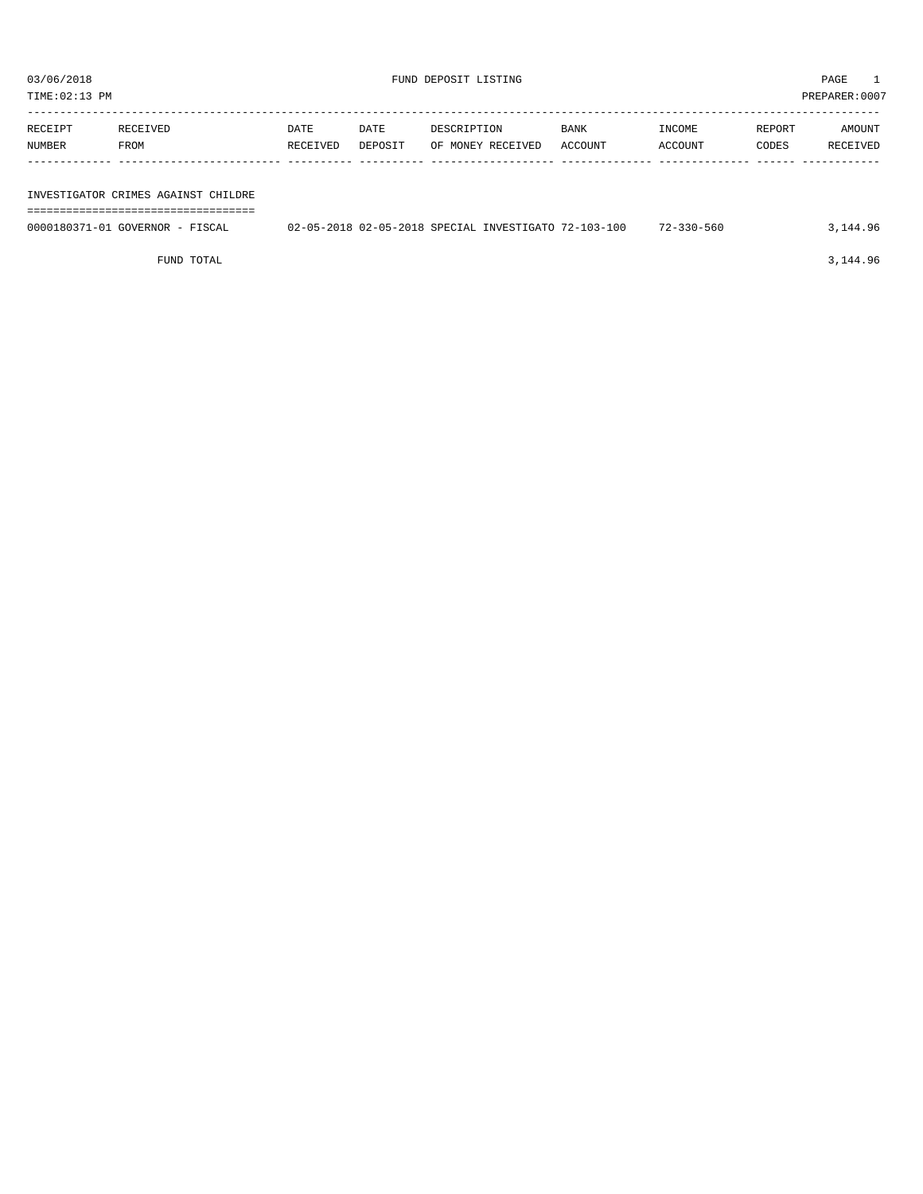03/06/2018 FUND DEPOSIT LISTING

TIME:02:13 PM PREPARER:0007

| RECEIPT NUMBER | RECEIVED FROM | DATE RECEIVED | DATE DEPOSIT | DESCRIPTION OF MONEY RECEIVED | BANK ACCOUNT | INCOME ACCOUNT | REPORT CODES | AMOUNT RECEIVED |
|---|---|---|---|---|---|---|---|---|
| **INVESTIGATOR CRIMES AGAINST CHILDRE** | | | | | | | | |
| 0000180371-01 | GOVERNOR - FISCAL | 02-05-2018 | 02-05-2018 | SPECIAL INVESTIGATO | 72-103-100 | 72-330-560 | | 3,144.96 |
| | FUND TOTAL | | | | | | | 3,144.96 |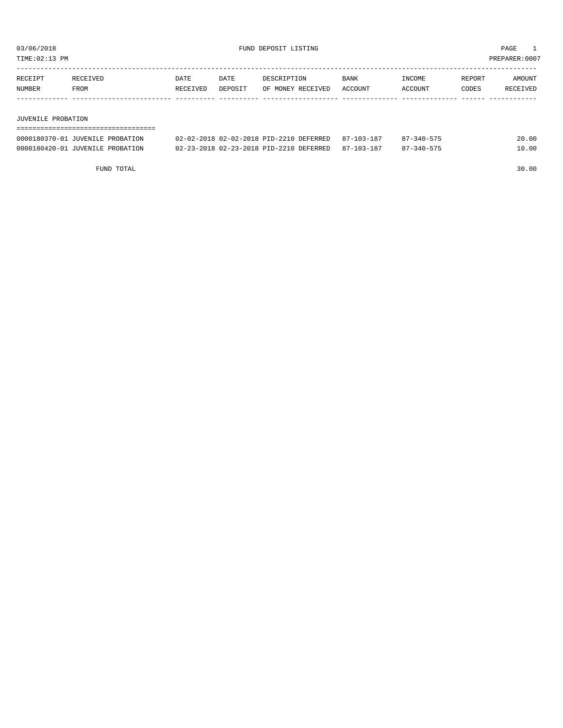03/06/2018 FUND DEPOSIT LISTING PAGE 1

TIME:02:13 PM PREPARER:0007

| RECEIPT NUMBER | RECEIVED FROM | DATE RECEIVED | DATE DEPOSIT | DESCRIPTION OF MONEY RECEIVED | BANK ACCOUNT | INCOME ACCOUNT | REPORT CODES | AMOUNT RECEIVED |
|---|---|---|---|---|---|---|---|---|
| **JUVENILE PROBATION** | | | | | | | | |
| 0000180370-01 | JUVENILE PROBATION | 02-02-2018 | 02-02-2018 | PID-2210 DEFERRED | 87-103-187 | 87-340-575 | | 20.00 |
| 0000180420-01 | JUVENILE PROBATION | 02-23-2018 | 02-23-2018 | PID-2210 DEFERRED | 87-103-187 | 87-340-575 | | 10.00 |
| | FUND TOTAL | | | | | | | 30.00 |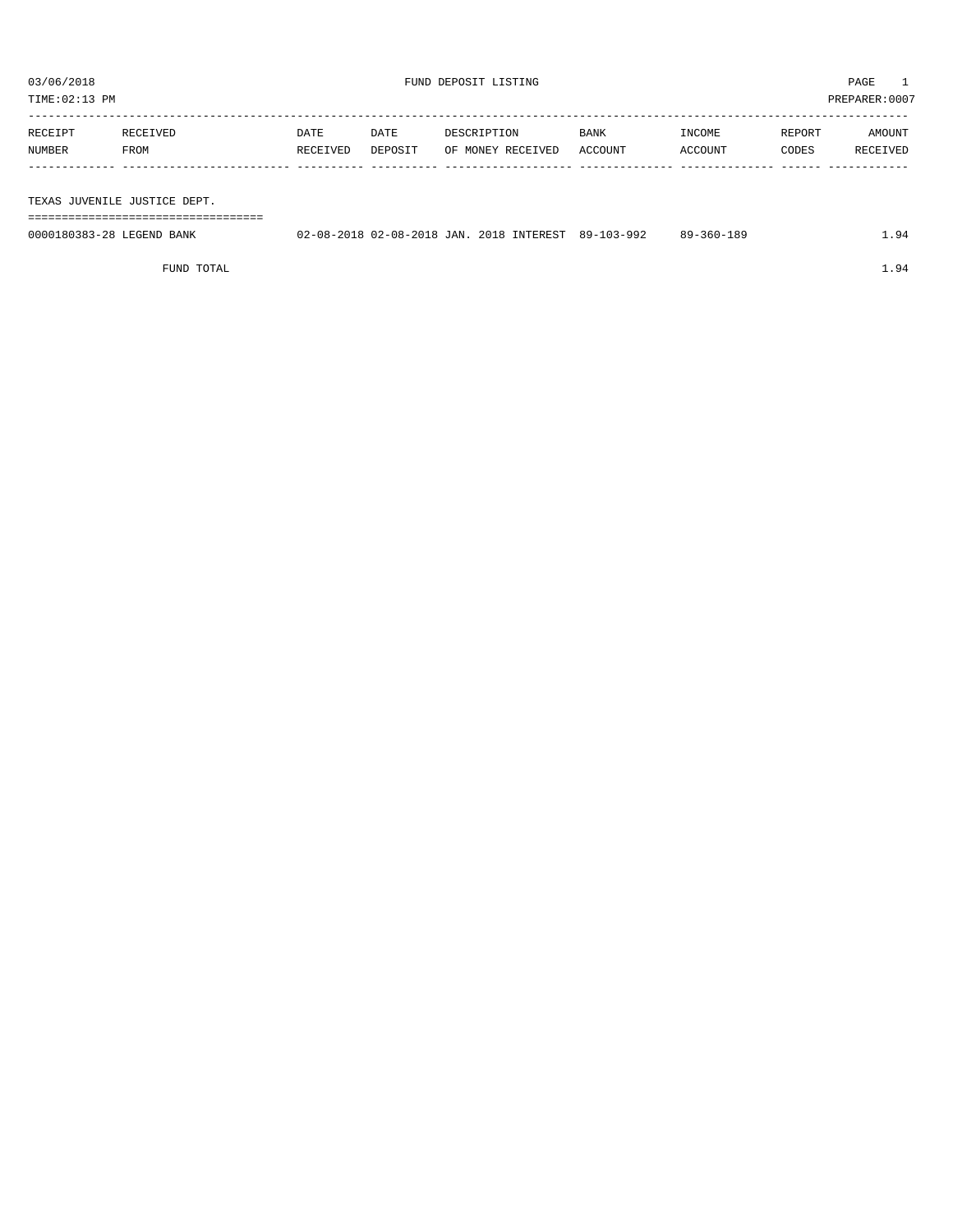03/06/2018 FUND DEPOSIT LISTING PAGE 1

TIME:02:13 PM PREPARER:0007

| RECEIPT NUMBER | RECEIVED FROM | DATE RECEIVED | DATE DEPOSIT | DESCRIPTION OF MONEY RECEIVED | BANK ACCOUNT | INCOME ACCOUNT | REPORT CODES | AMOUNT RECEIVED |
|---|---|---|---|---|---|---|---|---|
| **TEXAS JUVENILE JUSTICE DEPT.** | | | | | | | | |
| 0000180383-28 | LEGEND BANK | 02-08-2018 | 02-08-2018 | JAN. 2018 INTEREST | 89-103-992 | 89-360-189 | | 1.94 |
| | FUND TOTAL | | | | | | | 1.94 |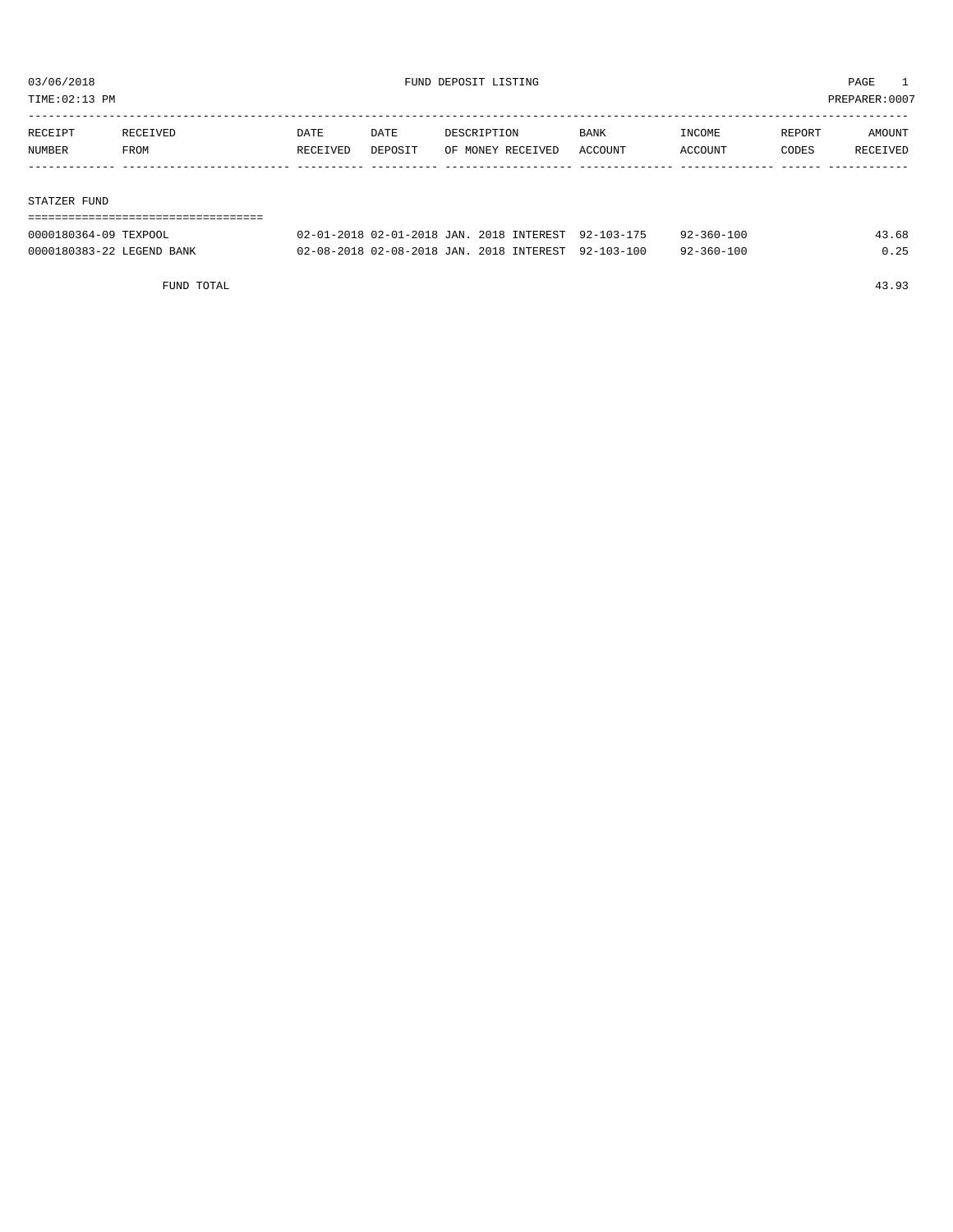03/06/2018 FUND DEPOSIT LISTING PAGE 1

TIME:02:13 PM PREPARER:0007

| RECEIPT NUMBER | RECEIVED FROM | DATE RECEIVED | DATE DEPOSIT | DESCRIPTION OF MONEY RECEIVED | BANK ACCOUNT | INCOME ACCOUNT | REPORT CODES | AMOUNT RECEIVED |
|---|---|---|---|---|---|---|---|---|
| **STATZER FUND** | | | | | | | | |
| 0000180364-09 | TEXPOOL | 02-01-2018 | 02-01-2018 | JAN. 2018 INTEREST | 92-103-175 | 92-360-100 | | 43.68 |
| 0000180383-22 | LEGEND BANK | 02-08-2018 | 02-08-2018 | JAN. 2018 INTEREST | 92-103-100 | 92-360-100 | | 0.25 |
| | FUND TOTAL | | | | | | | 43.93 |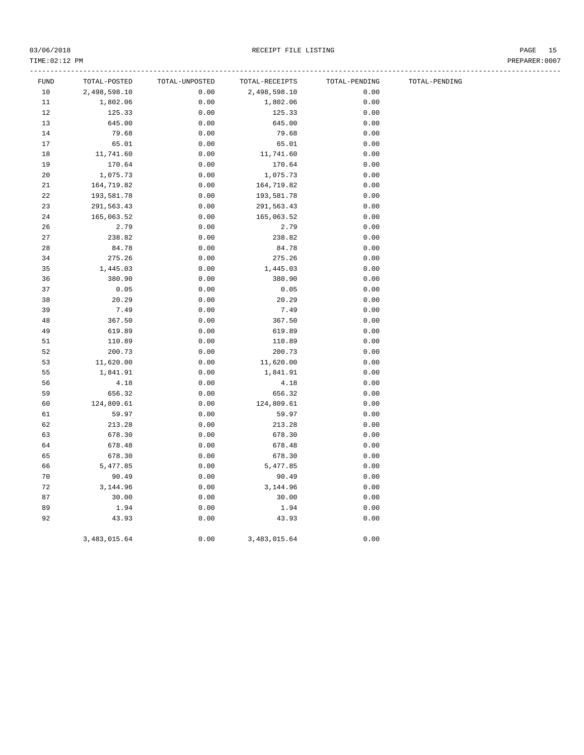03/06/2018 RECEIPT FILE LISTING

TIME:02:12 PM PREPARER:0007

| FUND | TOTAL-POSTED | TOTAL-UNPOSTED | TOTAL-RECEIPTS | TOTAL-PENDING | TOTAL-PENDING |
|---|---|---|---|---|---|
| 10 | 2,498,598.10 | 0.00 | 2,498,598.10 | 0.00 | |
| 11 | 1,802.06 | 0.00 | 1,802.06 | 0.00 | |
| 12 | 125.33 | 0.00 | 125.33 | 0.00 | |
| 13 | 645.00 | 0.00 | 645.00 | 0.00 | |
| 14 | 79.68 | 0.00 | 79.68 | 0.00 | |
| 17 | 65.01 | 0.00 | 65.01 | 0.00 | |
| 18 | 11,741.60 | 0.00 | 11,741.60 | 0.00 | |
| 19 | 170.64 | 0.00 | 170.64 | 0.00 | |
| 20 | 1,075.73 | 0.00 | 1,075.73 | 0.00 | |
| 21 | 164,719.82 | 0.00 | 164,719.82 | 0.00 | |
| 22 | 193,581.78 | 0.00 | 193,581.78 | 0.00 | |
| 23 | 291,563.43 | 0.00 | 291,563.43 | 0.00 | |
| 24 | 165,063.52 | 0.00 | 165,063.52 | 0.00 | |
| 26 | 2.79 | 0.00 | 2.79 | 0.00 | |
| 27 | 238.82 | 0.00 | 238.82 | 0.00 | |
| 28 | 84.78 | 0.00 | 84.78 | 0.00 | |
| 34 | 275.26 | 0.00 | 275.26 | 0.00 | |
| 35 | 1,445.03 | 0.00 | 1,445.03 | 0.00 | |
| 36 | 380.90 | 0.00 | 380.90 | 0.00 | |
| 37 | 0.05 | 0.00 | 0.05 | 0.00 | |
| 38 | 20.29 | 0.00 | 20.29 | 0.00 | |
| 39 | 7.49 | 0.00 | 7.49 | 0.00 | |
| 48 | 367.50 | 0.00 | 367.50 | 0.00 | |
| 49 | 619.89 | 0.00 | 619.89 | 0.00 | |
| 51 | 110.89 | 0.00 | 110.89 | 0.00 | |
| 52 | 200.73 | 0.00 | 200.73 | 0.00 | |
| 53 | 11,620.00 | 0.00 | 11,620.00 | 0.00 | |
| 55 | 1,841.91 | 0.00 | 1,841.91 | 0.00 | |
| 56 | 4.18 | 0.00 | 4.18 | 0.00 | |
| 59 | 656.32 | 0.00 | 656.32 | 0.00 | |
| 60 | 124,809.61 | 0.00 | 124,809.61 | 0.00 | |
| 61 | 59.97 | 0.00 | 59.97 | 0.00 | |
| 62 | 213.28 | 0.00 | 213.28 | 0.00 | |
| 63 | 678.30 | 0.00 | 678.30 | 0.00 | |
| 64 | 678.48 | 0.00 | 678.48 | 0.00 | |
| 65 | 678.30 | 0.00 | 678.30 | 0.00 | |
| 66 | 5,477.85 | 0.00 | 5,477.85 | 0.00 | |
| 70 | 90.49 | 0.00 | 90.49 | 0.00 | |
| 72 | 3,144.96 | 0.00 | 3,144.96 | 0.00 | |
| 87 | 30.00 | 0.00 | 30.00 | 0.00 | |
| 89 | 1.94 | 0.00 | 1.94 | 0.00 | |
| 92 | 43.93 | 0.00 | 43.93 | 0.00 | |
| | 3,483,015.64 | 0.00 | 3,483,015.64 | 0.00 | |